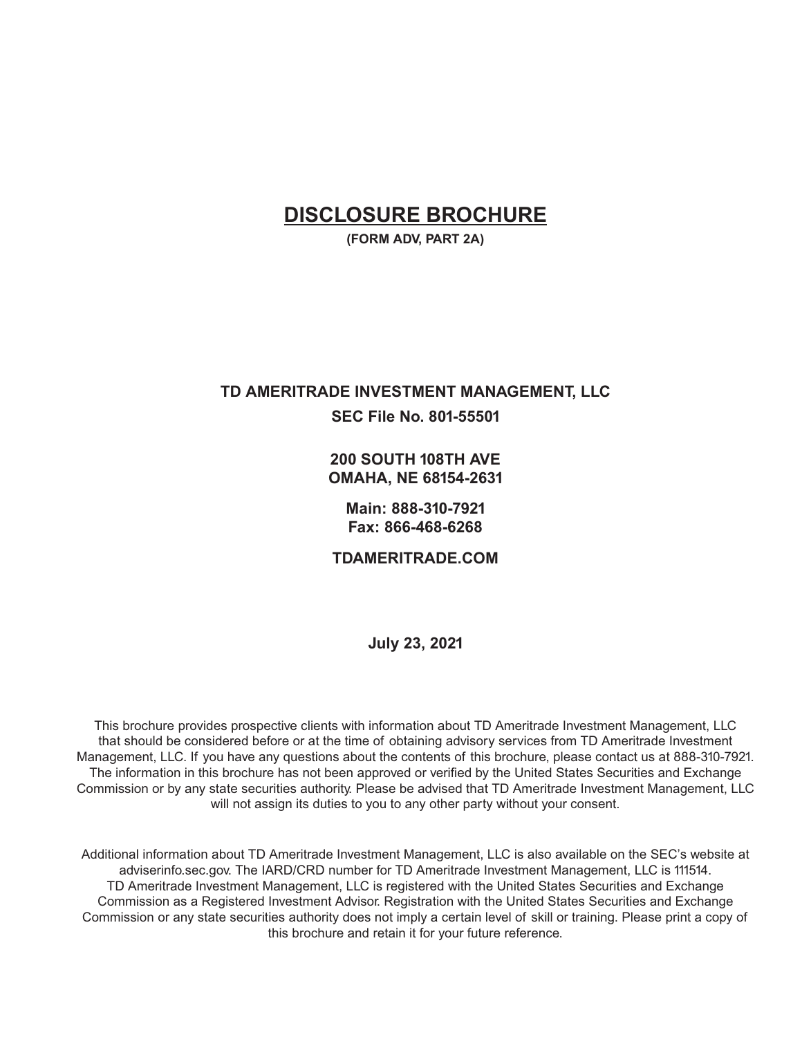# DISCLOSURE BROCHURE

**(FORM ADV, PART 2A)**

**TD AMERITRADE INVESTMENT MANAGEMENT, LLC**

**SEC File No. 801-55501**

**200 SOUTH 108TH AVE**
**OMAHA, NE 68154-2631**

**Main: 888-310-7921**
**Fax: 866-468-6268**

**TDAMERITRADE.COM**

**July 23, 2021**

This brochure provides prospective clients with information about TD Ameritrade Investment Management, LLC that should be considered before or at the time of obtaining advisory services from TD Ameritrade Investment Management, LLC. If you have any questions about the contents of this brochure, please contact us at 888-310-7921. The information in this brochure has not been approved or verified by the United States Securities and Exchange Commission or by any state securities authority. Please be advised that TD Ameritrade Investment Management, LLC will not assign its duties to you to any other party without your consent.

Additional information about TD Ameritrade Investment Management, LLC is also available on the SEC's website at adviserinfo.sec.gov. The IARD/CRD number for TD Ameritrade Investment Management, LLC is 111514. TD Ameritrade Investment Management, LLC is registered with the United States Securities and Exchange Commission as a Registered Investment Advisor. Registration with the United States Securities and Exchange Commission or any state securities authority does not imply a certain level of skill or training. Please print a copy of this brochure and retain it for your future reference.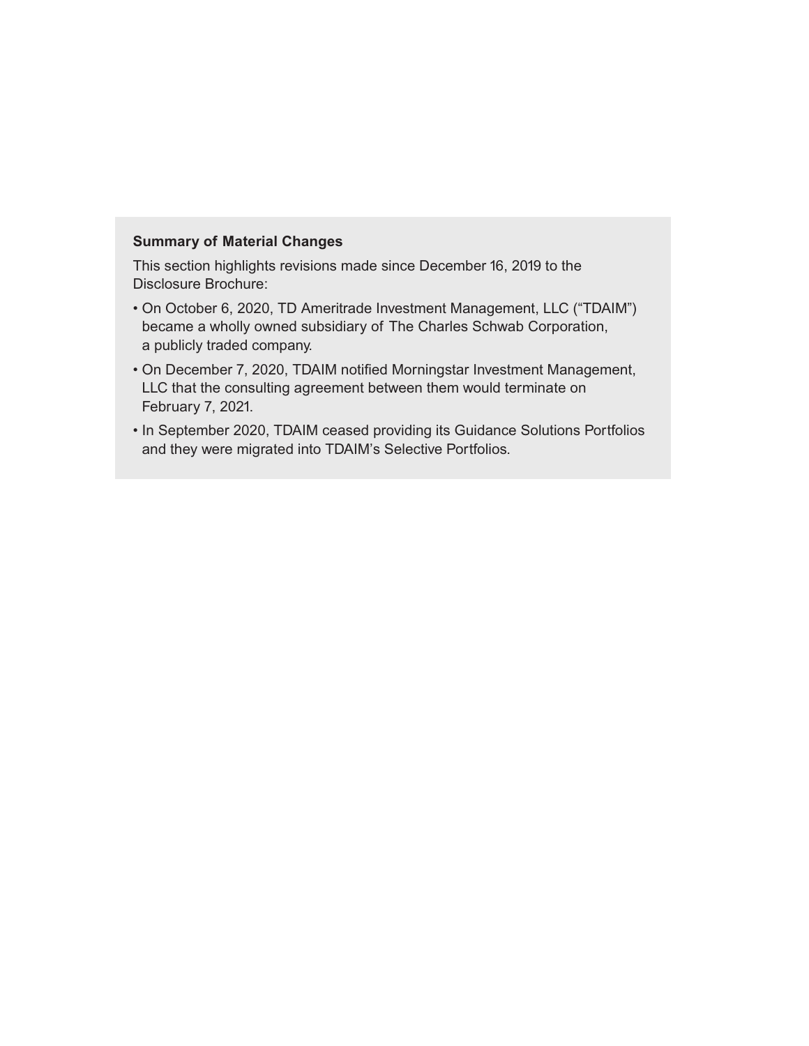## Summary of Material Changes

This section highlights revisions made since December 16, 2019 to the Disclosure Brochure:

- On October 6, 2020, TD Ameritrade Investment Management, LLC ("TDAIM") became a wholly owned subsidiary of The Charles Schwab Corporation, a publicly traded company.
- On December 7, 2020, TDAIM notified Morningstar Investment Management, LLC that the consulting agreement between them would terminate on February 7, 2021.
- In September 2020, TDAIM ceased providing its Guidance Solutions Portfolios and they were migrated into TDAIM's Selective Portfolios.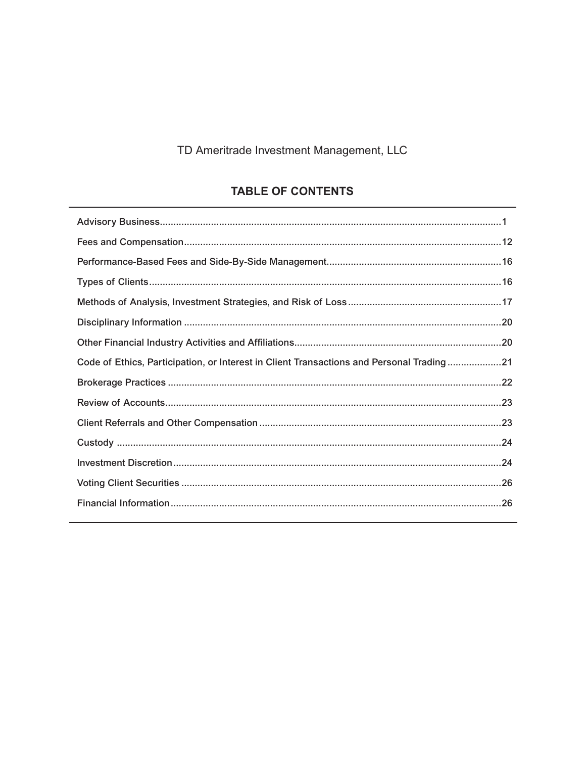TD Ameritrade Investment Management, LLC

## TABLE OF CONTENTS

| | |
|---|---|
| Advisory Business | 1 |
| Fees and Compensation | 12 |
| Performance-Based Fees and Side-By-Side Management | 16 |
| Types of Clients | 16 |
| Methods of Analysis, Investment Strategies, and Risk of Loss | 17 |
| Disciplinary Information | 20 |
| Other Financial Industry Activities and Affiliations | 20 |
| Code of Ethics, Participation, or Interest in Client Transactions and Personal Trading | 21 |
| Brokerage Practices | 22 |
| Review of Accounts | 23 |
| Client Referrals and Other Compensation | 23 |
| Custody | 24 |
| Investment Discretion | 24 |
| Voting Client Securities | 26 |
| Financial Information | 26 |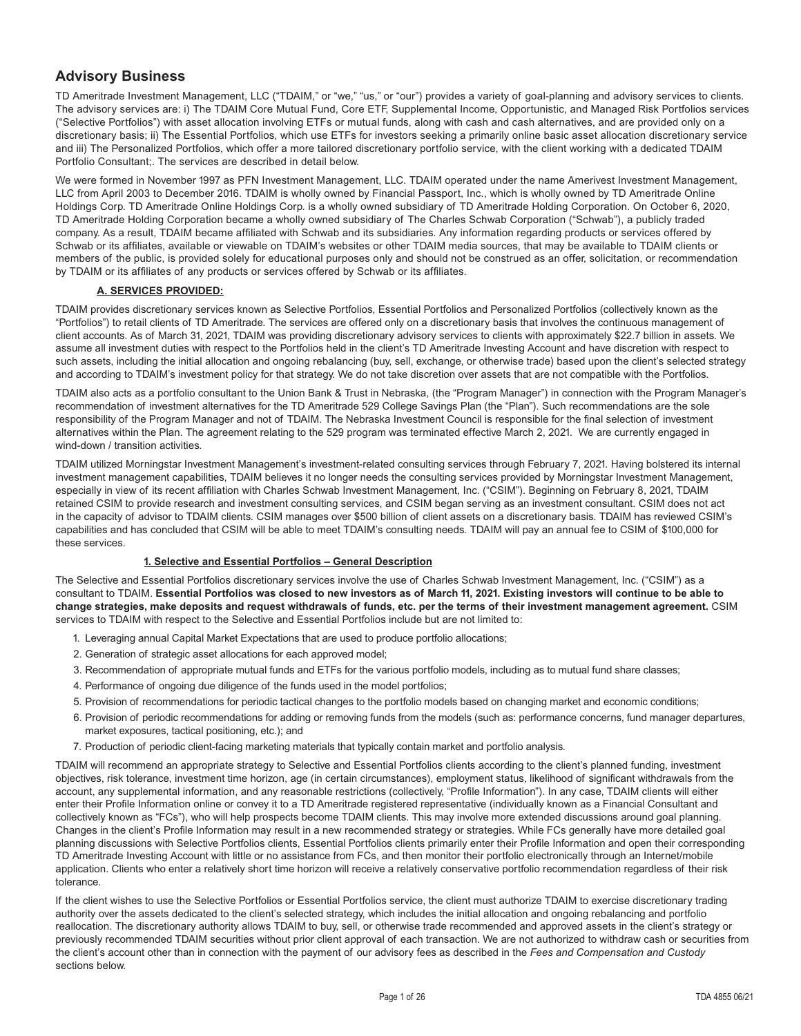# Advisory Business

TD Ameritrade Investment Management, LLC ("TDAIM," or "we," "us," or "our") provides a variety of goal-planning and advisory services to clients. The advisory services are: i) The TDAIM Core Mutual Fund, Core ETF, Supplemental Income, Opportunistic, and Managed Risk Portfolios services ("Selective Portfolios") with asset allocation involving ETFs or mutual funds, along with cash and cash alternatives, and are provided only on a discretionary basis; ii) The Essential Portfolios, which use ETFs for investors seeking a primarily online basic asset allocation discretionary service and iii) The Personalized Portfolios, which offer a more tailored discretionary portfolio service, with the client working with a dedicated TDAIM Portfolio Consultant;. The services are described in detail below.

We were formed in November 1997 as PFN Investment Management, LLC. TDAIM operated under the name Amerivest Investment Management, LLC from April 2003 to December 2016. TDAIM is wholly owned by Financial Passport, Inc., which is wholly owned by TD Ameritrade Online Holdings Corp. TD Ameritrade Online Holdings Corp. is a wholly owned subsidiary of TD Ameritrade Holding Corporation. On October 6, 2020, TD Ameritrade Holding Corporation became a wholly owned subsidiary of The Charles Schwab Corporation ("Schwab"), a publicly traded company. As a result, TDAIM became affiliated with Schwab and its subsidiaries. Any information regarding products or services offered by Schwab or its affiliates, available or viewable on TDAIM's websites or other TDAIM media sources, that may be available to TDAIM clients or members of the public, is provided solely for educational purposes only and should not be construed as an offer, solicitation, or recommendation by TDAIM or its affiliates of any products or services offered by Schwab or its affiliates.

## A. SERVICES PROVIDED:

TDAIM provides discretionary services known as Selective Portfolios, Essential Portfolios and Personalized Portfolios (collectively known as the "Portfolios") to retail clients of TD Ameritrade. The services are offered only on a discretionary basis that involves the continuous management of client accounts. As of March 31, 2021, TDAIM was providing discretionary advisory services to clients with approximately $22.7 billion in assets. We assume all investment duties with respect to the Portfolios held in the client's TD Ameritrade Investing Account and have discretion with respect to such assets, including the initial allocation and ongoing rebalancing (buy, sell, exchange, or otherwise trade) based upon the client's selected strategy and according to TDAIM's investment policy for that strategy. We do not take discretion over assets that are not compatible with the Portfolios.

TDAIM also acts as a portfolio consultant to the Union Bank & Trust in Nebraska, (the "Program Manager") in connection with the Program Manager's recommendation of investment alternatives for the TD Ameritrade 529 College Savings Plan (the "Plan"). Such recommendations are the sole responsibility of the Program Manager and not of TDAIM. The Nebraska Investment Council is responsible for the final selection of investment alternatives within the Plan. The agreement relating to the 529 program was terminated effective March 2, 2021. We are currently engaged in wind-down / transition activities.

TDAIM utilized Morningstar Investment Management's investment-related consulting services through February 7, 2021. Having bolstered its internal investment management capabilities, TDAIM believes it no longer needs the consulting services provided by Morningstar Investment Management, especially in view of its recent affiliation with Charles Schwab Investment Management, Inc. ("CSIM"). Beginning on February 8, 2021, TDAIM retained CSIM to provide research and investment consulting services, and CSIM began serving as an investment consultant. CSIM does not act in the capacity of advisor to TDAIM clients. CSIM manages over $500 billion of client assets on a discretionary basis. TDAIM has reviewed CSIM's capabilities and has concluded that CSIM will be able to meet TDAIM's consulting needs. TDAIM will pay an annual fee to CSIM of $100,000 for these services.

### 1. Selective and Essential Portfolios – General Description

The Selective and Essential Portfolios discretionary services involve the use of Charles Schwab Investment Management, Inc. ("CSIM") as a consultant to TDAIM. **Essential Portfolios was closed to new investors as of March 11, 2021. Existing investors will continue to be able to change strategies, make deposits and request withdrawals of funds, etc. per the terms of their investment management agreement.** CSIM services to TDAIM with respect to the Selective and Essential Portfolios include but are not limited to:

1. Leveraging annual Capital Market Expectations that are used to produce portfolio allocations;
2. Generation of strategic asset allocations for each approved model;
3. Recommendation of appropriate mutual funds and ETFs for the various portfolio models, including as to mutual fund share classes;
4. Performance of ongoing due diligence of the funds used in the model portfolios;
5. Provision of recommendations for periodic tactical changes to the portfolio models based on changing market and economic conditions;
6. Provision of periodic recommendations for adding or removing funds from the models (such as: performance concerns, fund manager departures, market exposures, tactical positioning, etc.); and
7. Production of periodic client-facing marketing materials that typically contain market and portfolio analysis.

TDAIM will recommend an appropriate strategy to Selective and Essential Portfolios clients according to the client's planned funding, investment objectives, risk tolerance, investment time horizon, age (in certain circumstances), employment status, likelihood of significant withdrawals from the account, any supplemental information, and any reasonable restrictions (collectively, "Profile Information"). In any case, TDAIM clients will either enter their Profile Information online or convey it to a TD Ameritrade registered representative (individually known as a Financial Consultant and collectively known as "FCs"), who will help prospects become TDAIM clients. This may involve more extended discussions around goal planning. Changes in the client's Profile Information may result in a new recommended strategy or strategies. While FCs generally have more detailed goal planning discussions with Selective Portfolios clients, Essential Portfolios clients primarily enter their Profile Information and open their corresponding TD Ameritrade Investing Account with little or no assistance from FCs, and then monitor their portfolio electronically through an Internet/mobile application. Clients who enter a relatively short time horizon will receive a relatively conservative portfolio recommendation regardless of their risk tolerance.

If the client wishes to use the Selective Portfolios or Essential Portfolios service, the client must authorize TDAIM to exercise discretionary trading authority over the assets dedicated to the client's selected strategy, which includes the initial allocation and ongoing rebalancing and portfolio reallocation. The discretionary authority allows TDAIM to buy, sell, or otherwise trade recommended and approved assets in the client's strategy or previously recommended TDAIM securities without prior client approval of each transaction. We are not authorized to withdraw cash or securities from the client's account other than in connection with the payment of our advisory fees as described in the *Fees and Compensation and Custody* sections below.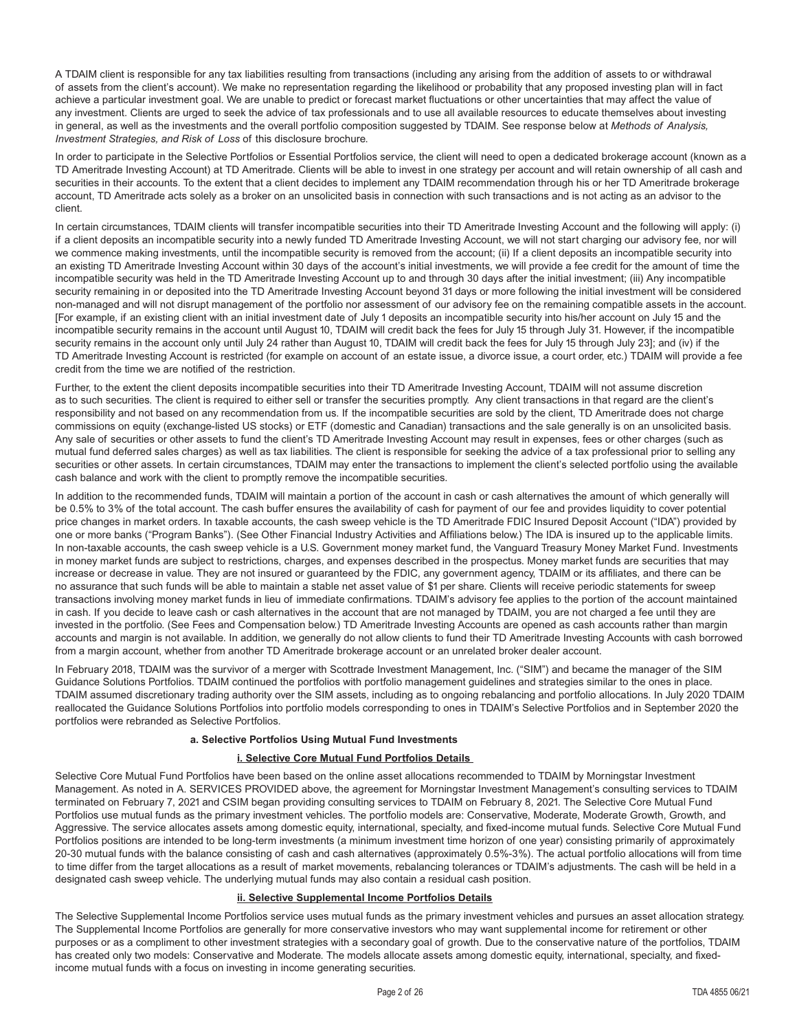A TDAIM client is responsible for any tax liabilities resulting from transactions (including any arising from the addition of assets to or withdrawal of assets from the client's account). We make no representation regarding the likelihood or probability that any proposed investing plan will in fact achieve a particular investment goal. We are unable to predict or forecast market fluctuations or other uncertainties that may affect the value of any investment. Clients are urged to seek the advice of tax professionals and to use all available resources to educate themselves about investing in general, as well as the investments and the overall portfolio composition suggested by TDAIM. See response below at *Methods of Analysis, Investment Strategies, and Risk of Loss* of this disclosure brochure.

In order to participate in the Selective Portfolios or Essential Portfolios service, the client will need to open a dedicated brokerage account (known as a TD Ameritrade Investing Account) at TD Ameritrade. Clients will be able to invest in one strategy per account and will retain ownership of all cash and securities in their accounts. To the extent that a client decides to implement any TDAIM recommendation through his or her TD Ameritrade brokerage account, TD Ameritrade acts solely as a broker on an unsolicited basis in connection with such transactions and is not acting as an advisor to the client.

In certain circumstances, TDAIM clients will transfer incompatible securities into their TD Ameritrade Investing Account and the following will apply: (i) if a client deposits an incompatible security into a newly funded TD Ameritrade Investing Account, we will not start charging our advisory fee, nor will we commence making investments, until the incompatible security is removed from the account; (ii) If a client deposits an incompatible security into an existing TD Ameritrade Investing Account within 30 days of the account's initial investments, we will provide a fee credit for the amount of time the incompatible security was held in the TD Ameritrade Investing Account up to and through 30 days after the initial investment; (iii) Any incompatible security remaining in or deposited into the TD Ameritrade Investing Account beyond 31 days or more following the initial investment will be considered non-managed and will not disrupt management of the portfolio nor assessment of our advisory fee on the remaining compatible assets in the account. [For example, if an existing client with an initial investment date of July 1 deposits an incompatible security into his/her account on July 15 and the incompatible security remains in the account until August 10, TDAIM will credit back the fees for July 15 through July 31. However, if the incompatible security remains in the account only until July 24 rather than August 10, TDAIM will credit back the fees for July 15 through July 23]; and (iv) if the TD Ameritrade Investing Account is restricted (for example on account of an estate issue, a divorce issue, a court order, etc.) TDAIM will provide a fee credit from the time we are notified of the restriction.

Further, to the extent the client deposits incompatible securities into their TD Ameritrade Investing Account, TDAIM will not assume discretion as to such securities. The client is required to either sell or transfer the securities promptly. Any client transactions in that regard are the client's responsibility and not based on any recommendation from us. If the incompatible securities are sold by the client, TD Ameritrade does not charge commissions on equity (exchange-listed US stocks) or ETF (domestic and Canadian) transactions and the sale generally is on an unsolicited basis. Any sale of securities or other assets to fund the client's TD Ameritrade Investing Account may result in expenses, fees or other charges (such as mutual fund deferred sales charges) as well as tax liabilities. The client is responsible for seeking the advice of a tax professional prior to selling any securities or other assets. In certain circumstances, TDAIM may enter the transactions to implement the client's selected portfolio using the available cash balance and work with the client to promptly remove the incompatible securities.

In addition to the recommended funds, TDAIM will maintain a portion of the account in cash or cash alternatives the amount of which generally will be 0.5% to 3% of the total account. The cash buffer ensures the availability of cash for payment of our fee and provides liquidity to cover potential price changes in market orders. In taxable accounts, the cash sweep vehicle is the TD Ameritrade FDIC Insured Deposit Account ("IDA") provided by one or more banks ("Program Banks"). (See Other Financial Industry Activities and Affiliations below.) The IDA is insured up to the applicable limits. In non-taxable accounts, the cash sweep vehicle is a U.S. Government money market fund, the Vanguard Treasury Money Market Fund. Investments in money market funds are subject to restrictions, charges, and expenses described in the prospectus. Money market funds are securities that may increase or decrease in value. They are not insured or guaranteed by the FDIC, any government agency, TDAIM or its affiliates, and there can be no assurance that such funds will be able to maintain a stable net asset value of $1 per share. Clients will receive periodic statements for sweep transactions involving money market funds in lieu of immediate confirmations. TDAIM's advisory fee applies to the portion of the account maintained in cash. If you decide to leave cash or cash alternatives in the account that are not managed by TDAIM, you are not charged a fee until they are invested in the portfolio. (See Fees and Compensation below.) TD Ameritrade Investing Accounts are opened as cash accounts rather than margin accounts and margin is not available. In addition, we generally do not allow clients to fund their TD Ameritrade Investing Accounts with cash borrowed from a margin account, whether from another TD Ameritrade brokerage account or an unrelated broker dealer account.

In February 2018, TDAIM was the survivor of a merger with Scottrade Investment Management, Inc. ("SIM") and became the manager of the SIM Guidance Solutions Portfolios. TDAIM continued the portfolios with portfolio management guidelines and strategies similar to the ones in place. TDAIM assumed discretionary trading authority over the SIM assets, including as to ongoing rebalancing and portfolio allocations. In July 2020 TDAIM reallocated the Guidance Solutions Portfolios into portfolio models corresponding to ones in TDAIM's Selective Portfolios and in September 2020 the portfolios were rebranded as Selective Portfolios.

#### a. Selective Portfolios Using Mutual Fund Investments

##### i. Selective Core Mutual Fund Portfolios Details

Selective Core Mutual Fund Portfolios have been based on the online asset allocations recommended to TDAIM by Morningstar Investment Management. As noted in A. SERVICES PROVIDED above, the agreement for Morningstar Investment Management's consulting services to TDAIM terminated on February 7, 2021 and CSIM began providing consulting services to TDAIM on February 8, 2021. The Selective Core Mutual Fund Portfolios use mutual funds as the primary investment vehicles. The portfolio models are: Conservative, Moderate, Moderate Growth, Growth, and Aggressive. The service allocates assets among domestic equity, international, specialty, and fixed-income mutual funds. Selective Core Mutual Fund Portfolios positions are intended to be long-term investments (a minimum investment time horizon of one year) consisting primarily of approximately 20-30 mutual funds with the balance consisting of cash and cash alternatives (approximately 0.5%-3%). The actual portfolio allocations will from time to time differ from the target allocations as a result of market movements, rebalancing tolerances or TDAIM's adjustments. The cash will be held in a designated cash sweep vehicle. The underlying mutual funds may also contain a residual cash position.

##### ii. Selective Supplemental Income Portfolios Details

The Selective Supplemental Income Portfolios service uses mutual funds as the primary investment vehicles and pursues an asset allocation strategy. The Supplemental Income Portfolios are generally for more conservative investors who may want supplemental income for retirement or other purposes or as a compliment to other investment strategies with a secondary goal of growth. Due to the conservative nature of the portfolios, TDAIM has created only two models: Conservative and Moderate. The models allocate assets among domestic equity, international, specialty, and fixed-income mutual funds with a focus on investing in income generating securities.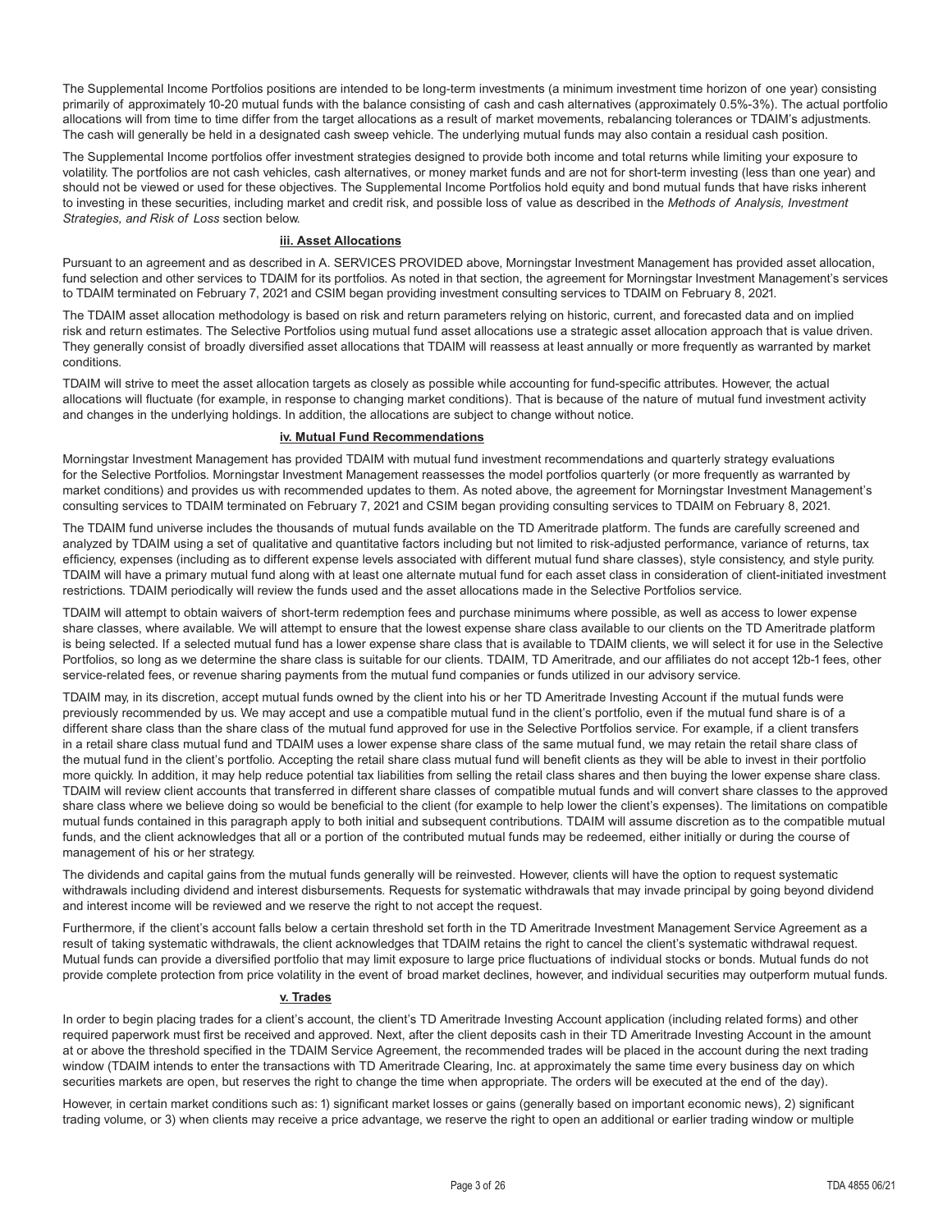The Supplemental Income Portfolios positions are intended to be long-term investments (a minimum investment time horizon of one year) consisting primarily of approximately 10-20 mutual funds with the balance consisting of cash and cash alternatives (approximately 0.5%-3%). The actual portfolio allocations will from time to time differ from the target allocations as a result of market movements, rebalancing tolerances or TDAIM's adjustments. The cash will generally be held in a designated cash sweep vehicle. The underlying mutual funds may also contain a residual cash position.

The Supplemental Income portfolios offer investment strategies designed to provide both income and total returns while limiting your exposure to volatility. The portfolios are not cash vehicles, cash alternatives, or money market funds and are not for short-term investing (less than one year) and should not be viewed or used for these objectives. The Supplemental Income Portfolios hold equity and bond mutual funds that have risks inherent to investing in these securities, including market and credit risk, and possible loss of value as described in the *Methods of Analysis, Investment Strategies, and Risk of Loss* section below.

**iii. Asset Allocations**

Pursuant to an agreement and as described in A. SERVICES PROVIDED above, Morningstar Investment Management has provided asset allocation, fund selection and other services to TDAIM for its portfolios. As noted in that section, the agreement for Morningstar Investment Management's services to TDAIM terminated on February 7, 2021 and CSIM began providing investment consulting services to TDAIM on February 8, 2021.

The TDAIM asset allocation methodology is based on risk and return parameters relying on historic, current, and forecasted data and on implied risk and return estimates. The Selective Portfolios using mutual fund asset allocations use a strategic asset allocation approach that is value driven. They generally consist of broadly diversified asset allocations that TDAIM will reassess at least annually or more frequently as warranted by market conditions.

TDAIM will strive to meet the asset allocation targets as closely as possible while accounting for fund-specific attributes. However, the actual allocations will fluctuate (for example, in response to changing market conditions). That is because of the nature of mutual fund investment activity and changes in the underlying holdings. In addition, the allocations are subject to change without notice.

**iv. Mutual Fund Recommendations**

Morningstar Investment Management has provided TDAIM with mutual fund investment recommendations and quarterly strategy evaluations for the Selective Portfolios. Morningstar Investment Management reassesses the model portfolios quarterly (or more frequently as warranted by market conditions) and provides us with recommended updates to them. As noted above, the agreement for Morningstar Investment Management's consulting services to TDAIM terminated on February 7, 2021 and CSIM began providing consulting services to TDAIM on February 8, 2021.

The TDAIM fund universe includes the thousands of mutual funds available on the TD Ameritrade platform. The funds are carefully screened and analyzed by TDAIM using a set of qualitative and quantitative factors including but not limited to risk-adjusted performance, variance of returns, tax efficiency, expenses (including as to different expense levels associated with different mutual fund share classes), style consistency, and style purity. TDAIM will have a primary mutual fund along with at least one alternate mutual fund for each asset class in consideration of client-initiated investment restrictions. TDAIM periodically will review the funds used and the asset allocations made in the Selective Portfolios service.

TDAIM will attempt to obtain waivers of short-term redemption fees and purchase minimums where possible, as well as access to lower expense share classes, where available. We will attempt to ensure that the lowest expense share class available to our clients on the TD Ameritrade platform is being selected. If a selected mutual fund has a lower expense share class that is available to TDAIM clients, we will select it for use in the Selective Portfolios, so long as we determine the share class is suitable for our clients. TDAIM, TD Ameritrade, and our affiliates do not accept 12b-1 fees, other service-related fees, or revenue sharing payments from the mutual fund companies or funds utilized in our advisory service.

TDAIM may, in its discretion, accept mutual funds owned by the client into his or her TD Ameritrade Investing Account if the mutual funds were previously recommended by us. We may accept and use a compatible mutual fund in the client's portfolio, even if the mutual fund share is of a different share class than the share class of the mutual fund approved for use in the Selective Portfolios service. For example, if a client transfers in a retail share class mutual fund and TDAIM uses a lower expense share class of the same mutual fund, we may retain the retail share class of the mutual fund in the client's portfolio. Accepting the retail share class mutual fund will benefit clients as they will be able to invest in their portfolio more quickly. In addition, it may help reduce potential tax liabilities from selling the retail class shares and then buying the lower expense share class. TDAIM will review client accounts that transferred in different share classes of compatible mutual funds and will convert share classes to the approved share class where we believe doing so would be beneficial to the client (for example to help lower the client's expenses). The limitations on compatible mutual funds contained in this paragraph apply to both initial and subsequent contributions. TDAIM will assume discretion as to the compatible mutual funds, and the client acknowledges that all or a portion of the contributed mutual funds may be redeemed, either initially or during the course of management of his or her strategy.

The dividends and capital gains from the mutual funds generally will be reinvested. However, clients will have the option to request systematic withdrawals including dividend and interest disbursements. Requests for systematic withdrawals that may invade principal by going beyond dividend and interest income will be reviewed and we reserve the right to not accept the request.

Furthermore, if the client's account falls below a certain threshold set forth in the TD Ameritrade Investment Management Service Agreement as a result of taking systematic withdrawals, the client acknowledges that TDAIM retains the right to cancel the client's systematic withdrawal request. Mutual funds can provide a diversified portfolio that may limit exposure to large price fluctuations of individual stocks or bonds. Mutual funds do not provide complete protection from price volatility in the event of broad market declines, however, and individual securities may outperform mutual funds.

**v. Trades**

In order to begin placing trades for a client's account, the client's TD Ameritrade Investing Account application (including related forms) and other required paperwork must first be received and approved. Next, after the client deposits cash in their TD Ameritrade Investing Account in the amount at or above the threshold specified in the TDAIM Service Agreement, the recommended trades will be placed in the account during the next trading window (TDAIM intends to enter the transactions with TD Ameritrade Clearing, Inc. at approximately the same time every business day on which securities markets are open, but reserves the right to change the time when appropriate. The orders will be executed at the end of the day).

However, in certain market conditions such as: 1) significant market losses or gains (generally based on important economic news), 2) significant trading volume, or 3) when clients may receive a price advantage, we reserve the right to open an additional or earlier trading window or multiple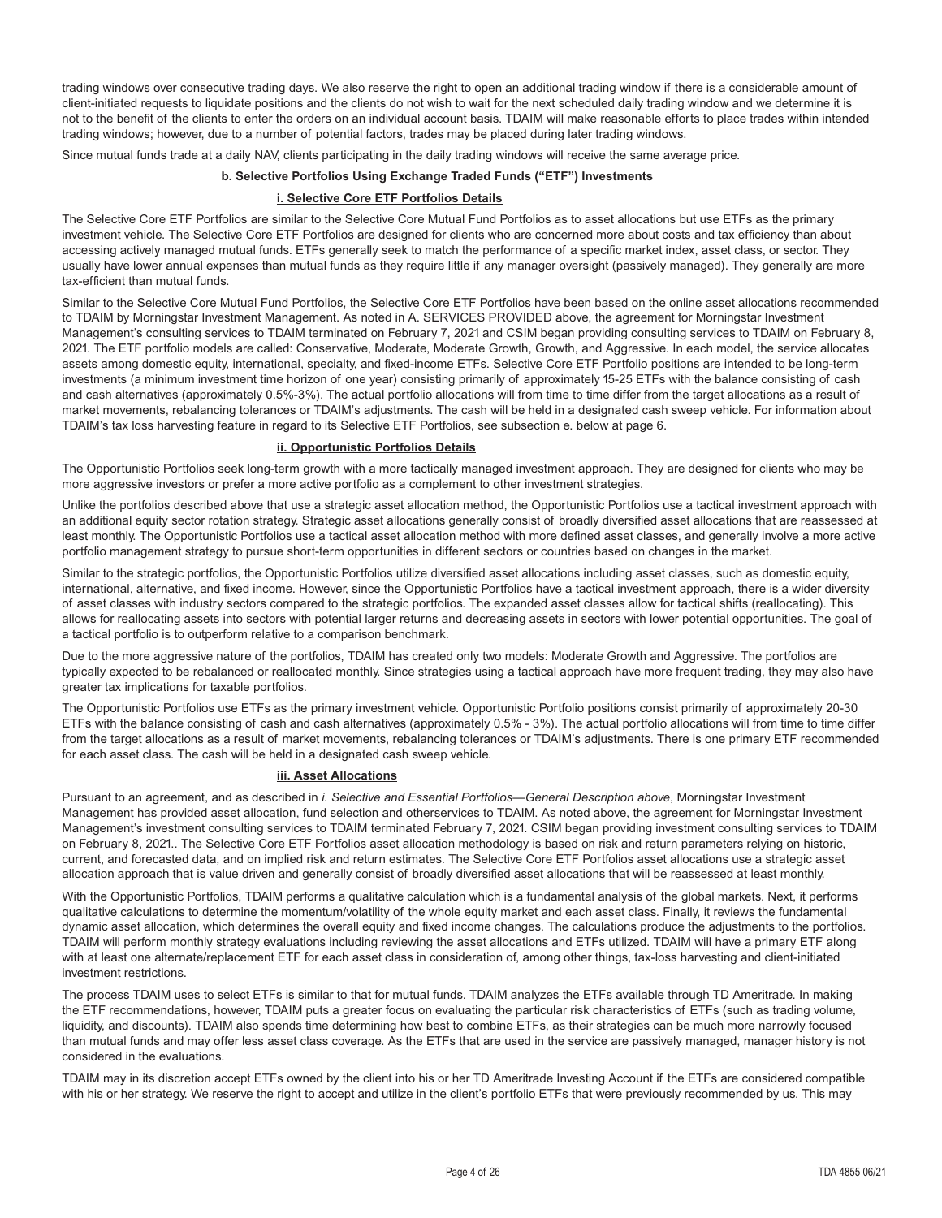trading windows over consecutive trading days. We also reserve the right to open an additional trading window if there is a considerable amount of client-initiated requests to liquidate positions and the clients do not wish to wait for the next scheduled daily trading window and we determine it is not to the benefit of the clients to enter the orders on an individual account basis. TDAIM will make reasonable efforts to place trades within intended trading windows; however, due to a number of potential factors, trades may be placed during later trading windows.

Since mutual funds trade at a daily NAV, clients participating in the daily trading windows will receive the same average price.

**b. Selective Portfolios Using Exchange Traded Funds ("ETF") Investments**

**i. Selective Core ETF Portfolios Details**

The Selective Core ETF Portfolios are similar to the Selective Core Mutual Fund Portfolios as to asset allocations but use ETFs as the primary investment vehicle. The Selective Core ETF Portfolios are designed for clients who are concerned more about costs and tax efficiency than about accessing actively managed mutual funds. ETFs generally seek to match the performance of a specific market index, asset class, or sector. They usually have lower annual expenses than mutual funds as they require little if any manager oversight (passively managed). They generally are more tax-efficient than mutual funds.

Similar to the Selective Core Mutual Fund Portfolios, the Selective Core ETF Portfolios have been based on the online asset allocations recommended to TDAIM by Morningstar Investment Management. As noted in A. SERVICES PROVIDED above, the agreement for Morningstar Investment Management's consulting services to TDAIM terminated on February 7, 2021 and CSIM began providing consulting services to TDAIM on February 8, 2021. The ETF portfolio models are called: Conservative, Moderate, Moderate Growth, Growth, and Aggressive. In each model, the service allocates assets among domestic equity, international, specialty, and fixed-income ETFs. Selective Core ETF Portfolio positions are intended to be long-term investments (a minimum investment time horizon of one year) consisting primarily of approximately 15-25 ETFs with the balance consisting of cash and cash alternatives (approximately 0.5%-3%). The actual portfolio allocations will from time to time differ from the target allocations as a result of market movements, rebalancing tolerances or TDAIM's adjustments. The cash will be held in a designated cash sweep vehicle. For information about TDAIM's tax loss harvesting feature in regard to its Selective ETF Portfolios, see subsection e. below at page 6.

**ii. Opportunistic Portfolios Details**

The Opportunistic Portfolios seek long-term growth with a more tactically managed investment approach. They are designed for clients who may be more aggressive investors or prefer a more active portfolio as a complement to other investment strategies.

Unlike the portfolios described above that use a strategic asset allocation method, the Opportunistic Portfolios use a tactical investment approach with an additional equity sector rotation strategy. Strategic asset allocations generally consist of broadly diversified asset allocations that are reassessed at least monthly. The Opportunistic Portfolios use a tactical asset allocation method with more defined asset classes, and generally involve a more active portfolio management strategy to pursue short-term opportunities in different sectors or countries based on changes in the market.

Similar to the strategic portfolios, the Opportunistic Portfolios utilize diversified asset allocations including asset classes, such as domestic equity, international, alternative, and fixed income. However, since the Opportunistic Portfolios have a tactical investment approach, there is a wider diversity of asset classes with industry sectors compared to the strategic portfolios. The expanded asset classes allow for tactical shifts (reallocating). This allows for reallocating assets into sectors with potential larger returns and decreasing assets in sectors with lower potential opportunities. The goal of a tactical portfolio is to outperform relative to a comparison benchmark.

Due to the more aggressive nature of the portfolios, TDAIM has created only two models: Moderate Growth and Aggressive. The portfolios are typically expected to be rebalanced or reallocated monthly. Since strategies using a tactical approach have more frequent trading, they may also have greater tax implications for taxable portfolios.

The Opportunistic Portfolios use ETFs as the primary investment vehicle. Opportunistic Portfolio positions consist primarily of approximately 20-30 ETFs with the balance consisting of cash and cash alternatives (approximately 0.5% - 3%). The actual portfolio allocations will from time to time differ from the target allocations as a result of market movements, rebalancing tolerances or TDAIM's adjustments. There is one primary ETF recommended for each asset class. The cash will be held in a designated cash sweep vehicle.

**iii. Asset Allocations**

Pursuant to an agreement, and as described in *i. Selective and Essential Portfolios—General Description above*, Morningstar Investment Management has provided asset allocation, fund selection and otherservices to TDAIM. As noted above, the agreement for Morningstar Investment Management's investment consulting services to TDAIM terminated February 7, 2021. CSIM began providing investment consulting services to TDAIM on February 8, 2021.. The Selective Core ETF Portfolios asset allocation methodology is based on risk and return parameters relying on historic, current, and forecasted data, and on implied risk and return estimates. The Selective Core ETF Portfolios asset allocations use a strategic asset allocation approach that is value driven and generally consist of broadly diversified asset allocations that will be reassessed at least monthly.

With the Opportunistic Portfolios, TDAIM performs a qualitative calculation which is a fundamental analysis of the global markets. Next, it performs qualitative calculations to determine the momentum/volatility of the whole equity market and each asset class. Finally, it reviews the fundamental dynamic asset allocation, which determines the overall equity and fixed income changes. The calculations produce the adjustments to the portfolios. TDAIM will perform monthly strategy evaluations including reviewing the asset allocations and ETFs utilized. TDAIM will have a primary ETF along with at least one alternate/replacement ETF for each asset class in consideration of, among other things, tax-loss harvesting and client-initiated investment restrictions.

The process TDAIM uses to select ETFs is similar to that for mutual funds. TDAIM analyzes the ETFs available through TD Ameritrade. In making the ETF recommendations, however, TDAIM puts a greater focus on evaluating the particular risk characteristics of ETFs (such as trading volume, liquidity, and discounts). TDAIM also spends time determining how best to combine ETFs, as their strategies can be much more narrowly focused than mutual funds and may offer less asset class coverage. As the ETFs that are used in the service are passively managed, manager history is not considered in the evaluations.

TDAIM may in its discretion accept ETFs owned by the client into his or her TD Ameritrade Investing Account if the ETFs are considered compatible with his or her strategy. We reserve the right to accept and utilize in the client's portfolio ETFs that were previously recommended by us. This may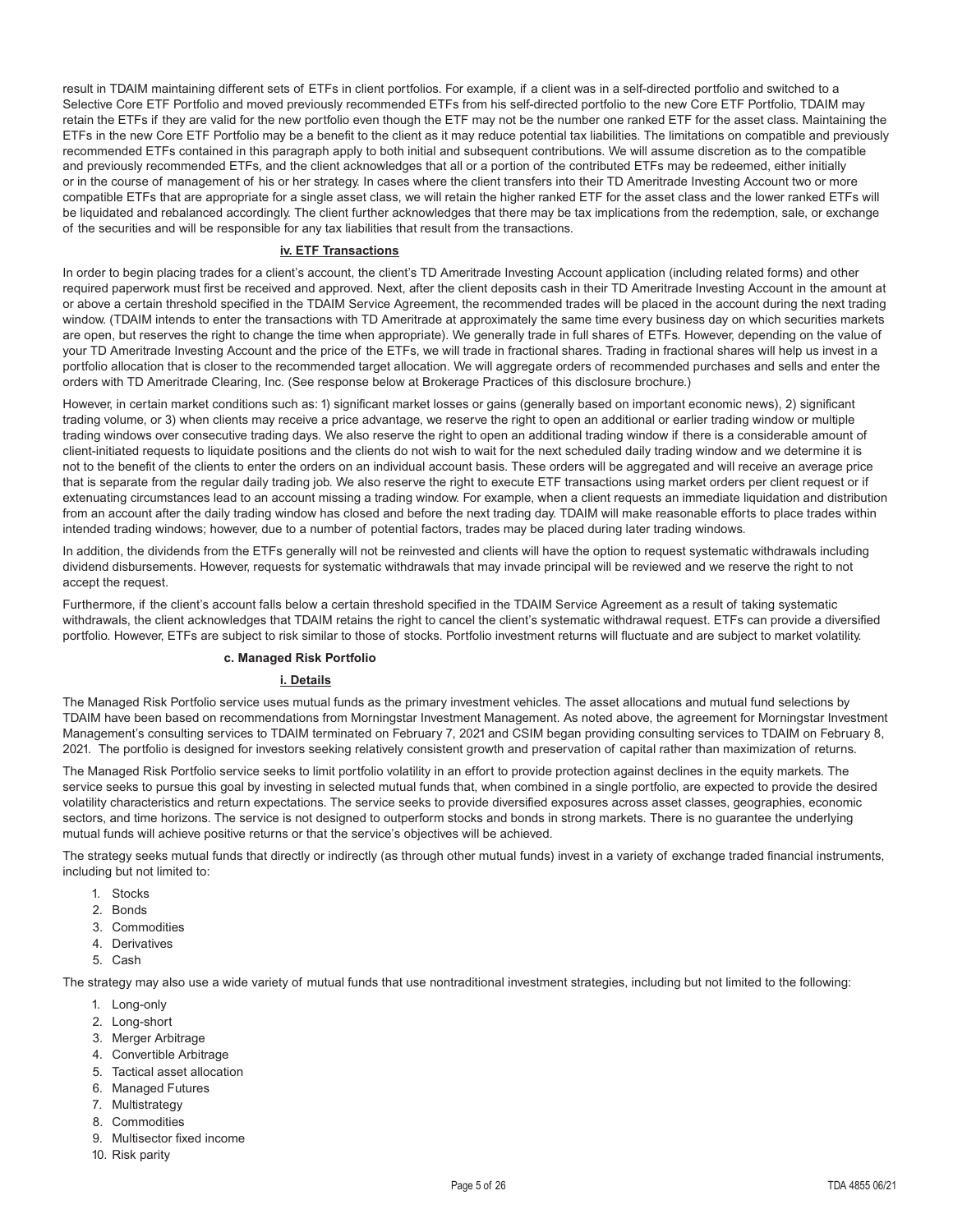result in TDAIM maintaining different sets of ETFs in client portfolios. For example, if a client was in a self-directed portfolio and switched to a Selective Core ETF Portfolio and moved previously recommended ETFs from his self-directed portfolio to the new Core ETF Portfolio, TDAIM may retain the ETFs if they are valid for the new portfolio even though the ETF may not be the number one ranked ETF for the asset class. Maintaining the ETFs in the new Core ETF Portfolio may be a benefit to the client as it may reduce potential tax liabilities. The limitations on compatible and previously recommended ETFs contained in this paragraph apply to both initial and subsequent contributions. We will assume discretion as to the compatible and previously recommended ETFs, and the client acknowledges that all or a portion of the contributed ETFs may be redeemed, either initially or in the course of management of his or her strategy. In cases where the client transfers into their TD Ameritrade Investing Account two or more compatible ETFs that are appropriate for a single asset class, we will retain the higher ranked ETF for the asset class and the lower ranked ETFs will be liquidated and rebalanced accordingly. The client further acknowledges that there may be tax implications from the redemption, sale, or exchange of the securities and will be responsible for any tax liabilities that result from the transactions.

#### iv. ETF Transactions

In order to begin placing trades for a client's account, the client's TD Ameritrade Investing Account application (including related forms) and other required paperwork must first be received and approved. Next, after the client deposits cash in their TD Ameritrade Investing Account in the amount at or above a certain threshold specified in the TDAIM Service Agreement, the recommended trades will be placed in the account during the next trading window. (TDAIM intends to enter the transactions with TD Ameritrade at approximately the same time every business day on which securities markets are open, but reserves the right to change the time when appropriate). We generally trade in full shares of ETFs. However, depending on the value of your TD Ameritrade Investing Account and the price of the ETFs, we will trade in fractional shares. Trading in fractional shares will help us invest in a portfolio allocation that is closer to the recommended target allocation. We will aggregate orders of recommended purchases and sells and enter the orders with TD Ameritrade Clearing, Inc. (See response below at Brokerage Practices of this disclosure brochure.)

However, in certain market conditions such as: 1) significant market losses or gains (generally based on important economic news), 2) significant trading volume, or 3) when clients may receive a price advantage, we reserve the right to open an additional or earlier trading window or multiple trading windows over consecutive trading days. We also reserve the right to open an additional trading window if there is a considerable amount of client-initiated requests to liquidate positions and the clients do not wish to wait for the next scheduled daily trading window and we determine it is not to the benefit of the clients to enter the orders on an individual account basis. These orders will be aggregated and will receive an average price that is separate from the regular daily trading job. We also reserve the right to execute ETF transactions using market orders per client request or if extenuating circumstances lead to an account missing a trading window. For example, when a client requests an immediate liquidation and distribution from an account after the daily trading window has closed and before the next trading day. TDAIM will make reasonable efforts to place trades within intended trading windows; however, due to a number of potential factors, trades may be placed during later trading windows.

In addition, the dividends from the ETFs generally will not be reinvested and clients will have the option to request systematic withdrawals including dividend disbursements. However, requests for systematic withdrawals that may invade principal will be reviewed and we reserve the right to not accept the request.

Furthermore, if the client's account falls below a certain threshold specified in the TDAIM Service Agreement as a result of taking systematic withdrawals, the client acknowledges that TDAIM retains the right to cancel the client's systematic withdrawal request. ETFs can provide a diversified portfolio. However, ETFs are subject to risk similar to those of stocks. Portfolio investment returns will fluctuate and are subject to market volatility.

### c. Managed Risk Portfolio

#### i. Details

The Managed Risk Portfolio service uses mutual funds as the primary investment vehicles. The asset allocations and mutual fund selections by TDAIM have been based on recommendations from Morningstar Investment Management. As noted above, the agreement for Morningstar Investment Management's consulting services to TDAIM terminated on February 7, 2021 and CSIM began providing consulting services to TDAIM on February 8, 2021. The portfolio is designed for investors seeking relatively consistent growth and preservation of capital rather than maximization of returns.

The Managed Risk Portfolio service seeks to limit portfolio volatility in an effort to provide protection against declines in the equity markets. The service seeks to pursue this goal by investing in selected mutual funds that, when combined in a single portfolio, are expected to provide the desired volatility characteristics and return expectations. The service seeks to provide diversified exposures across asset classes, geographies, economic sectors, and time horizons. The service is not designed to outperform stocks and bonds in strong markets. There is no guarantee the underlying mutual funds will achieve positive returns or that the service's objectives will be achieved.

The strategy seeks mutual funds that directly or indirectly (as through other mutual funds) invest in a variety of exchange traded financial instruments, including but not limited to:

1. Stocks
2. Bonds
3. Commodities
4. Derivatives
5. Cash

The strategy may also use a wide variety of mutual funds that use nontraditional investment strategies, including but not limited to the following:

1. Long-only
2. Long-short
3. Merger Arbitrage
4. Convertible Arbitrage
5. Tactical asset allocation
6. Managed Futures
7. Multistrategy
8. Commodities
9. Multisector fixed income
10. Risk parity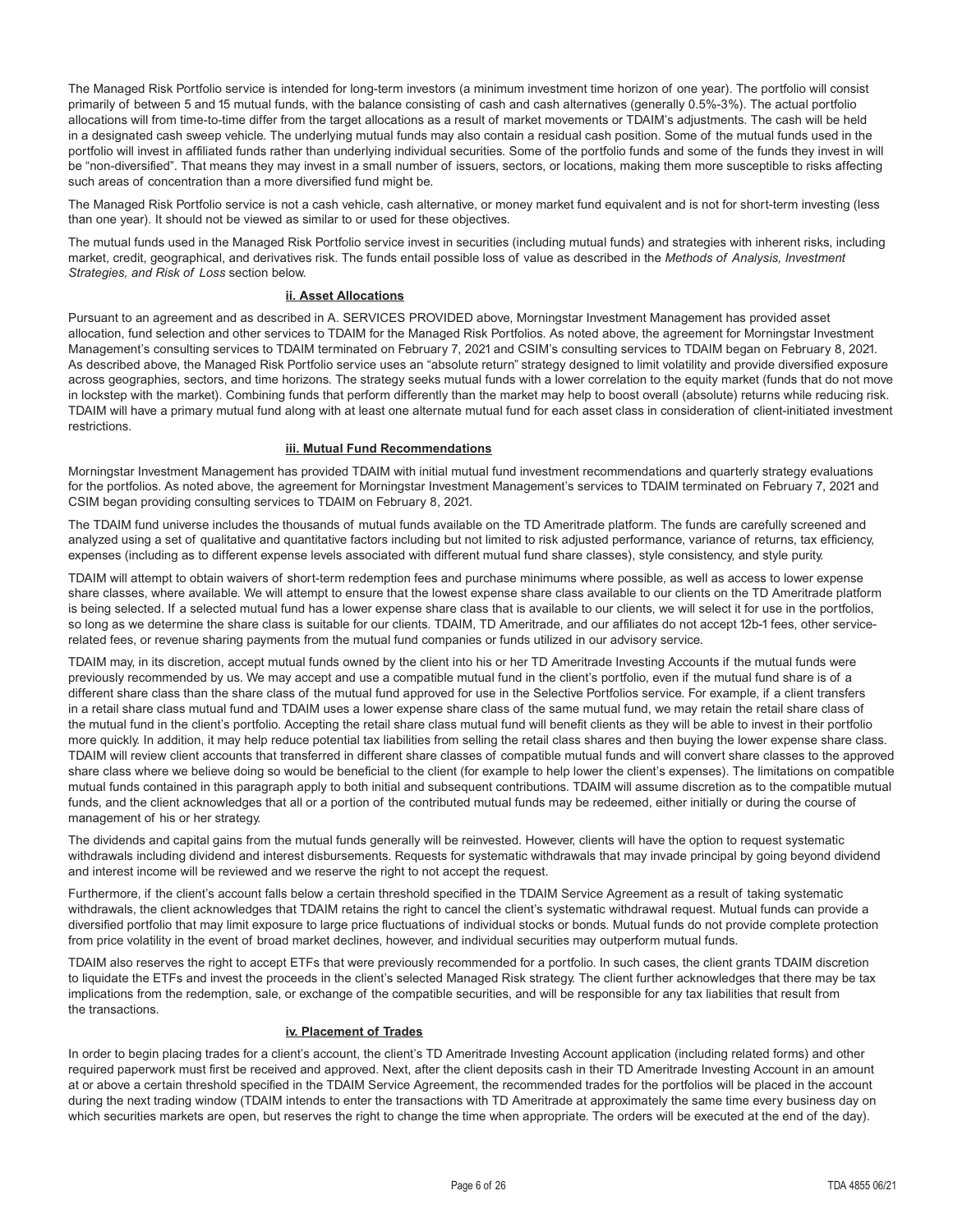The Managed Risk Portfolio service is intended for long-term investors (a minimum investment time horizon of one year). The portfolio will consist primarily of between 5 and 15 mutual funds, with the balance consisting of cash and cash alternatives (generally 0.5%-3%). The actual portfolio allocations will from time-to-time differ from the target allocations as a result of market movements or TDAIM's adjustments. The cash will be held in a designated cash sweep vehicle. The underlying mutual funds may also contain a residual cash position. Some of the mutual funds used in the portfolio will invest in affiliated funds rather than underlying individual securities. Some of the portfolio funds and some of the funds they invest in will be "non-diversified". That means they may invest in a small number of issuers, sectors, or locations, making them more susceptible to risks affecting such areas of concentration than a more diversified fund might be.

The Managed Risk Portfolio service is not a cash vehicle, cash alternative, or money market fund equivalent and is not for short-term investing (less than one year). It should not be viewed as similar to or used for these objectives.

The mutual funds used in the Managed Risk Portfolio service invest in securities (including mutual funds) and strategies with inherent risks, including market, credit, geographical, and derivatives risk. The funds entail possible loss of value as described in the *Methods of Analysis, Investment Strategies, and Risk of Loss* section below.

#### ii. Asset Allocations

Pursuant to an agreement and as described in A. SERVICES PROVIDED above, Morningstar Investment Management has provided asset allocation, fund selection and other services to TDAIM for the Managed Risk Portfolios. As noted above, the agreement for Morningstar Investment Management's consulting services to TDAIM terminated on February 7, 2021 and CSIM's consulting services to TDAIM began on February 8, 2021. As described above, the Managed Risk Portfolio service uses an "absolute return" strategy designed to limit volatility and provide diversified exposure across geographies, sectors, and time horizons. The strategy seeks mutual funds with a lower correlation to the equity market (funds that do not move in lockstep with the market). Combining funds that perform differently than the market may help to boost overall (absolute) returns while reducing risk. TDAIM will have a primary mutual fund along with at least one alternate mutual fund for each asset class in consideration of client-initiated investment restrictions.

#### iii. Mutual Fund Recommendations

Morningstar Investment Management has provided TDAIM with initial mutual fund investment recommendations and quarterly strategy evaluations for the portfolios. As noted above, the agreement for Morningstar Investment Management's services to TDAIM terminated on February 7, 2021 and CSIM began providing consulting services to TDAIM on February 8, 2021.

The TDAIM fund universe includes the thousands of mutual funds available on the TD Ameritrade platform. The funds are carefully screened and analyzed using a set of qualitative and quantitative factors including but not limited to risk adjusted performance, variance of returns, tax efficiency, expenses (including as to different expense levels associated with different mutual fund share classes), style consistency, and style purity.

TDAIM will attempt to obtain waivers of short-term redemption fees and purchase minimums where possible, as well as access to lower expense share classes, where available. We will attempt to ensure that the lowest expense share class available to our clients on the TD Ameritrade platform is being selected. If a selected mutual fund has a lower expense share class that is available to our clients, we will select it for use in the portfolios, so long as we determine the share class is suitable for our clients. TDAIM, TD Ameritrade, and our affiliates do not accept 12b-1 fees, other service-related fees, or revenue sharing payments from the mutual fund companies or funds utilized in our advisory service.

TDAIM may, in its discretion, accept mutual funds owned by the client into his or her TD Ameritrade Investing Accounts if the mutual funds were previously recommended by us. We may accept and use a compatible mutual fund in the client's portfolio, even if the mutual fund share is of a different share class than the share class of the mutual fund approved for use in the Selective Portfolios service. For example, if a client transfers in a retail share class mutual fund and TDAIM uses a lower expense share class of the same mutual fund, we may retain the retail share class of the mutual fund in the client's portfolio. Accepting the retail share class mutual fund will benefit clients as they will be able to invest in their portfolio more quickly. In addition, it may help reduce potential tax liabilities from selling the retail class shares and then buying the lower expense share class. TDAIM will review client accounts that transferred in different share classes of compatible mutual funds and will convert share classes to the approved share class where we believe doing so would be beneficial to the client (for example to help lower the client's expenses). The limitations on compatible mutual funds contained in this paragraph apply to both initial and subsequent contributions. TDAIM will assume discretion as to the compatible mutual funds, and the client acknowledges that all or a portion of the contributed mutual funds may be redeemed, either initially or during the course of management of his or her strategy.

The dividends and capital gains from the mutual funds generally will be reinvested. However, clients will have the option to request systematic withdrawals including dividend and interest disbursements. Requests for systematic withdrawals that may invade principal by going beyond dividend and interest income will be reviewed and we reserve the right to not accept the request.

Furthermore, if the client's account falls below a certain threshold specified in the TDAIM Service Agreement as a result of taking systematic withdrawals, the client acknowledges that TDAIM retains the right to cancel the client's systematic withdrawal request. Mutual funds can provide a diversified portfolio that may limit exposure to large price fluctuations of individual stocks or bonds. Mutual funds do not provide complete protection from price volatility in the event of broad market declines, however, and individual securities may outperform mutual funds.

TDAIM also reserves the right to accept ETFs that were previously recommended for a portfolio. In such cases, the client grants TDAIM discretion to liquidate the ETFs and invest the proceeds in the client's selected Managed Risk strategy. The client further acknowledges that there may be tax implications from the redemption, sale, or exchange of the compatible securities, and will be responsible for any tax liabilities that result from the transactions.

#### iv. Placement of Trades

In order to begin placing trades for a client's account, the client's TD Ameritrade Investing Account application (including related forms) and other required paperwork must first be received and approved. Next, after the client deposits cash in their TD Ameritrade Investing Account in an amount at or above a certain threshold specified in the TDAIM Service Agreement, the recommended trades for the portfolios will be placed in the account during the next trading window (TDAIM intends to enter the transactions with TD Ameritrade at approximately the same time every business day on which securities markets are open, but reserves the right to change the time when appropriate. The orders will be executed at the end of the day).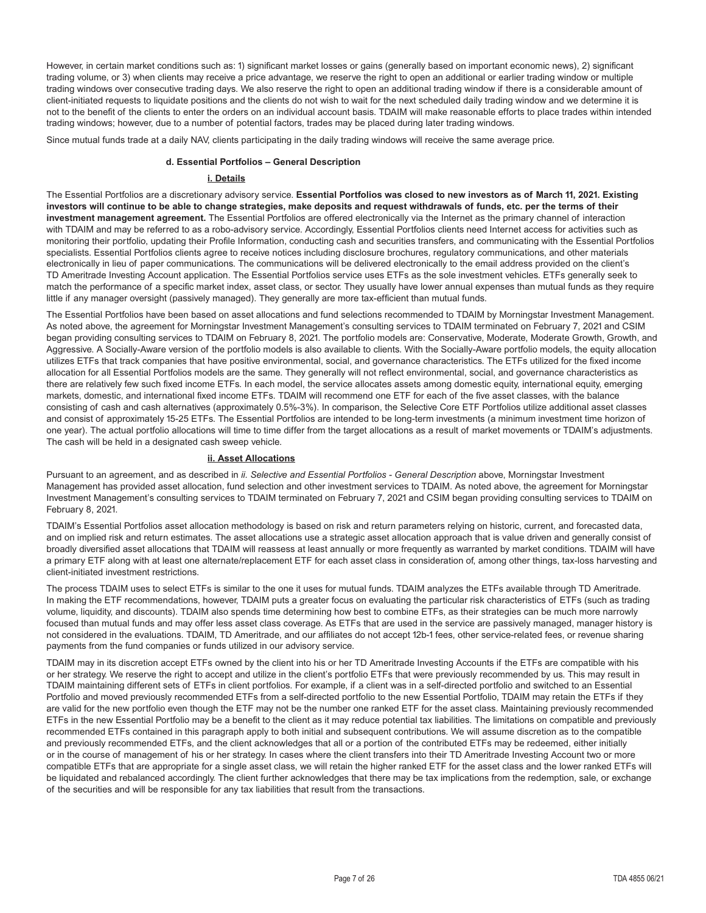However, in certain market conditions such as: 1) significant market losses or gains (generally based on important economic news), 2) significant trading volume, or 3) when clients may receive a price advantage, we reserve the right to open an additional or earlier trading window or multiple trading windows over consecutive trading days. We also reserve the right to open an additional trading window if there is a considerable amount of client-initiated requests to liquidate positions and the clients do not wish to wait for the next scheduled daily trading window and we determine it is not to the benefit of the clients to enter the orders on an individual account basis. TDAIM will make reasonable efforts to place trades within intended trading windows; however, due to a number of potential factors, trades may be placed during later trading windows.

Since mutual funds trade at a daily NAV, clients participating in the daily trading windows will receive the same average price.

### d. Essential Portfolios – General Description

#### i. Details

The Essential Portfolios are a discretionary advisory service. **Essential Portfolios was closed to new investors as of March 11, 2021. Existing investors will continue to be able to change strategies, make deposits and request withdrawals of funds, etc. per the terms of their investment management agreement.** The Essential Portfolios are offered electronically via the Internet as the primary channel of interaction with TDAIM and may be referred to as a robo-advisory service. Accordingly, Essential Portfolios clients need Internet access for activities such as monitoring their portfolio, updating their Profile Information, conducting cash and securities transfers, and communicating with the Essential Portfolios specialists. Essential Portfolios clients agree to receive notices including disclosure brochures, regulatory communications, and other materials electronically in lieu of paper communications. The communications will be delivered electronically to the email address provided on the client's TD Ameritrade Investing Account application. The Essential Portfolios service uses ETFs as the sole investment vehicles. ETFs generally seek to match the performance of a specific market index, asset class, or sector. They usually have lower annual expenses than mutual funds as they require little if any manager oversight (passively managed). They generally are more tax-efficient than mutual funds.

The Essential Portfolios have been based on asset allocations and fund selections recommended to TDAIM by Morningstar Investment Management. As noted above, the agreement for Morningstar Investment Management's consulting services to TDAIM terminated on February 7, 2021 and CSIM began providing consulting services to TDAIM on February 8, 2021. The portfolio models are: Conservative, Moderate, Moderate Growth, Growth, and Aggressive. A Socially-Aware version of the portfolio models is also available to clients. With the Socially-Aware portfolio models, the equity allocation utilizes ETFs that track companies that have positive environmental, social, and governance characteristics. The ETFs utilized for the fixed income allocation for all Essential Portfolios models are the same. They generally will not reflect environmental, social, and governance characteristics as there are relatively few such fixed income ETFs. In each model, the service allocates assets among domestic equity, international equity, emerging markets, domestic, and international fixed income ETFs. TDAIM will recommend one ETF for each of the five asset classes, with the balance consisting of cash and cash alternatives (approximately 0.5%-3%). In comparison, the Selective Core ETF Portfolios utilize additional asset classes and consist of approximately 15-25 ETFs. The Essential Portfolios are intended to be long-term investments (a minimum investment time horizon of one year). The actual portfolio allocations will time to time differ from the target allocations as a result of market movements or TDAIM's adjustments. The cash will be held in a designated cash sweep vehicle.

#### ii. Asset Allocations

Pursuant to an agreement, and as described in *ii. Selective and Essential Portfolios - General Description* above, Morningstar Investment Management has provided asset allocation, fund selection and other investment services to TDAIM. As noted above, the agreement for Morningstar Investment Management's consulting services to TDAIM terminated on February 7, 2021 and CSIM began providing consulting services to TDAIM on February 8, 2021.

TDAIM's Essential Portfolios asset allocation methodology is based on risk and return parameters relying on historic, current, and forecasted data, and on implied risk and return estimates. The asset allocations use a strategic asset allocation approach that is value driven and generally consist of broadly diversified asset allocations that TDAIM will reassess at least annually or more frequently as warranted by market conditions. TDAIM will have a primary ETF along with at least one alternate/replacement ETF for each asset class in consideration of, among other things, tax-loss harvesting and client-initiated investment restrictions.

The process TDAIM uses to select ETFs is similar to the one it uses for mutual funds. TDAIM analyzes the ETFs available through TD Ameritrade. In making the ETF recommendations, however, TDAIM puts a greater focus on evaluating the particular risk characteristics of ETFs (such as trading volume, liquidity, and discounts). TDAIM also spends time determining how best to combine ETFs, as their strategies can be much more narrowly focused than mutual funds and may offer less asset class coverage. As ETFs that are used in the service are passively managed, manager history is not considered in the evaluations. TDAIM, TD Ameritrade, and our affiliates do not accept 12b-1 fees, other service-related fees, or revenue sharing payments from the fund companies or funds utilized in our advisory service.

TDAIM may in its discretion accept ETFs owned by the client into his or her TD Ameritrade Investing Accounts if the ETFs are compatible with his or her strategy. We reserve the right to accept and utilize in the client's portfolio ETFs that were previously recommended by us. This may result in TDAIM maintaining different sets of ETFs in client portfolios. For example, if a client was in a self-directed portfolio and switched to an Essential Portfolio and moved previously recommended ETFs from a self-directed portfolio to the new Essential Portfolio, TDAIM may retain the ETFs if they are valid for the new portfolio even though the ETF may not be the number one ranked ETF for the asset class. Maintaining previously recommended ETFs in the new Essential Portfolio may be a benefit to the client as it may reduce potential tax liabilities. The limitations on compatible and previously recommended ETFs contained in this paragraph apply to both initial and subsequent contributions. We will assume discretion as to the compatible and previously recommended ETFs, and the client acknowledges that all or a portion of the contributed ETFs may be redeemed, either initially or in the course of management of his or her strategy. In cases where the client transfers into their TD Ameritrade Investing Account two or more compatible ETFs that are appropriate for a single asset class, we will retain the higher ranked ETF for the asset class and the lower ranked ETFs will be liquidated and rebalanced accordingly. The client further acknowledges that there may be tax implications from the redemption, sale, or exchange of the securities and will be responsible for any tax liabilities that result from the transactions.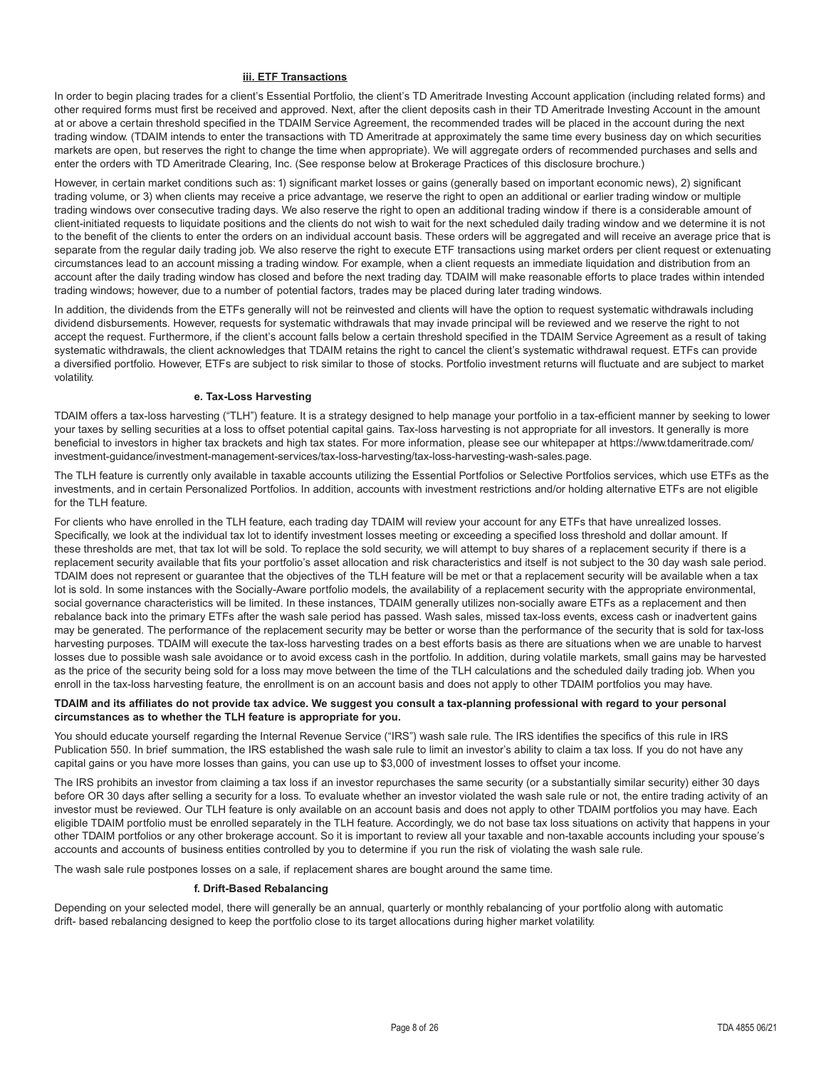#### iii. ETF Transactions

In order to begin placing trades for a client's Essential Portfolio, the client's TD Ameritrade Investing Account application (including related forms) and other required forms must first be received and approved. Next, after the client deposits cash in their TD Ameritrade Investing Account in the amount at or above a certain threshold specified in the TDAIM Service Agreement, the recommended trades will be placed in the account during the next trading window. (TDAIM intends to enter the transactions with TD Ameritrade at approximately the same time every business day on which securities markets are open, but reserves the right to change the time when appropriate). We will aggregate orders of recommended purchases and sells and enter the orders with TD Ameritrade Clearing, Inc. (See response below at Brokerage Practices of this disclosure brochure.)

However, in certain market conditions such as: 1) significant market losses or gains (generally based on important economic news), 2) significant trading volume, or 3) when clients may receive a price advantage, we reserve the right to open an additional or earlier trading window or multiple trading windows over consecutive trading days. We also reserve the right to open an additional trading window if there is a considerable amount of client-initiated requests to liquidate positions and the clients do not wish to wait for the next scheduled daily trading window and we determine it is not to the benefit of the clients to enter the orders on an individual account basis. These orders will be aggregated and will receive an average price that is separate from the regular daily trading job. We also reserve the right to execute ETF transactions using market orders per client request or extenuating circumstances lead to an account missing a trading window. For example, when a client requests an immediate liquidation and distribution from an account after the daily trading window has closed and before the next trading day. TDAIM will make reasonable efforts to place trades within intended trading windows; however, due to a number of potential factors, trades may be placed during later trading windows.

In addition, the dividends from the ETFs generally will not be reinvested and clients will have the option to request systematic withdrawals including dividend disbursements. However, requests for systematic withdrawals that may invade principal will be reviewed and we reserve the right to not accept the request. Furthermore, if the client's account falls below a certain threshold specified in the TDAIM Service Agreement as a result of taking systematic withdrawals, the client acknowledges that TDAIM retains the right to cancel the client's systematic withdrawal request. ETFs can provide a diversified portfolio. However, ETFs are subject to risk similar to those of stocks. Portfolio investment returns will fluctuate and are subject to market volatility.

#### e. Tax-Loss Harvesting

TDAIM offers a tax-loss harvesting ("TLH") feature. It is a strategy designed to help manage your portfolio in a tax-efficient manner by seeking to lower your taxes by selling securities at a loss to offset potential capital gains. Tax-loss harvesting is not appropriate for all investors. It generally is more beneficial to investors in higher tax brackets and high tax states. For more information, please see our whitepaper at https://www.tdameritrade.com/investment-guidance/investment-management-services/tax-loss-harvesting/tax-loss-harvesting-wash-sales.page.

The TLH feature is currently only available in taxable accounts utilizing the Essential Portfolios or Selective Portfolios services, which use ETFs as the investments, and in certain Personalized Portfolios. In addition, accounts with investment restrictions and/or holding alternative ETFs are not eligible for the TLH feature.

For clients who have enrolled in the TLH feature, each trading day TDAIM will review your account for any ETFs that have unrealized losses. Specifically, we look at the individual tax lot to identify investment losses meeting or exceeding a specified loss threshold and dollar amount. If these thresholds are met, that tax lot will be sold. To replace the sold security, we will attempt to buy shares of a replacement security if there is a replacement security available that fits your portfolio's asset allocation and risk characteristics and itself is not subject to the 30 day wash sale period. TDAIM does not represent or guarantee that the objectives of the TLH feature will be met or that a replacement security will be available when a tax lot is sold. In some instances with the Socially-Aware portfolio models, the availability of a replacement security with the appropriate environmental, social governance characteristics will be limited. In these instances, TDAIM generally utilizes non-socially aware ETFs as a replacement and then rebalance back into the primary ETFs after the wash sale period has passed. Wash sales, missed tax-loss events, excess cash or inadvertent gains may be generated. The performance of the replacement security may be better or worse than the performance of the security that is sold for tax-loss harvesting purposes. TDAIM will execute the tax-loss harvesting trades on a best efforts basis as there are situations when we are unable to harvest losses due to possible wash sale avoidance or to avoid excess cash in the portfolio. In addition, during volatile markets, small gains may be harvested as the price of the security being sold for a loss may move between the time of the TLH calculations and the scheduled daily trading job. When you enroll in the tax-loss harvesting feature, the enrollment is on an account basis and does not apply to other TDAIM portfolios you may have.

**TDAIM and its affiliates do not provide tax advice. We suggest you consult a tax-planning professional with regard to your personal circumstances as to whether the TLH feature is appropriate for you.**

You should educate yourself regarding the Internal Revenue Service ("IRS") wash sale rule. The IRS identifies the specifics of this rule in IRS Publication 550. In brief summation, the IRS established the wash sale rule to limit an investor's ability to claim a tax loss. If you do not have any capital gains or you have more losses than gains, you can use up to $3,000 of investment losses to offset your income.

The IRS prohibits an investor from claiming a tax loss if an investor repurchases the same security (or a substantially similar security) either 30 days before OR 30 days after selling a security for a loss. To evaluate whether an investor violated the wash sale rule or not, the entire trading activity of an investor must be reviewed. Our TLH feature is only available on an account basis and does not apply to other TDAIM portfolios you may have. Each eligible TDAIM portfolio must be enrolled separately in the TLH feature. Accordingly, we do not base tax loss situations on activity that happens in your other TDAIM portfolios or any other brokerage account. So it is important to review all your taxable and non-taxable accounts including your spouse's accounts and accounts of business entities controlled by you to determine if you run the risk of violating the wash sale rule.

The wash sale rule postpones losses on a sale, if replacement shares are bought around the same time.

#### f. Drift-Based Rebalancing

Depending on your selected model, there will generally be an annual, quarterly or monthly rebalancing of your portfolio along with automatic drift- based rebalancing designed to keep the portfolio close to its target allocations during higher market volatility.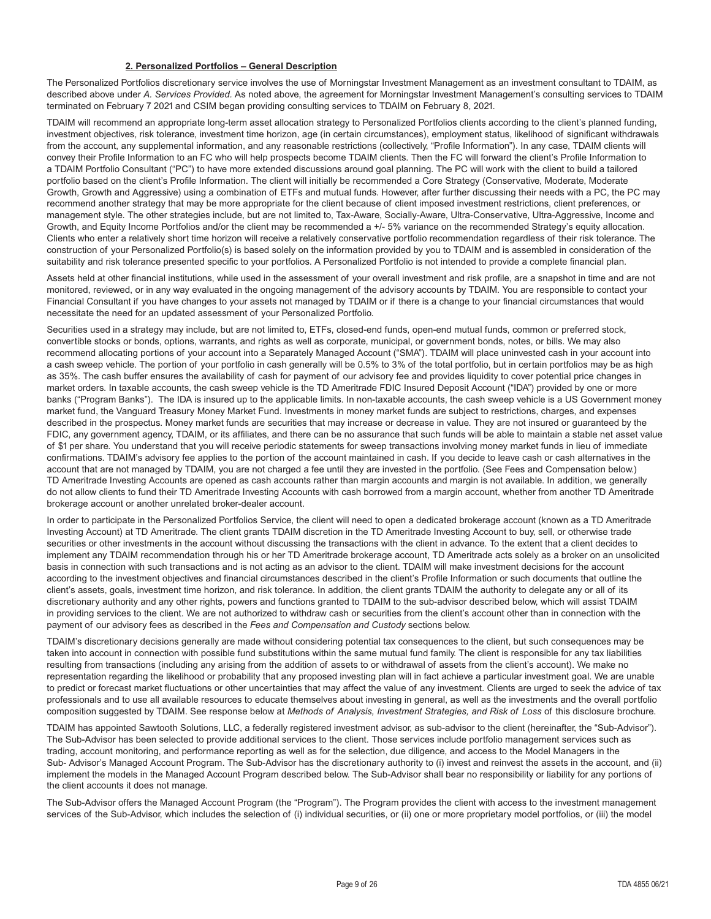### 2. Personalized Portfolios – General Description

The Personalized Portfolios discretionary service involves the use of Morningstar Investment Management as an investment consultant to TDAIM, as described above under *A. Services Provided*. As noted above, the agreement for Morningstar Investment Management's consulting services to TDAIM terminated on February 7 2021 and CSIM began providing consulting services to TDAIM on February 8, 2021.

TDAIM will recommend an appropriate long-term asset allocation strategy to Personalized Portfolios clients according to the client's planned funding, investment objectives, risk tolerance, investment time horizon, age (in certain circumstances), employment status, likelihood of significant withdrawals from the account, any supplemental information, and any reasonable restrictions (collectively, "Profile Information"). In any case, TDAIM clients will convey their Profile Information to an FC who will help prospects become TDAIM clients. Then the FC will forward the client's Profile Information to a TDAIM Portfolio Consultant ("PC") to have more extended discussions around goal planning. The PC will work with the client to build a tailored portfolio based on the client's Profile Information. The client will initially be recommended a Core Strategy (Conservative, Moderate, Moderate Growth, Growth and Aggressive) using a combination of ETFs and mutual funds. However, after further discussing their needs with a PC, the PC may recommend another strategy that may be more appropriate for the client because of client imposed investment restrictions, client preferences, or management style. The other strategies include, but are not limited to, Tax-Aware, Socially-Aware, Ultra-Conservative, Ultra-Aggressive, Income and Growth, and Equity Income Portfolios and/or the client may be recommended a +/- 5% variance on the recommended Strategy's equity allocation. Clients who enter a relatively short time horizon will receive a relatively conservative portfolio recommendation regardless of their risk tolerance. The construction of your Personalized Portfolio(s) is based solely on the information provided by you to TDAIM and is assembled in consideration of the suitability and risk tolerance presented specific to your portfolios. A Personalized Portfolio is not intended to provide a complete financial plan.

Assets held at other financial institutions, while used in the assessment of your overall investment and risk profile, are a snapshot in time and are not monitored, reviewed, or in any way evaluated in the ongoing management of the advisory accounts by TDAIM. You are responsible to contact your Financial Consultant if you have changes to your assets not managed by TDAIM or if there is a change to your financial circumstances that would necessitate the need for an updated assessment of your Personalized Portfolio.

Securities used in a strategy may include, but are not limited to, ETFs, closed-end funds, open-end mutual funds, common or preferred stock, convertible stocks or bonds, options, warrants, and rights as well as corporate, municipal, or government bonds, notes, or bills. We may also recommend allocating portions of your account into a Separately Managed Account ("SMA"). TDAIM will place uninvested cash in your account into a cash sweep vehicle. The portion of your portfolio in cash generally will be 0.5% to 3% of the total portfolio, but in certain portfolios may be as high as 35%. The cash buffer ensures the availability of cash for payment of our advisory fee and provides liquidity to cover potential price changes in market orders. In taxable accounts, the cash sweep vehicle is the TD Ameritrade FDIC Insured Deposit Account ("IDA") provided by one or more banks ("Program Banks"). The IDA is insured up to the applicable limits. In non-taxable accounts, the cash sweep vehicle is a US Government money market fund, the Vanguard Treasury Money Market Fund. Investments in money market funds are subject to restrictions, charges, and expenses described in the prospectus. Money market funds are securities that may increase or decrease in value. They are not insured or guaranteed by the FDIC, any government agency, TDAIM, or its affiliates, and there can be no assurance that such funds will be able to maintain a stable net asset value of $1 per share. You understand that you will receive periodic statements for sweep transactions involving money market funds in lieu of immediate confirmations. TDAIM's advisory fee applies to the portion of the account maintained in cash. If you decide to leave cash or cash alternatives in the account that are not managed by TDAIM, you are not charged a fee until they are invested in the portfolio. (See Fees and Compensation below.) TD Ameritrade Investing Accounts are opened as cash accounts rather than margin accounts and margin is not available. In addition, we generally do not allow clients to fund their TD Ameritrade Investing Accounts with cash borrowed from a margin account, whether from another TD Ameritrade brokerage account or another unrelated broker-dealer account.

In order to participate in the Personalized Portfolios Service, the client will need to open a dedicated brokerage account (known as a TD Ameritrade Investing Account) at TD Ameritrade. The client grants TDAIM discretion in the TD Ameritrade Investing Account to buy, sell, or otherwise trade securities or other investments in the account without discussing the transactions with the client in advance. To the extent that a client decides to implement any TDAIM recommendation through his or her TD Ameritrade brokerage account, TD Ameritrade acts solely as a broker on an unsolicited basis in connection with such transactions and is not acting as an advisor to the client. TDAIM will make investment decisions for the account according to the investment objectives and financial circumstances described in the client's Profile Information or such documents that outline the client's assets, goals, investment time horizon, and risk tolerance. In addition, the client grants TDAIM the authority to delegate any or all of its discretionary authority and any other rights, powers and functions granted to TDAIM to the sub-advisor described below, which will assist TDAIM in providing services to the client. We are not authorized to withdraw cash or securities from the client's account other than in connection with the payment of our advisory fees as described in the *Fees and Compensation and Custody* sections below.

TDAIM's discretionary decisions generally are made without considering potential tax consequences to the client, but such consequences may be taken into account in connection with possible fund substitutions within the same mutual fund family. The client is responsible for any tax liabilities resulting from transactions (including any arising from the addition of assets to or withdrawal of assets from the client's account). We make no representation regarding the likelihood or probability that any proposed investing plan will in fact achieve a particular investment goal. We are unable to predict or forecast market fluctuations or other uncertainties that may affect the value of any investment. Clients are urged to seek the advice of tax professionals and to use all available resources to educate themselves about investing in general, as well as the investments and the overall portfolio composition suggested by TDAIM. See response below at *Methods of Analysis, Investment Strategies, and Risk of Loss* of this disclosure brochure.

TDAIM has appointed Sawtooth Solutions, LLC, a federally registered investment advisor, as sub-advisor to the client (hereinafter, the "Sub-Advisor"). The Sub-Advisor has been selected to provide additional services to the client. Those services include portfolio management services such as trading, account monitoring, and performance reporting as well as for the selection, due diligence, and access to the Model Managers in the Sub- Advisor's Managed Account Program. The Sub-Advisor has the discretionary authority to (i) invest and reinvest the assets in the account, and (ii) implement the models in the Managed Account Program described below. The Sub-Advisor shall bear no responsibility or liability for any portions of the client accounts it does not manage.

The Sub-Advisor offers the Managed Account Program (the "Program"). The Program provides the client with access to the investment management services of the Sub-Advisor, which includes the selection of (i) individual securities, or (ii) one or more proprietary model portfolios, or (iii) the model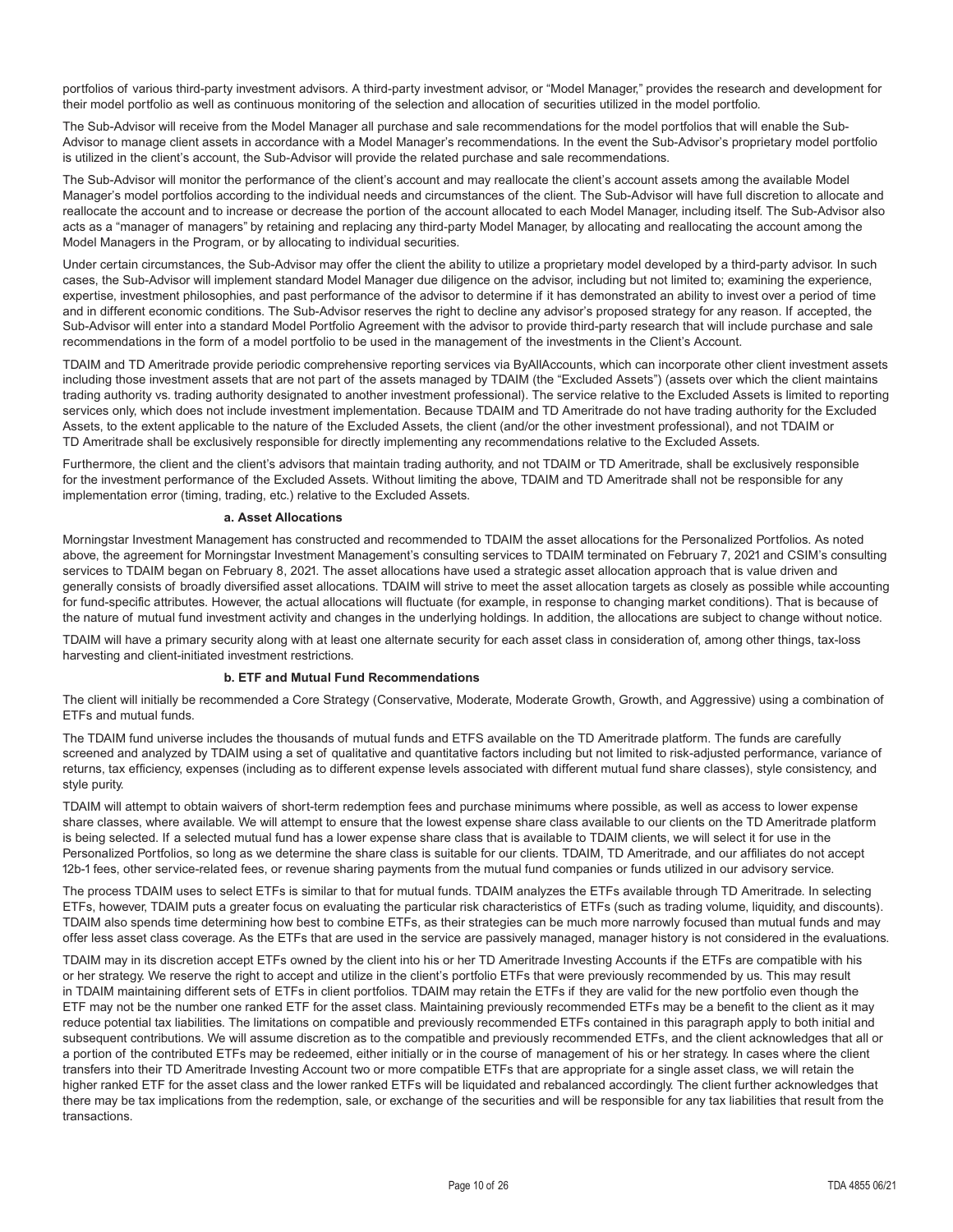portfolios of various third-party investment advisors. A third-party investment advisor, or "Model Manager," provides the research and development for their model portfolio as well as continuous monitoring of the selection and allocation of securities utilized in the model portfolio.

The Sub-Advisor will receive from the Model Manager all purchase and sale recommendations for the model portfolios that will enable the Sub-Advisor to manage client assets in accordance with a Model Manager's recommendations. In the event the Sub-Advisor's proprietary model portfolio is utilized in the client's account, the Sub-Advisor will provide the related purchase and sale recommendations.

The Sub-Advisor will monitor the performance of the client's account and may reallocate the client's account assets among the available Model Manager's model portfolios according to the individual needs and circumstances of the client. The Sub-Advisor will have full discretion to allocate and reallocate the account and to increase or decrease the portion of the account allocated to each Model Manager, including itself. The Sub-Advisor also acts as a "manager of managers" by retaining and replacing any third-party Model Manager, by allocating and reallocating the account among the Model Managers in the Program, or by allocating to individual securities.

Under certain circumstances, the Sub-Advisor may offer the client the ability to utilize a proprietary model developed by a third-party advisor. In such cases, the Sub-Advisor will implement standard Model Manager due diligence on the advisor, including but not limited to; examining the experience, expertise, investment philosophies, and past performance of the advisor to determine if it has demonstrated an ability to invest over a period of time and in different economic conditions. The Sub-Advisor reserves the right to decline any advisor's proposed strategy for any reason. If accepted, the Sub-Advisor will enter into a standard Model Portfolio Agreement with the advisor to provide third-party research that will include purchase and sale recommendations in the form of a model portfolio to be used in the management of the investments in the Client's Account.

TDAIM and TD Ameritrade provide periodic comprehensive reporting services via ByAllAccounts, which can incorporate other client investment assets including those investment assets that are not part of the assets managed by TDAIM (the "Excluded Assets") (assets over which the client maintains trading authority vs. trading authority designated to another investment professional). The service relative to the Excluded Assets is limited to reporting services only, which does not include investment implementation. Because TDAIM and TD Ameritrade do not have trading authority for the Excluded Assets, to the extent applicable to the nature of the Excluded Assets, the client (and/or the other investment professional), and not TDAIM or TD Ameritrade shall be exclusively responsible for directly implementing any recommendations relative to the Excluded Assets.

Furthermore, the client and the client's advisors that maintain trading authority, and not TDAIM or TD Ameritrade, shall be exclusively responsible for the investment performance of the Excluded Assets. Without limiting the above, TDAIM and TD Ameritrade shall not be responsible for any implementation error (timing, trading, etc.) relative to the Excluded Assets.

**a. Asset Allocations**

Morningstar Investment Management has constructed and recommended to TDAIM the asset allocations for the Personalized Portfolios. As noted above, the agreement for Morningstar Investment Management's consulting services to TDAIM terminated on February 7, 2021 and CSIM's consulting services to TDAIM began on February 8, 2021. The asset allocations have used a strategic asset allocation approach that is value driven and generally consists of broadly diversified asset allocations. TDAIM will strive to meet the asset allocation targets as closely as possible while accounting for fund-specific attributes. However, the actual allocations will fluctuate (for example, in response to changing market conditions). That is because of the nature of mutual fund investment activity and changes in the underlying holdings. In addition, the allocations are subject to change without notice.

TDAIM will have a primary security along with at least one alternate security for each asset class in consideration of, among other things, tax-loss harvesting and client-initiated investment restrictions.

**b. ETF and Mutual Fund Recommendations**

The client will initially be recommended a Core Strategy (Conservative, Moderate, Moderate Growth, Growth, and Aggressive) using a combination of ETFs and mutual funds.

The TDAIM fund universe includes the thousands of mutual funds and ETFS available on the TD Ameritrade platform. The funds are carefully screened and analyzed by TDAIM using a set of qualitative and quantitative factors including but not limited to risk-adjusted performance, variance of returns, tax efficiency, expenses (including as to different expense levels associated with different mutual fund share classes), style consistency, and style purity.

TDAIM will attempt to obtain waivers of short-term redemption fees and purchase minimums where possible, as well as access to lower expense share classes, where available. We will attempt to ensure that the lowest expense share class available to our clients on the TD Ameritrade platform is being selected. If a selected mutual fund has a lower expense share class that is available to TDAIM clients, we will select it for use in the Personalized Portfolios, so long as we determine the share class is suitable for our clients. TDAIM, TD Ameritrade, and our affiliates do not accept 12b-1 fees, other service-related fees, or revenue sharing payments from the mutual fund companies or funds utilized in our advisory service.

The process TDAIM uses to select ETFs is similar to that for mutual funds. TDAIM analyzes the ETFs available through TD Ameritrade. In selecting ETFs, however, TDAIM puts a greater focus on evaluating the particular risk characteristics of ETFs (such as trading volume, liquidity, and discounts). TDAIM also spends time determining how best to combine ETFs, as their strategies can be much more narrowly focused than mutual funds and may offer less asset class coverage. As the ETFs that are used in the service are passively managed, manager history is not considered in the evaluations.

TDAIM may in its discretion accept ETFs owned by the client into his or her TD Ameritrade Investing Accounts if the ETFs are compatible with his or her strategy. We reserve the right to accept and utilize in the client's portfolio ETFs that were previously recommended by us. This may result in TDAIM maintaining different sets of ETFs in client portfolios. TDAIM may retain the ETFs if they are valid for the new portfolio even though the ETF may not be the number one ranked ETF for the asset class. Maintaining previously recommended ETFs may be a benefit to the client as it may reduce potential tax liabilities. The limitations on compatible and previously recommended ETFs contained in this paragraph apply to both initial and subsequent contributions. We will assume discretion as to the compatible and previously recommended ETFs, and the client acknowledges that all or a portion of the contributed ETFs may be redeemed, either initially or in the course of management of his or her strategy. In cases where the client transfers into their TD Ameritrade Investing Account two or more compatible ETFs that are appropriate for a single asset class, we will retain the higher ranked ETF for the asset class and the lower ranked ETFs will be liquidated and rebalanced accordingly. The client further acknowledges that there may be tax implications from the redemption, sale, or exchange of the securities and will be responsible for any tax liabilities that result from the transactions.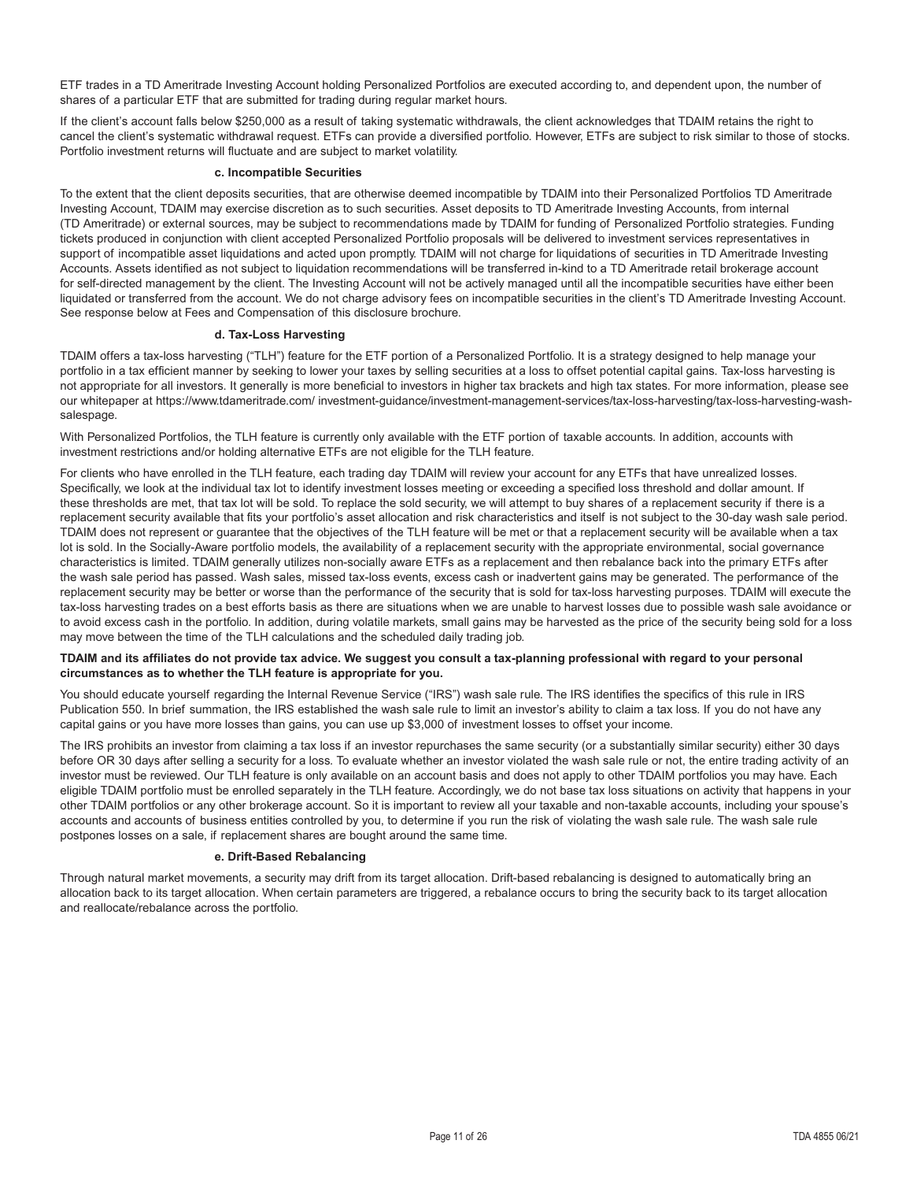ETF trades in a TD Ameritrade Investing Account holding Personalized Portfolios are executed according to, and dependent upon, the number of shares of a particular ETF that are submitted for trading during regular market hours.

If the client's account falls below $250,000 as a result of taking systematic withdrawals, the client acknowledges that TDAIM retains the right to cancel the client's systematic withdrawal request. ETFs can provide a diversified portfolio. However, ETFs are subject to risk similar to those of stocks. Portfolio investment returns will fluctuate and are subject to market volatility.

#### c. Incompatible Securities

To the extent that the client deposits securities, that are otherwise deemed incompatible by TDAIM into their Personalized Portfolios TD Ameritrade Investing Account, TDAIM may exercise discretion as to such securities. Asset deposits to TD Ameritrade Investing Accounts, from internal (TD Ameritrade) or external sources, may be subject to recommendations made by TDAIM for funding of Personalized Portfolio strategies. Funding tickets produced in conjunction with client accepted Personalized Portfolio proposals will be delivered to investment services representatives in support of incompatible asset liquidations and acted upon promptly. TDAIM will not charge for liquidations of securities in TD Ameritrade Investing Accounts. Assets identified as not subject to liquidation recommendations will be transferred in-kind to a TD Ameritrade retail brokerage account for self-directed management by the client. The Investing Account will not be actively managed until all the incompatible securities have either been liquidated or transferred from the account. We do not charge advisory fees on incompatible securities in the client's TD Ameritrade Investing Account. See response below at Fees and Compensation of this disclosure brochure.

#### d. Tax-Loss Harvesting

TDAIM offers a tax-loss harvesting ("TLH") feature for the ETF portion of a Personalized Portfolio. It is a strategy designed to help manage your portfolio in a tax efficient manner by seeking to lower your taxes by selling securities at a loss to offset potential capital gains. Tax-loss harvesting is not appropriate for all investors. It generally is more beneficial to investors in higher tax brackets and high tax states. For more information, please see our whitepaper at https://www.tdameritrade.com/ investment-guidance/investment-management-services/tax-loss-harvesting/tax-loss-harvesting-wash-salespage.

With Personalized Portfolios, the TLH feature is currently only available with the ETF portion of taxable accounts. In addition, accounts with investment restrictions and/or holding alternative ETFs are not eligible for the TLH feature.

For clients who have enrolled in the TLH feature, each trading day TDAIM will review your account for any ETFs that have unrealized losses. Specifically, we look at the individual tax lot to identify investment losses meeting or exceeding a specified loss threshold and dollar amount. If these thresholds are met, that tax lot will be sold. To replace the sold security, we will attempt to buy shares of a replacement security if there is a replacement security available that fits your portfolio's asset allocation and risk characteristics and itself is not subject to the 30-day wash sale period. TDAIM does not represent or guarantee that the objectives of the TLH feature will be met or that a replacement security will be available when a tax lot is sold. In the Socially-Aware portfolio models, the availability of a replacement security with the appropriate environmental, social governance characteristics is limited. TDAIM generally utilizes non-socially aware ETFs as a replacement and then rebalance back into the primary ETFs after the wash sale period has passed. Wash sales, missed tax-loss events, excess cash or inadvertent gains may be generated. The performance of the replacement security may be better or worse than the performance of the security that is sold for tax-loss harvesting purposes. TDAIM will execute the tax-loss harvesting trades on a best efforts basis as there are situations when we are unable to harvest losses due to possible wash sale avoidance or to avoid excess cash in the portfolio. In addition, during volatile markets, small gains may be harvested as the price of the security being sold for a loss may move between the time of the TLH calculations and the scheduled daily trading job.

**TDAIM and its affiliates do not provide tax advice. We suggest you consult a tax-planning professional with regard to your personal circumstances as to whether the TLH feature is appropriate for you.**

You should educate yourself regarding the Internal Revenue Service ("IRS") wash sale rule. The IRS identifies the specifics of this rule in IRS Publication 550. In brief summation, the IRS established the wash sale rule to limit an investor's ability to claim a tax loss. If you do not have any capital gains or you have more losses than gains, you can use up $3,000 of investment losses to offset your income.

The IRS prohibits an investor from claiming a tax loss if an investor repurchases the same security (or a substantially similar security) either 30 days before OR 30 days after selling a security for a loss. To evaluate whether an investor violated the wash sale rule or not, the entire trading activity of an investor must be reviewed. Our TLH feature is only available on an account basis and does not apply to other TDAIM portfolios you may have. Each eligible TDAIM portfolio must be enrolled separately in the TLH feature. Accordingly, we do not base tax loss situations on activity that happens in your other TDAIM portfolios or any other brokerage account. So it is important to review all your taxable and non-taxable accounts, including your spouse's accounts and accounts of business entities controlled by you, to determine if you run the risk of violating the wash sale rule. The wash sale rule postpones losses on a sale, if replacement shares are bought around the same time.

#### e. Drift-Based Rebalancing

Through natural market movements, a security may drift from its target allocation. Drift-based rebalancing is designed to automatically bring an allocation back to its target allocation. When certain parameters are triggered, a rebalance occurs to bring the security back to its target allocation and reallocate/rebalance across the portfolio.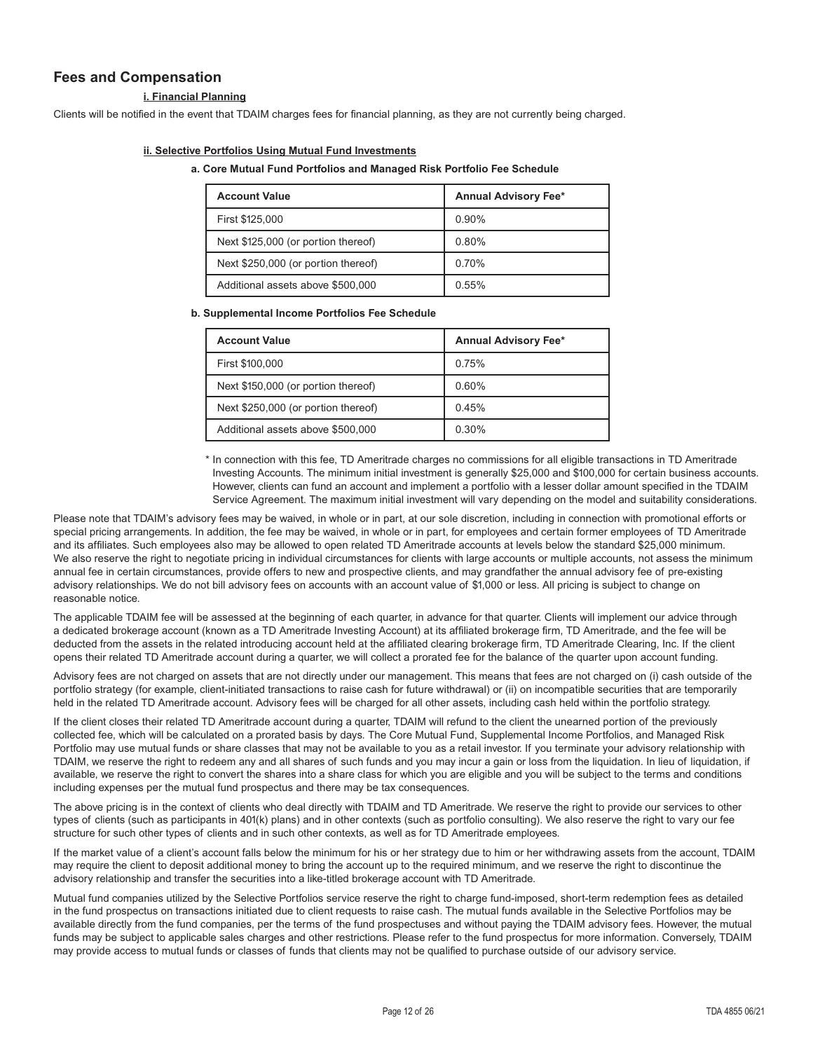## Fees and Compensation

### i. Financial Planning

Clients will be notified in the event that TDAIM charges fees for financial planning, as they are not currently being charged.

### ii. Selective Portfolios Using Mutual Fund Investments

**a. Core Mutual Fund Portfolios and Managed Risk Portfolio Fee Schedule**

| Account Value | Annual Advisory Fee* |
|---|---|
| First $125,000 | 0.90% |
| Next $125,000 (or portion thereof) | 0.80% |
| Next $250,000 (or portion thereof) | 0.70% |
| Additional assets above $500,000 | 0.55% |

**b. Supplemental Income Portfolios Fee Schedule**

| Account Value | Annual Advisory Fee* |
|---|---|
| First $100,000 | 0.75% |
| Next $150,000 (or portion thereof) | 0.60% |
| Next $250,000 (or portion thereof) | 0.45% |
| Additional assets above $500,000 | 0.30% |

* In connection with this fee, TD Ameritrade charges no commissions for all eligible transactions in TD Ameritrade Investing Accounts. The minimum initial investment is generally $25,000 and $100,000 for certain business accounts. However, clients can fund an account and implement a portfolio with a lesser dollar amount specified in the TDAIM Service Agreement. The maximum initial investment will vary depending on the model and suitability considerations.

Please note that TDAIM's advisory fees may be waived, in whole or in part, at our sole discretion, including in connection with promotional efforts or special pricing arrangements. In addition, the fee may be waived, in whole or in part, for employees and certain former employees of TD Ameritrade and its affiliates. Such employees also may be allowed to open related TD Ameritrade accounts at levels below the standard $25,000 minimum. We also reserve the right to negotiate pricing in individual circumstances for clients with large accounts or multiple accounts, not assess the minimum annual fee in certain circumstances, provide offers to new and prospective clients, and may grandfather the annual advisory fee of pre-existing advisory relationships. We do not bill advisory fees on accounts with an account value of $1,000 or less. All pricing is subject to change on reasonable notice.

The applicable TDAIM fee will be assessed at the beginning of each quarter, in advance for that quarter. Clients will implement our advice through a dedicated brokerage account (known as a TD Ameritrade Investing Account) at its affiliated brokerage firm, TD Ameritrade, and the fee will be deducted from the assets in the related introducing account held at the affiliated clearing brokerage firm, TD Ameritrade Clearing, Inc. If the client opens their related TD Ameritrade account during a quarter, we will collect a prorated fee for the balance of the quarter upon account funding.

Advisory fees are not charged on assets that are not directly under our management. This means that fees are not charged on (i) cash outside of the portfolio strategy (for example, client-initiated transactions to raise cash for future withdrawal) or (ii) on incompatible securities that are temporarily held in the related TD Ameritrade account. Advisory fees will be charged for all other assets, including cash held within the portfolio strategy.

If the client closes their related TD Ameritrade account during a quarter, TDAIM will refund to the client the unearned portion of the previously collected fee, which will be calculated on a prorated basis by days. The Core Mutual Fund, Supplemental Income Portfolios, and Managed Risk Portfolio may use mutual funds or share classes that may not be available to you as a retail investor. If you terminate your advisory relationship with TDAIM, we reserve the right to redeem any and all shares of such funds and you may incur a gain or loss from the liquidation. In lieu of liquidation, if available, we reserve the right to convert the shares into a share class for which you are eligible and you will be subject to the terms and conditions including expenses per the mutual fund prospectus and there may be tax consequences.

The above pricing is in the context of clients who deal directly with TDAIM and TD Ameritrade. We reserve the right to provide our services to other types of clients (such as participants in 401(k) plans) and in other contexts (such as portfolio consulting). We also reserve the right to vary our fee structure for such other types of clients and in such other contexts, as well as for TD Ameritrade employees.

If the market value of a client's account falls below the minimum for his or her strategy due to him or her withdrawing assets from the account, TDAIM may require the client to deposit additional money to bring the account up to the required minimum, and we reserve the right to discontinue the advisory relationship and transfer the securities into a like-titled brokerage account with TD Ameritrade.

Mutual fund companies utilized by the Selective Portfolios service reserve the right to charge fund-imposed, short-term redemption fees as detailed in the fund prospectus on transactions initiated due to client requests to raise cash. The mutual funds available in the Selective Portfolios may be available directly from the fund companies, per the terms of the fund prospectuses and without paying the TDAIM advisory fees. However, the mutual funds may be subject to applicable sales charges and other restrictions. Please refer to the fund prospectus for more information. Conversely, TDAIM may provide access to mutual funds or classes of funds that clients may not be qualified to purchase outside of our advisory service.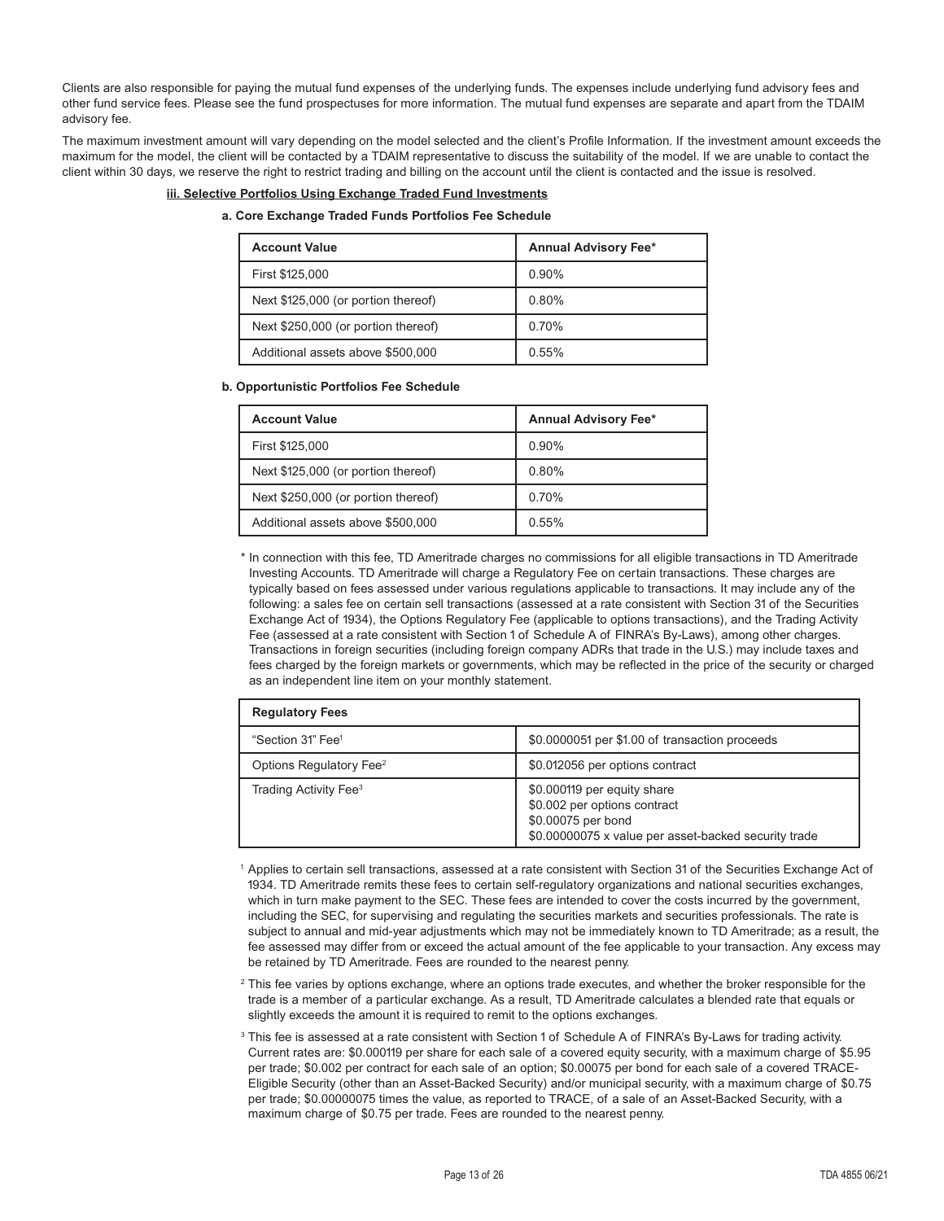Clients are also responsible for paying the mutual fund expenses of the underlying funds. The expenses include underlying fund advisory fees and other fund service fees. Please see the fund prospectuses for more information. The mutual fund expenses are separate and apart from the TDAIM advisory fee.

The maximum investment amount will vary depending on the model selected and the client's Profile Information. If the investment amount exceeds the maximum for the model, the client will be contacted by a TDAIM representative to discuss the suitability of the model. If we are unable to contact the client within 30 days, we reserve the right to restrict trading and billing on the account until the client is contacted and the issue is resolved.

**iii. Selective Portfolios Using Exchange Traded Fund Investments**

**a. Core Exchange Traded Funds Portfolios Fee Schedule**

| Account Value | Annual Advisory Fee* |
|---|---|
| First $125,000 | 0.90% |
| Next $125,000 (or portion thereof) | 0.80% |
| Next $250,000 (or portion thereof) | 0.70% |
| Additional assets above $500,000 | 0.55% |

**b. Opportunistic Portfolios Fee Schedule**

| Account Value | Annual Advisory Fee* |
|---|---|
| First $125,000 | 0.90% |
| Next $125,000 (or portion thereof) | 0.80% |
| Next $250,000 (or portion thereof) | 0.70% |
| Additional assets above $500,000 | 0.55% |

\* In connection with this fee, TD Ameritrade charges no commissions for all eligible transactions in TD Ameritrade Investing Accounts. TD Ameritrade will charge a Regulatory Fee on certain transactions. These charges are typically based on fees assessed under various regulations applicable to transactions. It may include any of the following: a sales fee on certain sell transactions (assessed at a rate consistent with Section 31 of the Securities Exchange Act of 1934), the Options Regulatory Fee (applicable to options transactions), and the Trading Activity Fee (assessed at a rate consistent with Section 1 of Schedule A of FINRA's By-Laws), among other charges. Transactions in foreign securities (including foreign company ADRs that trade in the U.S.) may include taxes and fees charged by the foreign markets or governments, which may be reflected in the price of the security or charged as an independent line item on your monthly statement.

| Regulatory Fees | |
|---|---|
| "Section 31" Fee[1] | $0.0000051 per $1.00 of transaction proceeds |
| Options Regulatory Fee[2] | $0.012056 per options contract |
| Trading Activity Fee[3] | $0.000119 per equity share<br>$0.002 per options contract<br>$0.00075 per bond<br>$0.00000075 x value per asset-backed security trade |

[1] Applies to certain sell transactions, assessed at a rate consistent with Section 31 of the Securities Exchange Act of 1934. TD Ameritrade remits these fees to certain self-regulatory organizations and national securities exchanges, which in turn make payment to the SEC. These fees are intended to cover the costs incurred by the government, including the SEC, for supervising and regulating the securities markets and securities professionals. The rate is subject to annual and mid-year adjustments which may not be immediately known to TD Ameritrade; as a result, the fee assessed may differ from or exceed the actual amount of the fee applicable to your transaction. Any excess may be retained by TD Ameritrade. Fees are rounded to the nearest penny.

[2] This fee varies by options exchange, where an options trade executes, and whether the broker responsible for the trade is a member of a particular exchange. As a result, TD Ameritrade calculates a blended rate that equals or slightly exceeds the amount it is required to remit to the options exchanges.

[3] This fee is assessed at a rate consistent with Section 1 of Schedule A of FINRA's By-Laws for trading activity. Current rates are: $0.000119 per share for each sale of a covered equity security, with a maximum charge of $5.95 per trade; $0.002 per contract for each sale of an option; $0.00075 per bond for each sale of a covered TRACE-Eligible Security (other than an Asset-Backed Security) and/or municipal security, with a maximum charge of $0.75 per trade; $0.00000075 times the value, as reported to TRACE, of a sale of an Asset-Backed Security, with a maximum charge of $0.75 per trade. Fees are rounded to the nearest penny.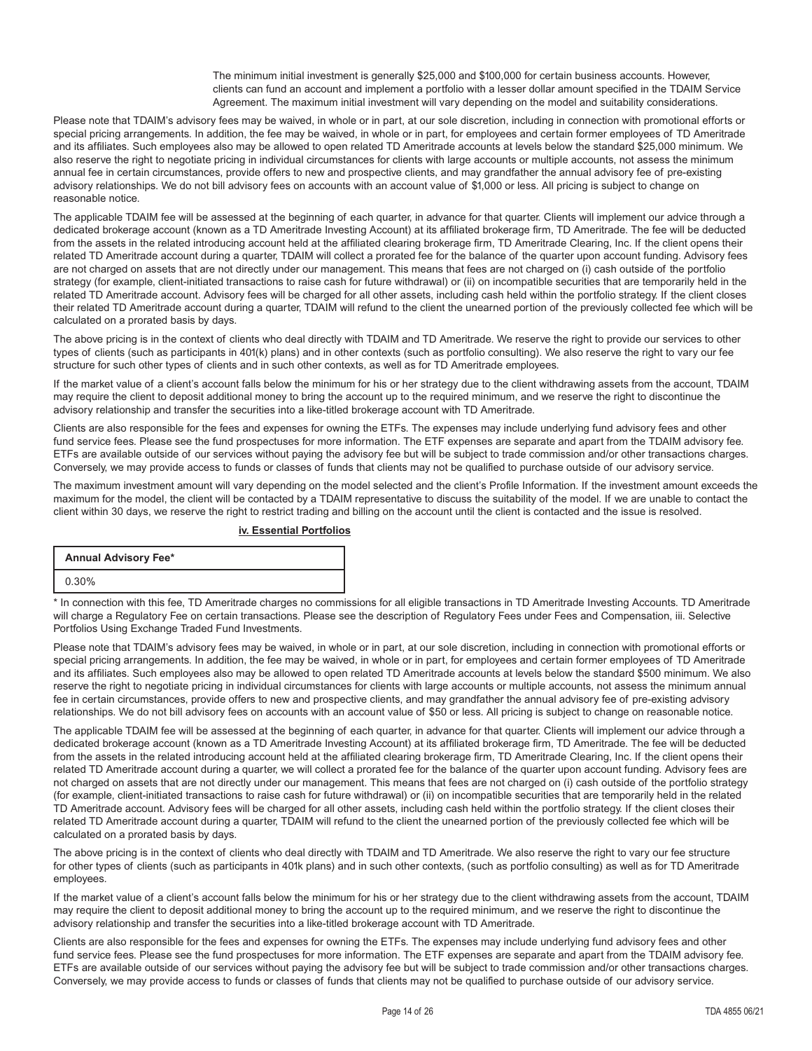The minimum initial investment is generally $25,000 and $100,000 for certain business accounts. However, clients can fund an account and implement a portfolio with a lesser dollar amount specified in the TDAIM Service Agreement. The maximum initial investment will vary depending on the model and suitability considerations.

Please note that TDAIM's advisory fees may be waived, in whole or in part, at our sole discretion, including in connection with promotional efforts or special pricing arrangements. In addition, the fee may be waived, in whole or in part, for employees and certain former employees of TD Ameritrade and its affiliates. Such employees also may be allowed to open related TD Ameritrade accounts at levels below the standard $25,000 minimum. We also reserve the right to negotiate pricing in individual circumstances for clients with large accounts or multiple accounts, not assess the minimum annual fee in certain circumstances, provide offers to new and prospective clients, and may grandfather the annual advisory fee of pre-existing advisory relationships. We do not bill advisory fees on accounts with an account value of $1,000 or less. All pricing is subject to change on reasonable notice.

The applicable TDAIM fee will be assessed at the beginning of each quarter, in advance for that quarter. Clients will implement our advice through a dedicated brokerage account (known as a TD Ameritrade Investing Account) at its affiliated brokerage firm, TD Ameritrade. The fee will be deducted from the assets in the related introducing account held at the affiliated clearing brokerage firm, TD Ameritrade Clearing, Inc. If the client opens their related TD Ameritrade account during a quarter, TDAIM will collect a prorated fee for the balance of the quarter upon account funding. Advisory fees are not charged on assets that are not directly under our management. This means that fees are not charged on (i) cash outside of the portfolio strategy (for example, client-initiated transactions to raise cash for future withdrawal) or (ii) on incompatible securities that are temporarily held in the related TD Ameritrade account. Advisory fees will be charged for all other assets, including cash held within the portfolio strategy. If the client closes their related TD Ameritrade account during a quarter, TDAIM will refund to the client the unearned portion of the previously collected fee which will be calculated on a prorated basis by days.

The above pricing is in the context of clients who deal directly with TDAIM and TD Ameritrade. We reserve the right to provide our services to other types of clients (such as participants in 401(k) plans) and in other contexts (such as portfolio consulting). We also reserve the right to vary our fee structure for such other types of clients and in such other contexts, as well as for TD Ameritrade employees.

If the market value of a client's account falls below the minimum for his or her strategy due to the client withdrawing assets from the account, TDAIM may require the client to deposit additional money to bring the account up to the required minimum, and we reserve the right to discontinue the advisory relationship and transfer the securities into a like-titled brokerage account with TD Ameritrade.

Clients are also responsible for the fees and expenses for owning the ETFs. The expenses may include underlying fund advisory fees and other fund service fees. Please see the fund prospectuses for more information. The ETF expenses are separate and apart from the TDAIM advisory fee. ETFs are available outside of our services without paying the advisory fee but will be subject to trade commission and/or other transactions charges. Conversely, we may provide access to funds or classes of funds that clients may not be qualified to purchase outside of our advisory service.

The maximum investment amount will vary depending on the model selected and the client's Profile Information. If the investment amount exceeds the maximum for the model, the client will be contacted by a TDAIM representative to discuss the suitability of the model. If we are unable to contact the client within 30 days, we reserve the right to restrict trading and billing on the account until the client is contacted and the issue is resolved.

### iv. Essential Portfolios

| Annual Advisory Fee* |
|---|
| 0.30% |

\* In connection with this fee, TD Ameritrade charges no commissions for all eligible transactions in TD Ameritrade Investing Accounts. TD Ameritrade will charge a Regulatory Fee on certain transactions. Please see the description of Regulatory Fees under Fees and Compensation, iii. Selective Portfolios Using Exchange Traded Fund Investments.

Please note that TDAIM's advisory fees may be waived, in whole or in part, at our sole discretion, including in connection with promotional efforts or special pricing arrangements. In addition, the fee may be waived, in whole or in part, for employees and certain former employees of TD Ameritrade and its affiliates. Such employees also may be allowed to open related TD Ameritrade accounts at levels below the standard $500 minimum. We also reserve the right to negotiate pricing in individual circumstances for clients with large accounts or multiple accounts, not assess the minimum annual fee in certain circumstances, provide offers to new and prospective clients, and may grandfather the annual advisory fee of pre-existing advisory relationships. We do not bill advisory fees on accounts with an account value of $50 or less. All pricing is subject to change on reasonable notice.

The applicable TDAIM fee will be assessed at the beginning of each quarter, in advance for that quarter. Clients will implement our advice through a dedicated brokerage account (known as a TD Ameritrade Investing Account) at its affiliated brokerage firm, TD Ameritrade. The fee will be deducted from the assets in the related introducing account held at the affiliated clearing brokerage firm, TD Ameritrade Clearing, Inc. If the client opens their related TD Ameritrade account during a quarter, we will collect a prorated fee for the balance of the quarter upon account funding. Advisory fees are not charged on assets that are not directly under our management. This means that fees are not charged on (i) cash outside of the portfolio strategy (for example, client-initiated transactions to raise cash for future withdrawal) or (ii) on incompatible securities that are temporarily held in the related TD Ameritrade account. Advisory fees will be charged for all other assets, including cash held within the portfolio strategy. If the client closes their related TD Ameritrade account during a quarter, TDAIM will refund to the client the unearned portion of the previously collected fee which will be calculated on a prorated basis by days.

The above pricing is in the context of clients who deal directly with TDAIM and TD Ameritrade. We also reserve the right to vary our fee structure for other types of clients (such as participants in 401k plans) and in such other contexts, (such as portfolio consulting) as well as for TD Ameritrade employees.

If the market value of a client's account falls below the minimum for his or her strategy due to the client withdrawing assets from the account, TDAIM may require the client to deposit additional money to bring the account up to the required minimum, and we reserve the right to discontinue the advisory relationship and transfer the securities into a like-titled brokerage account with TD Ameritrade.

Clients are also responsible for the fees and expenses for owning the ETFs. The expenses may include underlying fund advisory fees and other fund service fees. Please see the fund prospectuses for more information. The ETF expenses are separate and apart from the TDAIM advisory fee. ETFs are available outside of our services without paying the advisory fee but will be subject to trade commission and/or other transactions charges. Conversely, we may provide access to funds or classes of funds that clients may not be qualified to purchase outside of our advisory service.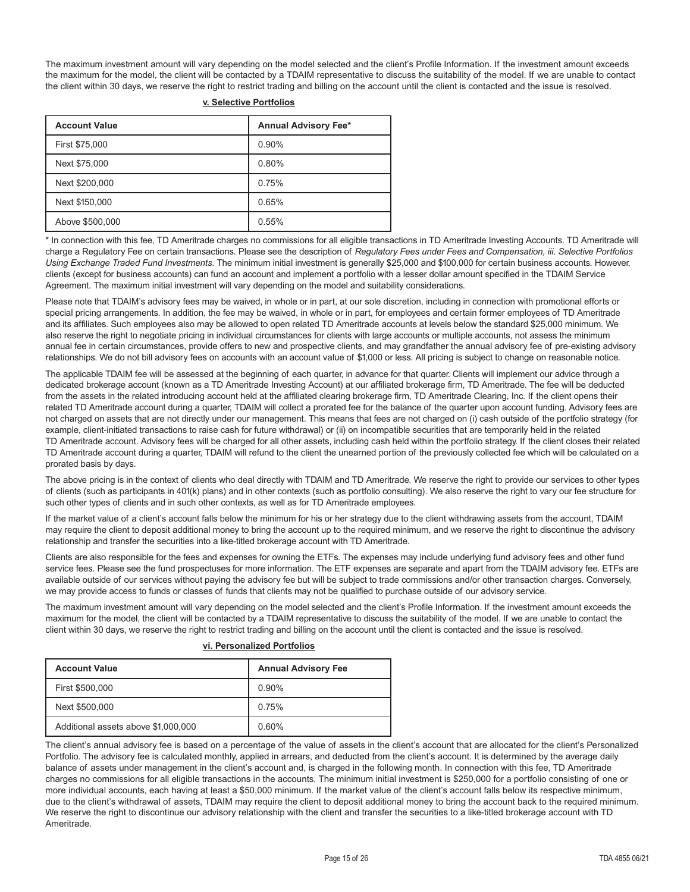The maximum investment amount will vary depending on the model selected and the client's Profile Information. If the investment amount exceeds the maximum for the model, the client will be contacted by a TDAIM representative to discuss the suitability of the model. If we are unable to contact the client within 30 days, we reserve the right to restrict trading and billing on the account until the client is contacted and the issue is resolved.

**v. Selective Portfolios**

| Account Value | Annual Advisory Fee* |
|---|---|
| First $75,000 | 0.90% |
| Next $75,000 | 0.80% |
| Next $200,000 | 0.75% |
| Next $150,000 | 0.65% |
| Above $500,000 | 0.55% |

* In connection with this fee, TD Ameritrade charges no commissions for all eligible transactions in TD Ameritrade Investing Accounts. TD Ameritrade will charge a Regulatory Fee on certain transactions. Please see the description of *Regulatory Fees under Fees and Compensation, iii. Selective Portfolios Using Exchange Traded Fund Investments*. The minimum initial investment is generally $25,000 and $100,000 for certain business accounts. However, clients (except for business accounts) can fund an account and implement a portfolio with a lesser dollar amount specified in the TDAIM Service Agreement. The maximum initial investment will vary depending on the model and suitability considerations.

Please note that TDAIM's advisory fees may be waived, in whole or in part, at our sole discretion, including in connection with promotional efforts or special pricing arrangements. In addition, the fee may be waived, in whole or in part, for employees and certain former employees of TD Ameritrade and its affiliates. Such employees also may be allowed to open related TD Ameritrade accounts at levels below the standard $25,000 minimum. We also reserve the right to negotiate pricing in individual circumstances for clients with large accounts or multiple accounts, not assess the minimum annual fee in certain circumstances, provide offers to new and prospective clients, and may grandfather the annual advisory fee of pre-existing advisory relationships. We do not bill advisory fees on accounts with an account value of $1,000 or less. All pricing is subject to change on reasonable notice.

The applicable TDAIM fee will be assessed at the beginning of each quarter, in advance for that quarter. Clients will implement our advice through a dedicated brokerage account (known as a TD Ameritrade Investing Account) at our affiliated brokerage firm, TD Ameritrade. The fee will be deducted from the assets in the related introducing account held at the affiliated clearing brokerage firm, TD Ameritrade Clearing, Inc. If the client opens their related TD Ameritrade account during a quarter, TDAIM will collect a prorated fee for the balance of the quarter upon account funding. Advisory fees are not charged on assets that are not directly under our management. This means that fees are not charged on (i) cash outside of the portfolio strategy (for example, client-initiated transactions to raise cash for future withdrawal) or (ii) on incompatible securities that are temporarily held in the related TD Ameritrade account. Advisory fees will be charged for all other assets, including cash held within the portfolio strategy. If the client closes their related TD Ameritrade account during a quarter, TDAIM will refund to the client the unearned portion of the previously collected fee which will be calculated on a prorated basis by days.

The above pricing is in the context of clients who deal directly with TDAIM and TD Ameritrade. We reserve the right to provide our services to other types of clients (such as participants in 401(k) plans) and in other contexts (such as portfolio consulting). We also reserve the right to vary our fee structure for such other types of clients and in such other contexts, as well as for TD Ameritrade employees.

If the market value of a client's account falls below the minimum for his or her strategy due to the client withdrawing assets from the account, TDAIM may require the client to deposit additional money to bring the account up to the required minimum, and we reserve the right to discontinue the advisory relationship and transfer the securities into a like-titled brokerage account with TD Ameritrade.

Clients are also responsible for the fees and expenses for owning the ETFs. The expenses may include underlying fund advisory fees and other fund service fees. Please see the fund prospectuses for more information. The ETF expenses are separate and apart from the TDAIM advisory fee. ETFs are available outside of our services without paying the advisory fee but will be subject to trade commissions and/or other transaction charges. Conversely, we may provide access to funds or classes of funds that clients may not be qualified to purchase outside of our advisory service.

The maximum investment amount will vary depending on the model selected and the client's Profile Information. If the investment amount exceeds the maximum for the model, the client will be contacted by a TDAIM representative to discuss the suitability of the model. If we are unable to contact the client within 30 days, we reserve the right to restrict trading and billing on the account until the client is contacted and the issue is resolved.

**vi. Personalized Portfolios**

| Account Value | Annual Advisory Fee |
|---|---|
| First $500,000 | 0.90% |
| Next $500,000 | 0.75% |
| Additional assets above $1,000,000 | 0.60% |

The client's annual advisory fee is based on a percentage of the value of assets in the client's account that are allocated for the client's Personalized Portfolio. The advisory fee is calculated monthly, applied in arrears, and deducted from the client's account. It is determined by the average daily balance of assets under management in the client's account and, is charged in the following month. In connection with this fee, TD Ameritrade charges no commissions for all eligible transactions in the accounts. The minimum initial investment is $250,000 for a portfolio consisting of one or more individual accounts, each having at least a $50,000 minimum. If the market value of the client's account falls below its respective minimum, due to the client's withdrawal of assets, TDAIM may require the client to deposit additional money to bring the account back to the required minimum. We reserve the right to discontinue our advisory relationship with the client and transfer the securities to a like-titled brokerage account with TD Ameritrade.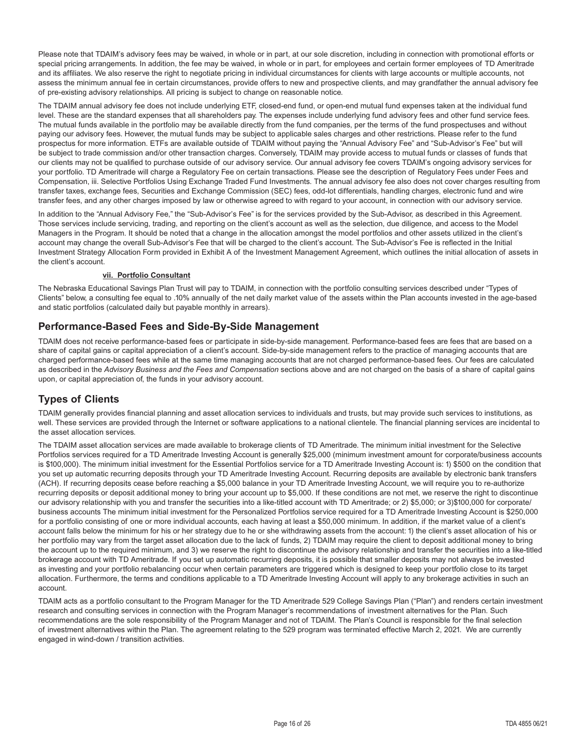Please note that TDAIM's advisory fees may be waived, in whole or in part, at our sole discretion, including in connection with promotional efforts or special pricing arrangements. In addition, the fee may be waived, in whole or in part, for employees and certain former employees of TD Ameritrade and its affiliates. We also reserve the right to negotiate pricing in individual circumstances for clients with large accounts or multiple accounts, not assess the minimum annual fee in certain circumstances, provide offers to new and prospective clients, and may grandfather the annual advisory fee of pre-existing advisory relationships. All pricing is subject to change on reasonable notice.

The TDAIM annual advisory fee does not include underlying ETF, closed-end fund, or open-end mutual fund expenses taken at the individual fund level. These are the standard expenses that all shareholders pay. The expenses include underlying fund advisory fees and other fund service fees. The mutual funds available in the portfolio may be available directly from the fund companies, per the terms of the fund prospectuses and without paying our advisory fees. However, the mutual funds may be subject to applicable sales charges and other restrictions. Please refer to the fund prospectus for more information. ETFs are available outside of TDAIM without paying the "Annual Advisory Fee" and "Sub-Advisor's Fee" but will be subject to trade commission and/or other transaction charges. Conversely, TDAIM may provide access to mutual funds or classes of funds that our clients may not be qualified to purchase outside of our advisory service. Our annual advisory fee covers TDAIM's ongoing advisory services for your portfolio. TD Ameritrade will charge a Regulatory Fee on certain transactions. Please see the description of Regulatory Fees under Fees and Compensation, iii. Selective Portfolios Using Exchange Traded Fund Investments. The annual advisory fee also does not cover charges resulting from transfer taxes, exchange fees, Securities and Exchange Commission (SEC) fees, odd-lot differentials, handling charges, electronic fund and wire transfer fees, and any other charges imposed by law or otherwise agreed to with regard to your account, in connection with our advisory service.

In addition to the "Annual Advisory Fee," the "Sub-Advisor's Fee" is for the services provided by the Sub-Advisor, as described in this Agreement. Those services include servicing, trading, and reporting on the client's account as well as the selection, due diligence, and access to the Model Managers in the Program. It should be noted that a change in the allocation amongst the model portfolios and other assets utilized in the client's account may change the overall Sub-Advisor's Fee that will be charged to the client's account. The Sub-Advisor's Fee is reflected in the Initial Investment Strategy Allocation Form provided in Exhibit A of the Investment Management Agreement, which outlines the initial allocation of assets in the client's account.

#### vii. Portfolio Consultant

The Nebraska Educational Savings Plan Trust will pay to TDAIM, in connection with the portfolio consulting services described under "Types of Clients" below, a consulting fee equal to .10% annually of the net daily market value of the assets within the Plan accounts invested in the age-based and static portfolios (calculated daily but payable monthly in arrears).

## Performance-Based Fees and Side-By-Side Management

TDAIM does not receive performance-based fees or participate in side-by-side management. Performance-based fees are fees that are based on a share of capital gains or capital appreciation of a client's account. Side-by-side management refers to the practice of managing accounts that are charged performance-based fees while at the same time managing accounts that are not charged performance-based fees. Our fees are calculated as described in the *Advisory Business and the Fees and Compensation* sections above and are not charged on the basis of a share of capital gains upon, or capital appreciation of, the funds in your advisory account.

## Types of Clients

TDAIM generally provides financial planning and asset allocation services to individuals and trusts, but may provide such services to institutions, as well. These services are provided through the Internet or software applications to a national clientele. The financial planning services are incidental to the asset allocation services.

The TDAIM asset allocation services are made available to brokerage clients of TD Ameritrade. The minimum initial investment for the Selective Portfolios services required for a TD Ameritrade Investing Account is generally $25,000 (minimum investment amount for corporate/business accounts is $100,000). The minimum initial investment for the Essential Portfolios service for a TD Ameritrade Investing Account is: 1) $500 on the condition that you set up automatic recurring deposits through your TD Ameritrade Investing Account. Recurring deposits are available by electronic bank transfers (ACH). If recurring deposits cease before reaching a $5,000 balance in your TD Ameritrade Investing Account, we will require you to re-authorize recurring deposits or deposit additional money to bring your account up to $5,000. If these conditions are not met, we reserve the right to discontinue our advisory relationship with you and transfer the securities into a like-titled account with TD Ameritrade; or 2) $5,000; or 3)$100,000 for corporate/business accounts The minimum initial investment for the Personalized Portfolios service required for a TD Ameritrade Investing Account is $250,000 for a portfolio consisting of one or more individual accounts, each having at least a $50,000 minimum. In addition, if the market value of a client's account falls below the minimum for his or her strategy due to he or she withdrawing assets from the account: 1) the client's asset allocation of his or her portfolio may vary from the target asset allocation due to the lack of funds, 2) TDAIM may require the client to deposit additional money to bring the account up to the required minimum, and 3) we reserve the right to discontinue the advisory relationship and transfer the securities into a like-titled brokerage account with TD Ameritrade. If you set up automatic recurring deposits, it is possible that smaller deposits may not always be invested as investing and your portfolio rebalancing occur when certain parameters are triggered which is designed to keep your portfolio close to its target allocation. Furthermore, the terms and conditions applicable to a TD Ameritrade Investing Account will apply to any brokerage activities in such an account.

TDAIM acts as a portfolio consultant to the Program Manager for the TD Ameritrade 529 College Savings Plan ("Plan") and renders certain investment research and consulting services in connection with the Program Manager's recommendations of investment alternatives for the Plan. Such recommendations are the sole responsibility of the Program Manager and not of TDAIM. The Plan's Council is responsible for the final selection of investment alternatives within the Plan. The agreement relating to the 529 program was terminated effective March 2, 2021. We are currently engaged in wind-down / transition activities.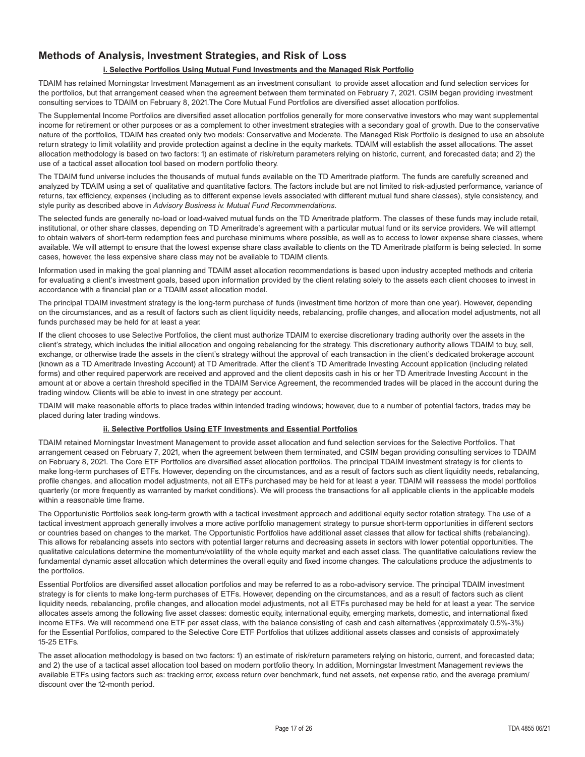## Methods of Analysis, Investment Strategies, and Risk of Loss

### i. Selective Portfolios Using Mutual Fund Investments and the Managed Risk Portfolio

TDAIM has retained Morningstar Investment Management as an investment consultant to provide asset allocation and fund selection services for the portfolios, but that arrangement ceased when the agreement between them terminated on February 7, 2021. CSIM began providing investment consulting services to TDAIM on February 8, 2021.The Core Mutual Fund Portfolios are diversified asset allocation portfolios.

The Supplemental Income Portfolios are diversified asset allocation portfolios generally for more conservative investors who may want supplemental income for retirement or other purposes or as a complement to other investment strategies with a secondary goal of growth. Due to the conservative nature of the portfolios, TDAIM has created only two models: Conservative and Moderate. The Managed Risk Portfolio is designed to use an absolute return strategy to limit volatility and provide protection against a decline in the equity markets. TDAIM will establish the asset allocations. The asset allocation methodology is based on two factors: 1) an estimate of risk/return parameters relying on historic, current, and forecasted data; and 2) the use of a tactical asset allocation tool based on modern portfolio theory.

The TDAIM fund universe includes the thousands of mutual funds available on the TD Ameritrade platform. The funds are carefully screened and analyzed by TDAIM using a set of qualitative and quantitative factors. The factors include but are not limited to risk-adjusted performance, variance of returns, tax efficiency, expenses (including as to different expense levels associated with different mutual fund share classes), style consistency, and style purity as described above in *Advisory Business iv. Mutual Fund Recommendations*.

The selected funds are generally no-load or load-waived mutual funds on the TD Ameritrade platform. The classes of these funds may include retail, institutional, or other share classes, depending on TD Ameritrade's agreement with a particular mutual fund or its service providers. We will attempt to obtain waivers of short-term redemption fees and purchase minimums where possible, as well as to access to lower expense share classes, where available. We will attempt to ensure that the lowest expense share class available to clients on the TD Ameritrade platform is being selected. In some cases, however, the less expensive share class may not be available to TDAIM clients.

Information used in making the goal planning and TDAIM asset allocation recommendations is based upon industry accepted methods and criteria for evaluating a client's investment goals, based upon information provided by the client relating solely to the assets each client chooses to invest in accordance with a financial plan or a TDAIM asset allocation model.

The principal TDAIM investment strategy is the long-term purchase of funds (investment time horizon of more than one year). However, depending on the circumstances, and as a result of factors such as client liquidity needs, rebalancing, profile changes, and allocation model adjustments, not all funds purchased may be held for at least a year.

If the client chooses to use Selective Portfolios, the client must authorize TDAIM to exercise discretionary trading authority over the assets in the client's strategy, which includes the initial allocation and ongoing rebalancing for the strategy. This discretionary authority allows TDAIM to buy, sell, exchange, or otherwise trade the assets in the client's strategy without the approval of each transaction in the client's dedicated brokerage account (known as a TD Ameritrade Investing Account) at TD Ameritrade. After the client's TD Ameritrade Investing Account application (including related forms) and other required paperwork are received and approved and the client deposits cash in his or her TD Ameritrade Investing Account in the amount at or above a certain threshold specified in the TDAIM Service Agreement, the recommended trades will be placed in the account during the trading window. Clients will be able to invest in one strategy per account.

TDAIM will make reasonable efforts to place trades within intended trading windows; however, due to a number of potential factors, trades may be placed during later trading windows.

### ii. Selective Portfolios Using ETF Investments and Essential Portfolios

TDAIM retained Morningstar Investment Management to provide asset allocation and fund selection services for the Selective Portfolios. That arrangement ceased on February 7, 2021, when the agreement between them terminated, and CSIM began providing consulting services to TDAIM on February 8, 2021. The Core ETF Portfolios are diversified asset allocation portfolios. The principal TDAIM investment strategy is for clients to make long-term purchases of ETFs. However, depending on the circumstances, and as a result of factors such as client liquidity needs, rebalancing, profile changes, and allocation model adjustments, not all ETFs purchased may be held for at least a year. TDAIM will reassess the model portfolios quarterly (or more frequently as warranted by market conditions). We will process the transactions for all applicable clients in the applicable models within a reasonable time frame.

The Opportunistic Portfolios seek long-term growth with a tactical investment approach and additional equity sector rotation strategy. The use of a tactical investment approach generally involves a more active portfolio management strategy to pursue short-term opportunities in different sectors or countries based on changes to the market. The Opportunistic Portfolios have additional asset classes that allow for tactical shifts (rebalancing). This allows for rebalancing assets into sectors with potential larger returns and decreasing assets in sectors with lower potential opportunities. The qualitative calculations determine the momentum/volatility of the whole equity market and each asset class. The quantitative calculations review the fundamental dynamic asset allocation which determines the overall equity and fixed income changes. The calculations produce the adjustments to the portfolios.

Essential Portfolios are diversified asset allocation portfolios and may be referred to as a robo-advisory service. The principal TDAIM investment strategy is for clients to make long-term purchases of ETFs. However, depending on the circumstances, and as a result of factors such as client liquidity needs, rebalancing, profile changes, and allocation model adjustments, not all ETFs purchased may be held for at least a year. The service allocates assets among the following five asset classes: domestic equity, international equity, emerging markets, domestic, and international fixed income ETFs. We will recommend one ETF per asset class, with the balance consisting of cash and cash alternatives (approximately 0.5%-3%) for the Essential Portfolios, compared to the Selective Core ETF Portfolios that utilizes additional assets classes and consists of approximately 15-25 ETFs.

The asset allocation methodology is based on two factors: 1) an estimate of risk/return parameters relying on historic, current, and forecasted data; and 2) the use of a tactical asset allocation tool based on modern portfolio theory. In addition, Morningstar Investment Management reviews the available ETFs using factors such as: tracking error, excess return over benchmark, fund net assets, net expense ratio, and the average premium/discount over the 12-month period.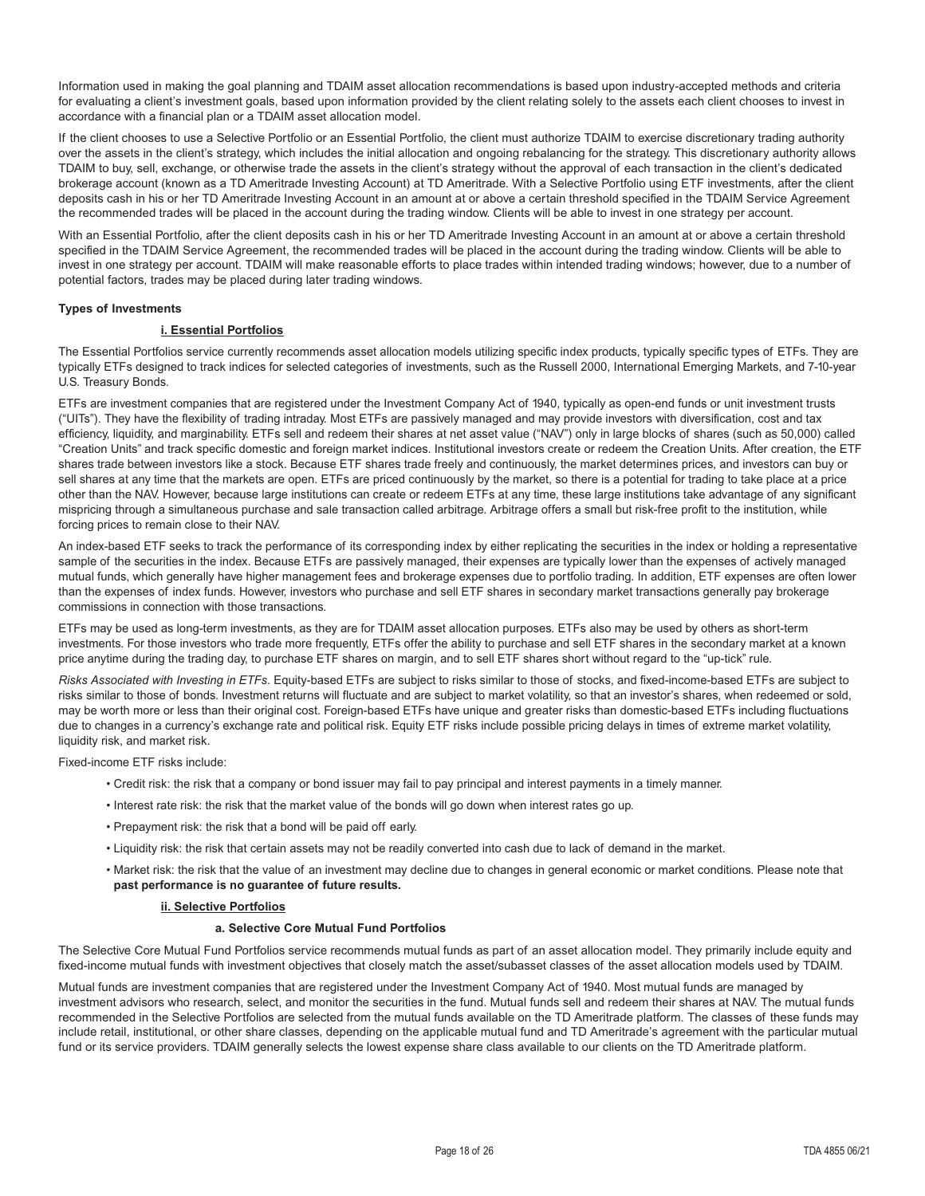Information used in making the goal planning and TDAIM asset allocation recommendations is based upon industry-accepted methods and criteria for evaluating a client's investment goals, based upon information provided by the client relating solely to the assets each client chooses to invest in accordance with a financial plan or a TDAIM asset allocation model.

If the client chooses to use a Selective Portfolio or an Essential Portfolio, the client must authorize TDAIM to exercise discretionary trading authority over the assets in the client's strategy, which includes the initial allocation and ongoing rebalancing for the strategy. This discretionary authority allows TDAIM to buy, sell, exchange, or otherwise trade the assets in the client's strategy without the approval of each transaction in the client's dedicated brokerage account (known as a TD Ameritrade Investing Account) at TD Ameritrade. With a Selective Portfolio using ETF investments, after the client deposits cash in his or her TD Ameritrade Investing Account in an amount at or above a certain threshold specified in the TDAIM Service Agreement the recommended trades will be placed in the account during the trading window. Clients will be able to invest in one strategy per account.

With an Essential Portfolio, after the client deposits cash in his or her TD Ameritrade Investing Account in an amount at or above a certain threshold specified in the TDAIM Service Agreement, the recommended trades will be placed in the account during the trading window. Clients will be able to invest in one strategy per account. TDAIM will make reasonable efforts to place trades within intended trading windows; however, due to a number of potential factors, trades may be placed during later trading windows.

**Types of Investments**

**i. Essential Portfolios**

The Essential Portfolios service currently recommends asset allocation models utilizing specific index products, typically specific types of ETFs. They are typically ETFs designed to track indices for selected categories of investments, such as the Russell 2000, International Emerging Markets, and 7-10-year U.S. Treasury Bonds.

ETFs are investment companies that are registered under the Investment Company Act of 1940, typically as open-end funds or unit investment trusts ("UITs"). They have the flexibility of trading intraday. Most ETFs are passively managed and may provide investors with diversification, cost and tax efficiency, liquidity, and marginability. ETFs sell and redeem their shares at net asset value ("NAV") only in large blocks of shares (such as 50,000) called "Creation Units" and track specific domestic and foreign market indices. Institutional investors create or redeem the Creation Units. After creation, the ETF shares trade between investors like a stock. Because ETF shares trade freely and continuously, the market determines prices, and investors can buy or sell shares at any time that the markets are open. ETFs are priced continuously by the market, so there is a potential for trading to take place at a price other than the NAV. However, because large institutions can create or redeem ETFs at any time, these large institutions take advantage of any significant mispricing through a simultaneous purchase and sale transaction called arbitrage. Arbitrage offers a small but risk-free profit to the institution, while forcing prices to remain close to their NAV.

An index-based ETF seeks to track the performance of its corresponding index by either replicating the securities in the index or holding a representative sample of the securities in the index. Because ETFs are passively managed, their expenses are typically lower than the expenses of actively managed mutual funds, which generally have higher management fees and brokerage expenses due to portfolio trading. In addition, ETF expenses are often lower than the expenses of index funds. However, investors who purchase and sell ETF shares in secondary market transactions generally pay brokerage commissions in connection with those transactions.

ETFs may be used as long-term investments, as they are for TDAIM asset allocation purposes. ETFs also may be used by others as short-term investments. For those investors who trade more frequently, ETFs offer the ability to purchase and sell ETF shares in the secondary market at a known price anytime during the trading day, to purchase ETF shares on margin, and to sell ETF shares short without regard to the "up-tick" rule.

*Risks Associated with Investing in ETFs*. Equity-based ETFs are subject to risks similar to those of stocks, and fixed-income-based ETFs are subject to risks similar to those of bonds. Investment returns will fluctuate and are subject to market volatility, so that an investor's shares, when redeemed or sold, may be worth more or less than their original cost. Foreign-based ETFs have unique and greater risks than domestic-based ETFs including fluctuations due to changes in a currency's exchange rate and political risk. Equity ETF risks include possible pricing delays in times of extreme market volatility, liquidity risk, and market risk.

Fixed-income ETF risks include:

- Credit risk: the risk that a company or bond issuer may fail to pay principal and interest payments in a timely manner.
- Interest rate risk: the risk that the market value of the bonds will go down when interest rates go up.
- Prepayment risk: the risk that a bond will be paid off early.
- Liquidity risk: the risk that certain assets may not be readily converted into cash due to lack of demand in the market.
- Market risk: the risk that the value of an investment may decline due to changes in general economic or market conditions. Please note that **past performance is no guarantee of future results.**

**ii. Selective Portfolios**

**a. Selective Core Mutual Fund Portfolios**

The Selective Core Mutual Fund Portfolios service recommends mutual funds as part of an asset allocation model. They primarily include equity and fixed-income mutual funds with investment objectives that closely match the asset/subasset classes of the asset allocation models used by TDAIM.

Mutual funds are investment companies that are registered under the Investment Company Act of 1940. Most mutual funds are managed by investment advisors who research, select, and monitor the securities in the fund. Mutual funds sell and redeem their shares at NAV. The mutual funds recommended in the Selective Portfolios are selected from the mutual funds available on the TD Ameritrade platform. The classes of these funds may include retail, institutional, or other share classes, depending on the applicable mutual fund and TD Ameritrade's agreement with the particular mutual fund or its service providers. TDAIM generally selects the lowest expense share class available to our clients on the TD Ameritrade platform.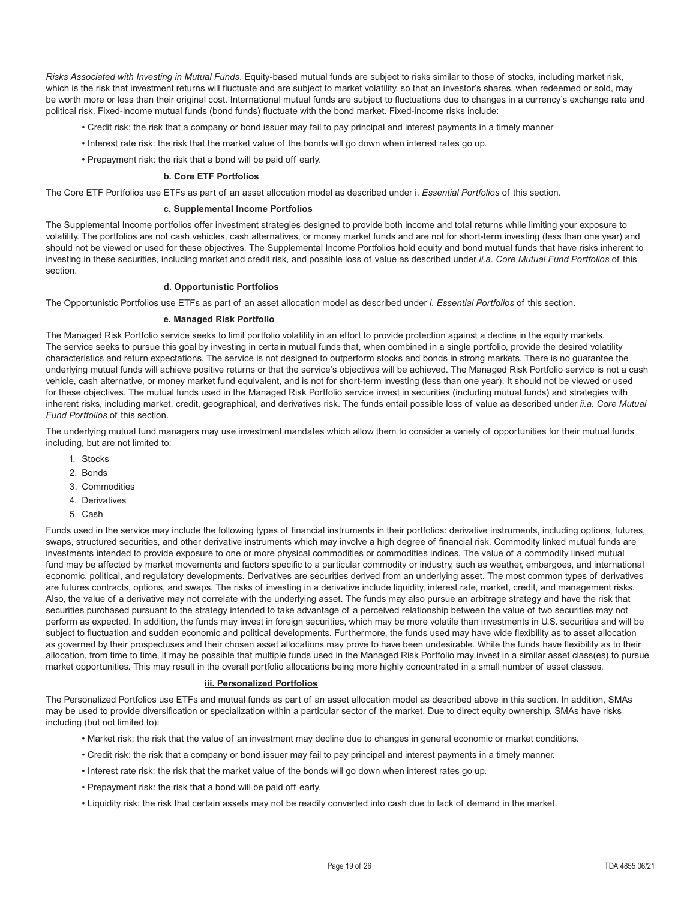*Risks Associated with Investing in Mutual Funds*. Equity-based mutual funds are subject to risks similar to those of stocks, including market risk, which is the risk that investment returns will fluctuate and are subject to market volatility, so that an investor's shares, when redeemed or sold, may be worth more or less than their original cost. International mutual funds are subject to fluctuations due to changes in a currency's exchange rate and political risk. Fixed-income mutual funds (bond funds) fluctuate with the bond market. Fixed-income risks include:

- Credit risk: the risk that a company or bond issuer may fail to pay principal and interest payments in a timely manner
- Interest rate risk: the risk that the market value of the bonds will go down when interest rates go up.
- Prepayment risk: the risk that a bond will be paid off early.

**b. Core ETF Portfolios**

The Core ETF Portfolios use ETFs as part of an asset allocation model as described under i. *Essential Portfolios* of this section.

**c. Supplemental Income Portfolios**

The Supplemental Income portfolios offer investment strategies designed to provide both income and total returns while limiting your exposure to volatility. The portfolios are not cash vehicles, cash alternatives, or money market funds and are not for short-term investing (less than one year) and should not be viewed or used for these objectives. The Supplemental Income Portfolios hold equity and bond mutual funds that have risks inherent to investing in these securities, including market and credit risk, and possible loss of value as described under *ii.a. Core Mutual Fund Portfolios* of this section.

**d. Opportunistic Portfolios**

The Opportunistic Portfolios use ETFs as part of an asset allocation model as described under *i. Essential Portfolios* of this section.

**e. Managed Risk Portfolio**

The Managed Risk Portfolio service seeks to limit portfolio volatility in an effort to provide protection against a decline in the equity markets. The service seeks to pursue this goal by investing in certain mutual funds that, when combined in a single portfolio, provide the desired volatility characteristics and return expectations. The service is not designed to outperform stocks and bonds in strong markets. There is no guarantee the underlying mutual funds will achieve positive returns or that the service's objectives will be achieved. The Managed Risk Portfolio service is not a cash vehicle, cash alternative, or money market fund equivalent, and is not for short-term investing (less than one year). It should not be viewed or used for these objectives. The mutual funds used in the Managed Risk Portfolio service invest in securities (including mutual funds) and strategies with inherent risks, including market, credit, geographical, and derivatives risk. The funds entail possible loss of value as described under *ii.a. Core Mutual Fund Portfolios* of this section.

The underlying mutual fund managers may use investment mandates which allow them to consider a variety of opportunities for their mutual funds including, but are not limited to:

1. Stocks
2. Bonds
3. Commodities
4. Derivatives
5. Cash

Funds used in the service may include the following types of financial instruments in their portfolios: derivative instruments, including options, futures, swaps, structured securities, and other derivative instruments which may involve a high degree of financial risk. Commodity linked mutual funds are investments intended to provide exposure to one or more physical commodities or commodities indices. The value of a commodity linked mutual fund may be affected by market movements and factors specific to a particular commodity or industry, such as weather, embargoes, and international economic, political, and regulatory developments. Derivatives are securities derived from an underlying asset. The most common types of derivatives are futures contracts, options, and swaps. The risks of investing in a derivative include liquidity, interest rate, market, credit, and management risks. Also, the value of a derivative may not correlate with the underlying asset. The funds may also pursue an arbitrage strategy and have the risk that securities purchased pursuant to the strategy intended to take advantage of a perceived relationship between the value of two securities may not perform as expected. In addition, the funds may invest in foreign securities, which may be more volatile than investments in U.S. securities and will be subject to fluctuation and sudden economic and political developments. Furthermore, the funds used may have wide flexibility as to asset allocation as governed by their prospectuses and their chosen asset allocations may prove to have been undesirable. While the funds have flexibility as to their allocation, from time to time, it may be possible that multiple funds used in the Managed Risk Portfolio may invest in a similar asset class(es) to pursue market opportunities. This may result in the overall portfolio allocations being more highly concentrated in a small number of asset classes.

**iii. Personalized Portfolios**

The Personalized Portfolios use ETFs and mutual funds as part of an asset allocation model as described above in this section. In addition, SMAs may be used to provide diversification or specialization within a particular sector of the market. Due to direct equity ownership, SMAs have risks including (but not limited to):

- Market risk: the risk that the value of an investment may decline due to changes in general economic or market conditions.
- Credit risk: the risk that a company or bond issuer may fail to pay principal and interest payments in a timely manner.
- Interest rate risk: the risk that the market value of the bonds will go down when interest rates go up.
- Prepayment risk: the risk that a bond will be paid off early.
- Liquidity risk: the risk that certain assets may not be readily converted into cash due to lack of demand in the market.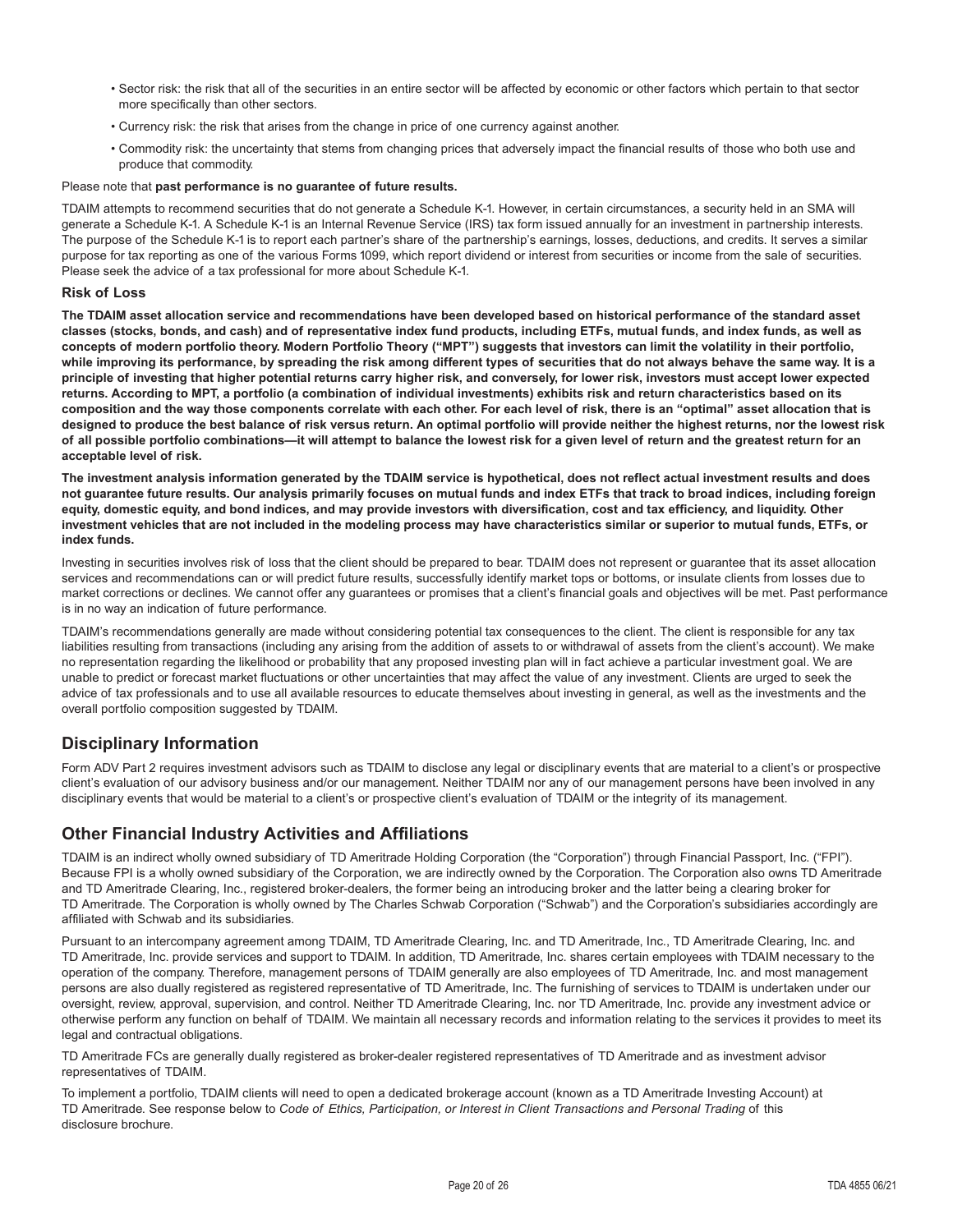- Sector risk: the risk that all of the securities in an entire sector will be affected by economic or other factors which pertain to that sector more specifically than other sectors.
- Currency risk: the risk that arises from the change in price of one currency against another.
- Commodity risk: the uncertainty that stems from changing prices that adversely impact the financial results of those who both use and produce that commodity.

Please note that **past performance is no guarantee of future results.**

TDAIM attempts to recommend securities that do not generate a Schedule K-1. However, in certain circumstances, a security held in an SMA will generate a Schedule K-1. A Schedule K-1 is an Internal Revenue Service (IRS) tax form issued annually for an investment in partnership interests. The purpose of the Schedule K-1 is to report each partner's share of the partnership's earnings, losses, deductions, and credits. It serves a similar purpose for tax reporting as one of the various Forms 1099, which report dividend or interest from securities or income from the sale of securities. Please seek the advice of a tax professional for more about Schedule K-1.

### Risk of Loss

**The TDAIM asset allocation service and recommendations have been developed based on historical performance of the standard asset classes (stocks, bonds, and cash) and of representative index fund products, including ETFs, mutual funds, and index funds, as well as concepts of modern portfolio theory. Modern Portfolio Theory ("MPT") suggests that investors can limit the volatility in their portfolio, while improving its performance, by spreading the risk among different types of securities that do not always behave the same way. It is a principle of investing that higher potential returns carry higher risk, and conversely, for lower risk, investors must accept lower expected returns. According to MPT, a portfolio (a combination of individual investments) exhibits risk and return characteristics based on its composition and the way those components correlate with each other. For each level of risk, there is an "optimal" asset allocation that is designed to produce the best balance of risk versus return. An optimal portfolio will provide neither the highest returns, nor the lowest risk of all possible portfolio combinations—it will attempt to balance the lowest risk for a given level of return and the greatest return for an acceptable level of risk.**

**The investment analysis information generated by the TDAIM service is hypothetical, does not reflect actual investment results and does not guarantee future results. Our analysis primarily focuses on mutual funds and index ETFs that track to broad indices, including foreign equity, domestic equity, and bond indices, and may provide investors with diversification, cost and tax efficiency, and liquidity. Other investment vehicles that are not included in the modeling process may have characteristics similar or superior to mutual funds, ETFs, or index funds.**

Investing in securities involves risk of loss that the client should be prepared to bear. TDAIM does not represent or guarantee that its asset allocation services and recommendations can or will predict future results, successfully identify market tops or bottoms, or insulate clients from losses due to market corrections or declines. We cannot offer any guarantees or promises that a client's financial goals and objectives will be met. Past performance is in no way an indication of future performance.

TDAIM's recommendations generally are made without considering potential tax consequences to the client. The client is responsible for any tax liabilities resulting from transactions (including any arising from the addition of assets to or withdrawal of assets from the client's account). We make no representation regarding the likelihood or probability that any proposed investing plan will in fact achieve a particular investment goal. We are unable to predict or forecast market fluctuations or other uncertainties that may affect the value of any investment. Clients are urged to seek the advice of tax professionals and to use all available resources to educate themselves about investing in general, as well as the investments and the overall portfolio composition suggested by TDAIM.

## Disciplinary Information

Form ADV Part 2 requires investment advisors such as TDAIM to disclose any legal or disciplinary events that are material to a client's or prospective client's evaluation of our advisory business and/or our management. Neither TDAIM nor any of our management persons have been involved in any disciplinary events that would be material to a client's or prospective client's evaluation of TDAIM or the integrity of its management.

## Other Financial Industry Activities and Affiliations

TDAIM is an indirect wholly owned subsidiary of TD Ameritrade Holding Corporation (the "Corporation") through Financial Passport, Inc. ("FPI"). Because FPI is a wholly owned subsidiary of the Corporation, we are indirectly owned by the Corporation. The Corporation also owns TD Ameritrade and TD Ameritrade Clearing, Inc., registered broker-dealers, the former being an introducing broker and the latter being a clearing broker for TD Ameritrade. The Corporation is wholly owned by The Charles Schwab Corporation ("Schwab") and the Corporation's subsidiaries accordingly are affiliated with Schwab and its subsidiaries.

Pursuant to an intercompany agreement among TDAIM, TD Ameritrade Clearing, Inc. and TD Ameritrade, Inc., TD Ameritrade Clearing, Inc. and TD Ameritrade, Inc. provide services and support to TDAIM. In addition, TD Ameritrade, Inc. shares certain employees with TDAIM necessary to the operation of the company. Therefore, management persons of TDAIM generally are also employees of TD Ameritrade, Inc. and most management persons are also dually registered as registered representative of TD Ameritrade, Inc. The furnishing of services to TDAIM is undertaken under our oversight, review, approval, supervision, and control. Neither TD Ameritrade Clearing, Inc. nor TD Ameritrade, Inc. provide any investment advice or otherwise perform any function on behalf of TDAIM. We maintain all necessary records and information relating to the services it provides to meet its legal and contractual obligations.

TD Ameritrade FCs are generally dually registered as broker-dealer registered representatives of TD Ameritrade and as investment advisor representatives of TDAIM.

To implement a portfolio, TDAIM clients will need to open a dedicated brokerage account (known as a TD Ameritrade Investing Account) at TD Ameritrade. See response below to *Code of Ethics, Participation, or Interest in Client Transactions and Personal Trading* of this disclosure brochure.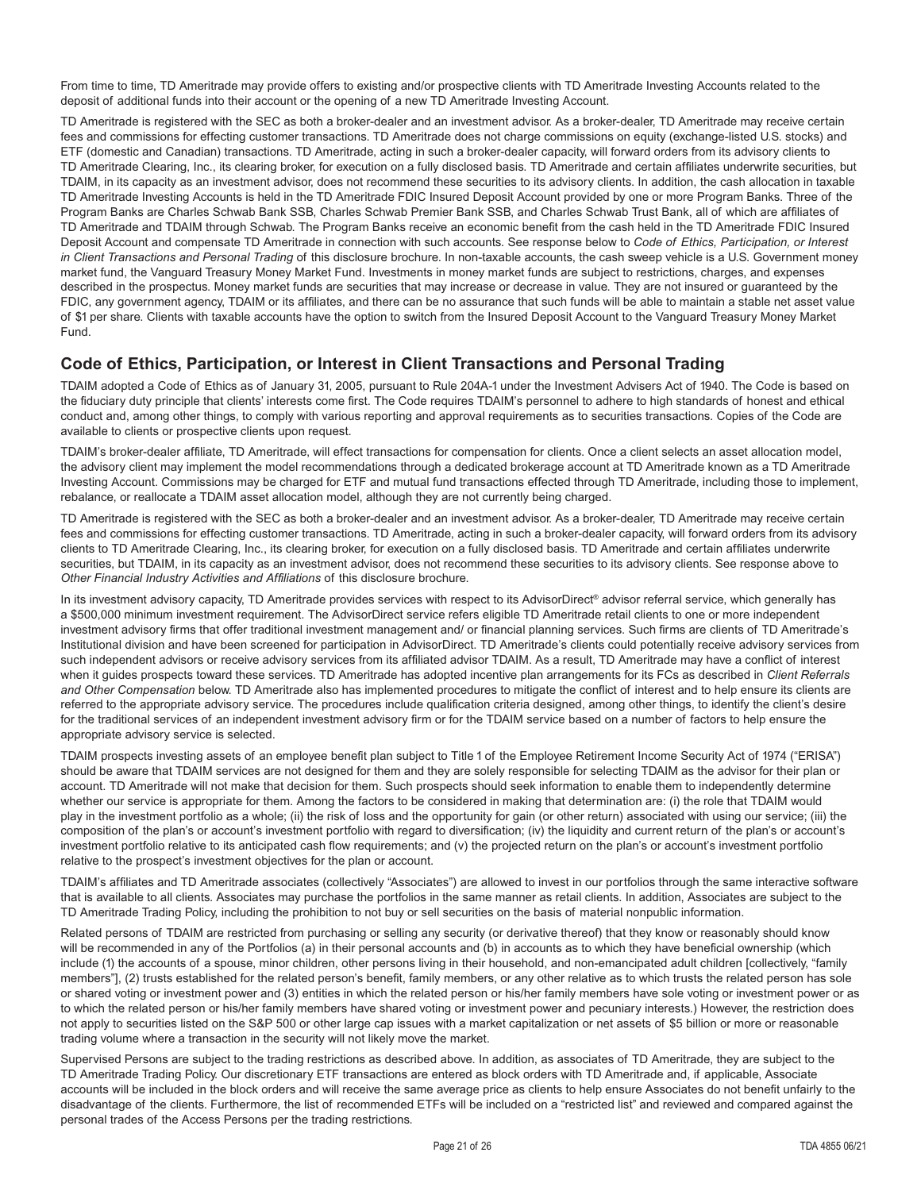From time to time, TD Ameritrade may provide offers to existing and/or prospective clients with TD Ameritrade Investing Accounts related to the deposit of additional funds into their account or the opening of a new TD Ameritrade Investing Account.

TD Ameritrade is registered with the SEC as both a broker-dealer and an investment advisor. As a broker-dealer, TD Ameritrade may receive certain fees and commissions for effecting customer transactions. TD Ameritrade does not charge commissions on equity (exchange-listed U.S. stocks) and ETF (domestic and Canadian) transactions. TD Ameritrade, acting in such a broker-dealer capacity, will forward orders from its advisory clients to TD Ameritrade Clearing, Inc., its clearing broker, for execution on a fully disclosed basis. TD Ameritrade and certain affiliates underwrite securities, but TDAIM, in its capacity as an investment advisor, does not recommend these securities to its advisory clients. In addition, the cash allocation in taxable TD Ameritrade Investing Accounts is held in the TD Ameritrade FDIC Insured Deposit Account provided by one or more Program Banks. Three of the Program Banks are Charles Schwab Bank SSB, Charles Schwab Premier Bank SSB, and Charles Schwab Trust Bank, all of which are affiliates of TD Ameritrade and TDAIM through Schwab. The Program Banks receive an economic benefit from the cash held in the TD Ameritrade FDIC Insured Deposit Account and compensate TD Ameritrade in connection with such accounts. See response below to *Code of Ethics, Participation, or Interest in Client Transactions and Personal Trading* of this disclosure brochure. In non-taxable accounts, the cash sweep vehicle is a U.S. Government money market fund, the Vanguard Treasury Money Market Fund. Investments in money market funds are subject to restrictions, charges, and expenses described in the prospectus. Money market funds are securities that may increase or decrease in value. They are not insured or guaranteed by the FDIC, any government agency, TDAIM or its affiliates, and there can be no assurance that such funds will be able to maintain a stable net asset value of $1 per share. Clients with taxable accounts have the option to switch from the Insured Deposit Account to the Vanguard Treasury Money Market Fund.

## Code of Ethics, Participation, or Interest in Client Transactions and Personal Trading

TDAIM adopted a Code of Ethics as of January 31, 2005, pursuant to Rule 204A-1 under the Investment Advisers Act of 1940. The Code is based on the fiduciary duty principle that clients' interests come first. The Code requires TDAIM's personnel to adhere to high standards of honest and ethical conduct and, among other things, to comply with various reporting and approval requirements as to securities transactions. Copies of the Code are available to clients or prospective clients upon request.

TDAIM's broker-dealer affiliate, TD Ameritrade, will effect transactions for compensation for clients. Once a client selects an asset allocation model, the advisory client may implement the model recommendations through a dedicated brokerage account at TD Ameritrade known as a TD Ameritrade Investing Account. Commissions may be charged for ETF and mutual fund transactions effected through TD Ameritrade, including those to implement, rebalance, or reallocate a TDAIM asset allocation model, although they are not currently being charged.

TD Ameritrade is registered with the SEC as both a broker-dealer and an investment advisor. As a broker-dealer, TD Ameritrade may receive certain fees and commissions for effecting customer transactions. TD Ameritrade, acting in such a broker-dealer capacity, will forward orders from its advisory clients to TD Ameritrade Clearing, Inc., its clearing broker, for execution on a fully disclosed basis. TD Ameritrade and certain affiliates underwrite securities, but TDAIM, in its capacity as an investment advisor, does not recommend these securities to its advisory clients. See response above to *Other Financial Industry Activities and Affiliations* of this disclosure brochure.

In its investment advisory capacity, TD Ameritrade provides services with respect to its AdvisorDirect® advisor referral service, which generally has a $500,000 minimum investment requirement. The AdvisorDirect service refers eligible TD Ameritrade retail clients to one or more independent investment advisory firms that offer traditional investment management and/ or financial planning services. Such firms are clients of TD Ameritrade's Institutional division and have been screened for participation in AdvisorDirect. TD Ameritrade's clients could potentially receive advisory services from such independent advisors or receive advisory services from its affiliated advisor TDAIM. As a result, TD Ameritrade may have a conflict of interest when it guides prospects toward these services. TD Ameritrade has adopted incentive plan arrangements for its FCs as described in *Client Referrals and Other Compensation* below. TD Ameritrade also has implemented procedures to mitigate the conflict of interest and to help ensure its clients are referred to the appropriate advisory service. The procedures include qualification criteria designed, among other things, to identify the client's desire for the traditional services of an independent investment advisory firm or for the TDAIM service based on a number of factors to help ensure the appropriate advisory service is selected.

TDAIM prospects investing assets of an employee benefit plan subject to Title 1 of the Employee Retirement Income Security Act of 1974 ("ERISA") should be aware that TDAIM services are not designed for them and they are solely responsible for selecting TDAIM as the advisor for their plan or account. TD Ameritrade will not make that decision for them. Such prospects should seek information to enable them to independently determine whether our service is appropriate for them. Among the factors to be considered in making that determination are: (i) the role that TDAIM would play in the investment portfolio as a whole; (ii) the risk of loss and the opportunity for gain (or other return) associated with using our service; (iii) the composition of the plan's or account's investment portfolio with regard to diversification; (iv) the liquidity and current return of the plan's or account's investment portfolio relative to its anticipated cash flow requirements; and (v) the projected return on the plan's or account's investment portfolio relative to the prospect's investment objectives for the plan or account.

TDAIM's affiliates and TD Ameritrade associates (collectively "Associates") are allowed to invest in our portfolios through the same interactive software that is available to all clients. Associates may purchase the portfolios in the same manner as retail clients. In addition, Associates are subject to the TD Ameritrade Trading Policy, including the prohibition to not buy or sell securities on the basis of material nonpublic information.

Related persons of TDAIM are restricted from purchasing or selling any security (or derivative thereof) that they know or reasonably should know will be recommended in any of the Portfolios (a) in their personal accounts and (b) in accounts as to which they have beneficial ownership (which include (1) the accounts of a spouse, minor children, other persons living in their household, and non-emancipated adult children [collectively, "family members"], (2) trusts established for the related person's benefit, family members, or any other relative as to which trusts the related person has sole or shared voting or investment power and (3) entities in which the related person or his/her family members have sole voting or investment power or as to which the related person or his/her family members have shared voting or investment power and pecuniary interests.) However, the restriction does not apply to securities listed on the S&P 500 or other large cap issues with a market capitalization or net assets of $5 billion or more or reasonable trading volume where a transaction in the security will not likely move the market.

Supervised Persons are subject to the trading restrictions as described above. In addition, as associates of TD Ameritrade, they are subject to the TD Ameritrade Trading Policy. Our discretionary ETF transactions are entered as block orders with TD Ameritrade and, if applicable, Associate accounts will be included in the block orders and will receive the same average price as clients to help ensure Associates do not benefit unfairly to the disadvantage of the clients. Furthermore, the list of recommended ETFs will be included on a "restricted list" and reviewed and compared against the personal trades of the Access Persons per the trading restrictions.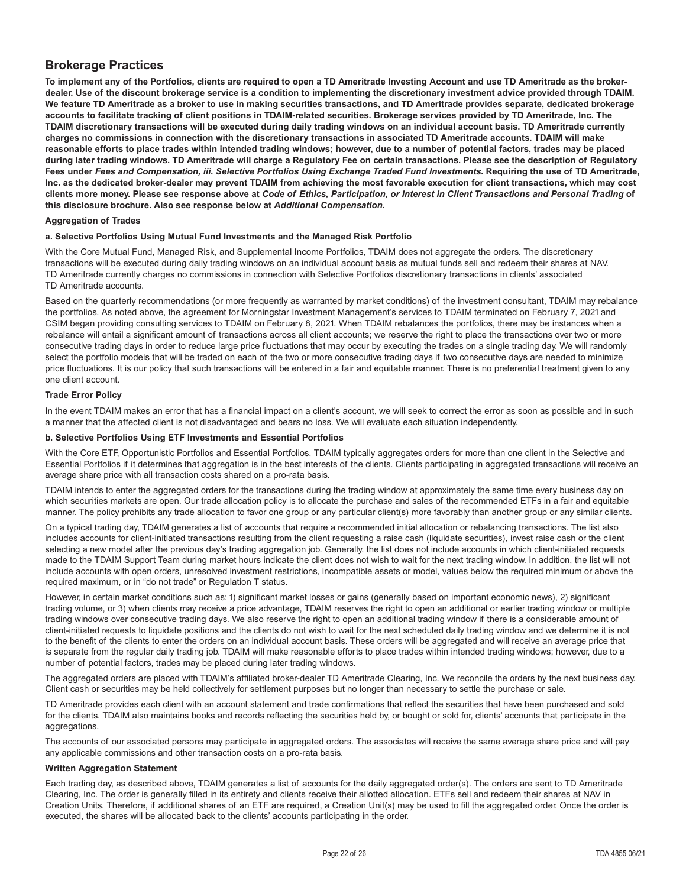## Brokerage Practices

**To implement any of the Portfolios, clients are required to open a TD Ameritrade Investing Account and use TD Ameritrade as the broker-dealer. Use of the discount brokerage service is a condition to implementing the discretionary investment advice provided through TDAIM. We feature TD Ameritrade as a broker to use in making securities transactions, and TD Ameritrade provides separate, dedicated brokerage accounts to facilitate tracking of client positions in TDAIM-related securities. Brokerage services provided by TD Ameritrade, Inc. The TDAIM discretionary transactions will be executed during daily trading windows on an individual account basis. TD Ameritrade currently charges no commissions in connection with the discretionary transactions in associated TD Ameritrade accounts. TDAIM will make reasonable efforts to place trades within intended trading windows; however, due to a number of potential factors, trades may be placed during later trading windows. TD Ameritrade will charge a Regulatory Fee on certain transactions. Please see the description of Regulatory Fees under *Fees and Compensation, iii. Selective Portfolios Using Exchange Traded Fund Investments.* Requiring the use of TD Ameritrade, Inc. as the dedicated broker-dealer may prevent TDAIM from achieving the most favorable execution for client transactions, which may cost clients more money. Please see response above at *Code of Ethics, Participation, or Interest in Client Transactions and Personal Trading* of this disclosure brochure. Also see response below at *Additional Compensation.***

**Aggregation of Trades**

**a. Selective Portfolios Using Mutual Fund Investments and the Managed Risk Portfolio**

With the Core Mutual Fund, Managed Risk, and Supplemental Income Portfolios, TDAIM does not aggregate the orders. The discretionary transactions will be executed during daily trading windows on an individual account basis as mutual funds sell and redeem their shares at NAV. TD Ameritrade currently charges no commissions in connection with Selective Portfolios discretionary transactions in clients' associated TD Ameritrade accounts.

Based on the quarterly recommendations (or more frequently as warranted by market conditions) of the investment consultant, TDAIM may rebalance the portfolios. As noted above, the agreement for Morningstar Investment Management's services to TDAIM terminated on February 7, 2021 and CSIM began providing consulting services to TDAIM on February 8, 2021. When TDAIM rebalances the portfolios, there may be instances when a rebalance will entail a significant amount of transactions across all client accounts; we reserve the right to place the transactions over two or more consecutive trading days in order to reduce large price fluctuations that may occur by executing the trades on a single trading day. We will randomly select the portfolio models that will be traded on each of the two or more consecutive trading days if two consecutive days are needed to minimize price fluctuations. It is our policy that such transactions will be entered in a fair and equitable manner. There is no preferential treatment given to any one client account.

**Trade Error Policy**

In the event TDAIM makes an error that has a financial impact on a client's account, we will seek to correct the error as soon as possible and in such a manner that the affected client is not disadvantaged and bears no loss. We will evaluate each situation independently.

**b. Selective Portfolios Using ETF Investments and Essential Portfolios**

With the Core ETF, Opportunistic Portfolios and Essential Portfolios, TDAIM typically aggregates orders for more than one client in the Selective and Essential Portfolios if it determines that aggregation is in the best interests of the clients. Clients participating in aggregated transactions will receive an average share price with all transaction costs shared on a pro-rata basis.

TDAIM intends to enter the aggregated orders for the transactions during the trading window at approximately the same time every business day on which securities markets are open. Our trade allocation policy is to allocate the purchase and sales of the recommended ETFs in a fair and equitable manner. The policy prohibits any trade allocation to favor one group or any particular client(s) more favorably than another group or any similar clients.

On a typical trading day, TDAIM generates a list of accounts that require a recommended initial allocation or rebalancing transactions. The list also includes accounts for client-initiated transactions resulting from the client requesting a raise cash (liquidate securities), invest raise cash or the client selecting a new model after the previous day's trading aggregation job. Generally, the list does not include accounts in which client-initiated requests made to the TDAIM Support Team during market hours indicate the client does not wish to wait for the next trading window. In addition, the list will not include accounts with open orders, unresolved investment restrictions, incompatible assets or model, values below the required minimum or above the required maximum, or in "do not trade" or Regulation T status.

However, in certain market conditions such as: 1) significant market losses or gains (generally based on important economic news), 2) significant trading volume, or 3) when clients may receive a price advantage, TDAIM reserves the right to open an additional or earlier trading window or multiple trading windows over consecutive trading days. We also reserve the right to open an additional trading window if there is a considerable amount of client-initiated requests to liquidate positions and the clients do not wish to wait for the next scheduled daily trading window and we determine it is not to the benefit of the clients to enter the orders on an individual account basis. These orders will be aggregated and will receive an average price that is separate from the regular daily trading job. TDAIM will make reasonable efforts to place trades within intended trading windows; however, due to a number of potential factors, trades may be placed during later trading windows.

The aggregated orders are placed with TDAIM's affiliated broker-dealer TD Ameritrade Clearing, Inc. We reconcile the orders by the next business day. Client cash or securities may be held collectively for settlement purposes but no longer than necessary to settle the purchase or sale.

TD Ameritrade provides each client with an account statement and trade confirmations that reflect the securities that have been purchased and sold for the clients. TDAIM also maintains books and records reflecting the securities held by, or bought or sold for, clients' accounts that participate in the aggregations.

The accounts of our associated persons may participate in aggregated orders. The associates will receive the same average share price and will pay any applicable commissions and other transaction costs on a pro-rata basis.

**Written Aggregation Statement**

Each trading day, as described above, TDAIM generates a list of accounts for the daily aggregated order(s). The orders are sent to TD Ameritrade Clearing, Inc. The order is generally filled in its entirety and clients receive their allotted allocation. ETFs sell and redeem their shares at NAV in Creation Units. Therefore, if additional shares of an ETF are required, a Creation Unit(s) may be used to fill the aggregated order. Once the order is executed, the shares will be allocated back to the clients' accounts participating in the order.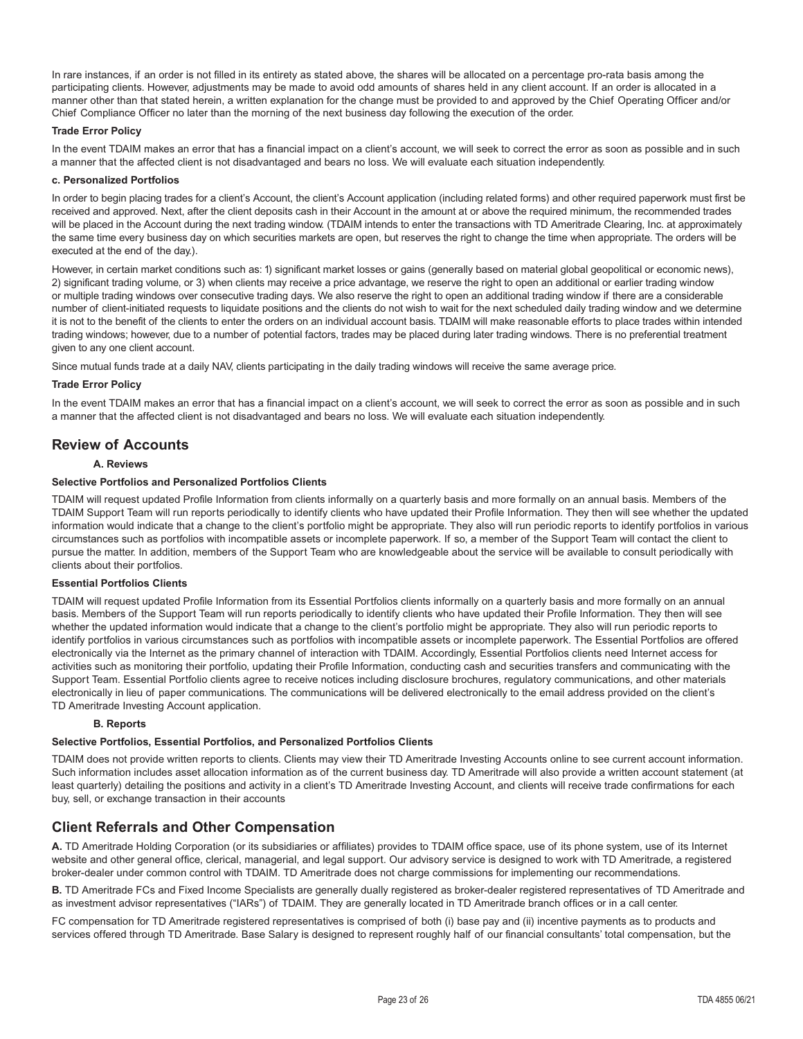In rare instances, if an order is not filled in its entirety as stated above, the shares will be allocated on a percentage pro-rata basis among the participating clients. However, adjustments may be made to avoid odd amounts of shares held in any client account. If an order is allocated in a manner other than that stated herein, a written explanation for the change must be provided to and approved by the Chief Operating Officer and/or Chief Compliance Officer no later than the morning of the next business day following the execution of the order.

**Trade Error Policy**

In the event TDAIM makes an error that has a financial impact on a client's account, we will seek to correct the error as soon as possible and in such a manner that the affected client is not disadvantaged and bears no loss. We will evaluate each situation independently.

**c. Personalized Portfolios**

In order to begin placing trades for a client's Account, the client's Account application (including related forms) and other required paperwork must first be received and approved. Next, after the client deposits cash in their Account in the amount at or above the required minimum, the recommended trades will be placed in the Account during the next trading window. (TDAIM intends to enter the transactions with TD Ameritrade Clearing, Inc. at approximately the same time every business day on which securities markets are open, but reserves the right to change the time when appropriate. The orders will be executed at the end of the day.).

However, in certain market conditions such as: 1) significant market losses or gains (generally based on material global geopolitical or economic news), 2) significant trading volume, or 3) when clients may receive a price advantage, we reserve the right to open an additional or earlier trading window or multiple trading windows over consecutive trading days. We also reserve the right to open an additional trading window if there are a considerable number of client-initiated requests to liquidate positions and the clients do not wish to wait for the next scheduled daily trading window and we determine it is not to the benefit of the clients to enter the orders on an individual account basis. TDAIM will make reasonable efforts to place trades within intended trading windows; however, due to a number of potential factors, trades may be placed during later trading windows. There is no preferential treatment given to any one client account.

Since mutual funds trade at a daily NAV, clients participating in the daily trading windows will receive the same average price.

**Trade Error Policy**

In the event TDAIM makes an error that has a financial impact on a client's account, we will seek to correct the error as soon as possible and in such a manner that the affected client is not disadvantaged and bears no loss. We will evaluate each situation independently.

## Review of Accounts

**A. Reviews**

**Selective Portfolios and Personalized Portfolios Clients**

TDAIM will request updated Profile Information from clients informally on a quarterly basis and more formally on an annual basis. Members of the TDAIM Support Team will run reports periodically to identify clients who have updated their Profile Information. They then will see whether the updated information would indicate that a change to the client's portfolio might be appropriate. They also will run periodic reports to identify portfolios in various circumstances such as portfolios with incompatible assets or incomplete paperwork. If so, a member of the Support Team will contact the client to pursue the matter. In addition, members of the Support Team who are knowledgeable about the service will be available to consult periodically with clients about their portfolios.

**Essential Portfolios Clients**

TDAIM will request updated Profile Information from its Essential Portfolios clients informally on a quarterly basis and more formally on an annual basis. Members of the Support Team will run reports periodically to identify clients who have updated their Profile Information. They then will see whether the updated information would indicate that a change to the client's portfolio might be appropriate. They also will run periodic reports to identify portfolios in various circumstances such as portfolios with incompatible assets or incomplete paperwork. The Essential Portfolios are offered electronically via the Internet as the primary channel of interaction with TDAIM. Accordingly, Essential Portfolios clients need Internet access for activities such as monitoring their portfolio, updating their Profile Information, conducting cash and securities transfers and communicating with the Support Team. Essential Portfolio clients agree to receive notices including disclosure brochures, regulatory communications, and other materials electronically in lieu of paper communications. The communications will be delivered electronically to the email address provided on the client's TD Ameritrade Investing Account application.

**B. Reports**

**Selective Portfolios, Essential Portfolios, and Personalized Portfolios Clients**

TDAIM does not provide written reports to clients. Clients may view their TD Ameritrade Investing Accounts online to see current account information. Such information includes asset allocation information as of the current business day. TD Ameritrade will also provide a written account statement (at least quarterly) detailing the positions and activity in a client's TD Ameritrade Investing Account, and clients will receive trade confirmations for each buy, sell, or exchange transaction in their accounts

## Client Referrals and Other Compensation

**A.** TD Ameritrade Holding Corporation (or its subsidiaries or affiliates) provides to TDAIM office space, use of its phone system, use of its Internet website and other general office, clerical, managerial, and legal support. Our advisory service is designed to work with TD Ameritrade, a registered broker-dealer under common control with TDAIM. TD Ameritrade does not charge commissions for implementing our recommendations.

**B.** TD Ameritrade FCs and Fixed Income Specialists are generally dually registered as broker-dealer registered representatives of TD Ameritrade and as investment advisor representatives ("IARs") of TDAIM. They are generally located in TD Ameritrade branch offices or in a call center.

FC compensation for TD Ameritrade registered representatives is comprised of both (i) base pay and (ii) incentive payments as to products and services offered through TD Ameritrade. Base Salary is designed to represent roughly half of our financial consultants' total compensation, but the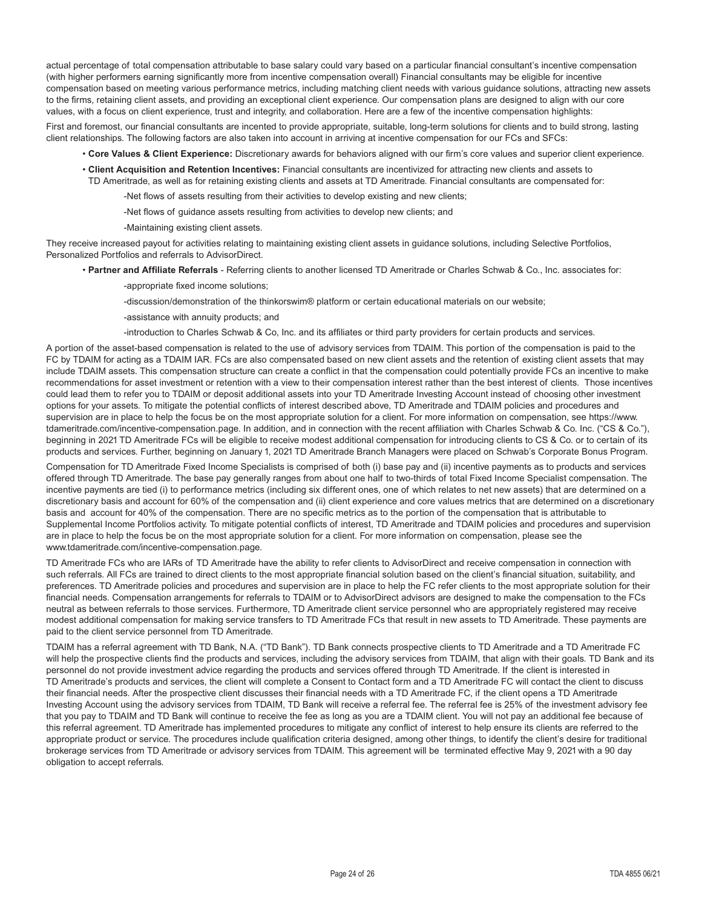actual percentage of total compensation attributable to base salary could vary based on a particular financial consultant's incentive compensation (with higher performers earning significantly more from incentive compensation overall) Financial consultants may be eligible for incentive compensation based on meeting various performance metrics, including matching client needs with various guidance solutions, attracting new assets to the firms, retaining client assets, and providing an exceptional client experience. Our compensation plans are designed to align with our core values, with a focus on client experience, trust and integrity, and collaboration. Here are a few of the incentive compensation highlights:

First and foremost, our financial consultants are incented to provide appropriate, suitable, long-term solutions for clients and to build strong, lasting client relationships. The following factors are also taken into account in arriving at incentive compensation for our FCs and SFCs:

- **Core Values & Client Experience:** Discretionary awards for behaviors aligned with our firm's core values and superior client experience.
- **Client Acquisition and Retention Incentives:** Financial consultants are incentivized for attracting new clients and assets to TD Ameritrade, as well as for retaining existing clients and assets at TD Ameritrade. Financial consultants are compensated for:
  - -Net flows of assets resulting from their activities to develop existing and new clients;
  - -Net flows of guidance assets resulting from activities to develop new clients; and
  - -Maintaining existing client assets.

They receive increased payout for activities relating to maintaining existing client assets in guidance solutions, including Selective Portfolios, Personalized Portfolios and referrals to AdvisorDirect.

- **Partner and Affiliate Referrals** - Referring clients to another licensed TD Ameritrade or Charles Schwab & Co., Inc. associates for:
  - -appropriate fixed income solutions;
  - -discussion/demonstration of the thinkorswim® platform or certain educational materials on our website;
  - -assistance with annuity products; and
  - -introduction to Charles Schwab & Co, Inc. and its affiliates or third party providers for certain products and services.

A portion of the asset-based compensation is related to the use of advisory services from TDAIM. This portion of the compensation is paid to the FC by TDAIM for acting as a TDAIM IAR. FCs are also compensated based on new client assets and the retention of existing client assets that may include TDAIM assets. This compensation structure can create a conflict in that the compensation could potentially provide FCs an incentive to make recommendations for asset investment or retention with a view to their compensation interest rather than the best interest of clients. Those incentives could lead them to refer you to TDAIM or deposit additional assets into your TD Ameritrade Investing Account instead of choosing other investment options for your assets. To mitigate the potential conflicts of interest described above, TD Ameritrade and TDAIM policies and procedures and supervision are in place to help the focus be on the most appropriate solution for a client. For more information on compensation, see https://www.tdameritrade.com/incentive-compensation.page. In addition, and in connection with the recent affiliation with Charles Schwab & Co. Inc. ("CS & Co."), beginning in 2021 TD Ameritrade FCs will be eligible to receive modest additional compensation for introducing clients to CS & Co. or to certain of its products and services. Further, beginning on January 1, 2021 TD Ameritrade Branch Managers were placed on Schwab's Corporate Bonus Program.

Compensation for TD Ameritrade Fixed Income Specialists is comprised of both (i) base pay and (ii) incentive payments as to products and services offered through TD Ameritrade. The base pay generally ranges from about one half to two-thirds of total Fixed Income Specialist compensation. The incentive payments are tied (i) to performance metrics (including six different ones, one of which relates to net new assets) that are determined on a discretionary basis and account for 60% of the compensation and (ii) client experience and core values metrics that are determined on a discretionary basis and account for 40% of the compensation. There are no specific metrics as to the portion of the compensation that is attributable to Supplemental Income Portfolios activity. To mitigate potential conflicts of interest, TD Ameritrade and TDAIM policies and procedures and supervision are in place to help the focus be on the most appropriate solution for a client. For more information on compensation, please see the www.tdameritrade.com/incentive-compensation.page.

TD Ameritrade FCs who are IARs of TD Ameritrade have the ability to refer clients to AdvisorDirect and receive compensation in connection with such referrals. All FCs are trained to direct clients to the most appropriate financial solution based on the client's financial situation, suitability, and preferences. TD Ameritrade policies and procedures and supervision are in place to help the FC refer clients to the most appropriate solution for their financial needs. Compensation arrangements for referrals to TDAIM or to AdvisorDirect advisors are designed to make the compensation to the FCs neutral as between referrals to those services. Furthermore, TD Ameritrade client service personnel who are appropriately registered may receive modest additional compensation for making service transfers to TD Ameritrade FCs that result in new assets to TD Ameritrade. These payments are paid to the client service personnel from TD Ameritrade.

TDAIM has a referral agreement with TD Bank, N.A. ("TD Bank"). TD Bank connects prospective clients to TD Ameritrade and a TD Ameritrade FC will help the prospective clients find the products and services, including the advisory services from TDAIM, that align with their goals. TD Bank and its personnel do not provide investment advice regarding the products and services offered through TD Ameritrade. If the client is interested in TD Ameritrade's products and services, the client will complete a Consent to Contact form and a TD Ameritrade FC will contact the client to discuss their financial needs. After the prospective client discusses their financial needs with a TD Ameritrade FC, if the client opens a TD Ameritrade Investing Account using the advisory services from TDAIM, TD Bank will receive a referral fee. The referral fee is 25% of the investment advisory fee that you pay to TDAIM and TD Bank will continue to receive the fee as long as you are a TDAIM client. You will not pay an additional fee because of this referral agreement. TD Ameritrade has implemented procedures to mitigate any conflict of interest to help ensure its clients are referred to the appropriate product or service. The procedures include qualification criteria designed, among other things, to identify the client's desire for traditional brokerage services from TD Ameritrade or advisory services from TDAIM. This agreement will be terminated effective May 9, 2021 with a 90 day obligation to accept referrals.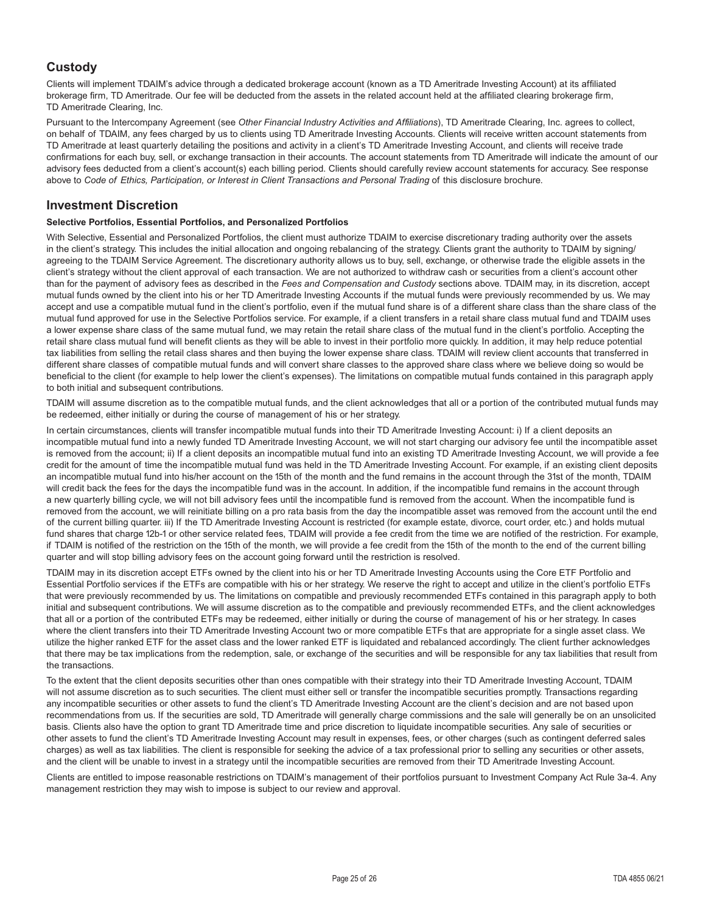## Custody

Clients will implement TDAIM's advice through a dedicated brokerage account (known as a TD Ameritrade Investing Account) at its affiliated brokerage firm, TD Ameritrade. Our fee will be deducted from the assets in the related account held at the affiliated clearing brokerage firm, TD Ameritrade Clearing, Inc.

Pursuant to the Intercompany Agreement (see *Other Financial Industry Activities and Affiliations*), TD Ameritrade Clearing, Inc. agrees to collect, on behalf of TDAIM, any fees charged by us to clients using TD Ameritrade Investing Accounts. Clients will receive written account statements from TD Ameritrade at least quarterly detailing the positions and activity in a client's TD Ameritrade Investing Account, and clients will receive trade confirmations for each buy, sell, or exchange transaction in their accounts. The account statements from TD Ameritrade will indicate the amount of our advisory fees deducted from a client's account(s) each billing period. Clients should carefully review account statements for accuracy. See response above to *Code of Ethics, Participation, or Interest in Client Transactions and Personal Trading* of this disclosure brochure.

## Investment Discretion

**Selective Portfolios, Essential Portfolios, and Personalized Portfolios**

With Selective, Essential and Personalized Portfolios, the client must authorize TDAIM to exercise discretionary trading authority over the assets in the client's strategy. This includes the initial allocation and ongoing rebalancing of the strategy. Clients grant the authority to TDAIM by signing/agreeing to the TDAIM Service Agreement. The discretionary authority allows us to buy, sell, exchange, or otherwise trade the eligible assets in the client's strategy without the client approval of each transaction. We are not authorized to withdraw cash or securities from a client's account other than for the payment of advisory fees as described in the *Fees and Compensation and Custody* sections above. TDAIM may, in its discretion, accept mutual funds owned by the client into his or her TD Ameritrade Investing Accounts if the mutual funds were previously recommended by us. We may accept and use a compatible mutual fund in the client's portfolio, even if the mutual fund share is of a different share class than the share class of the mutual fund approved for use in the Selective Portfolios service. For example, if a client transfers in a retail share class mutual fund and TDAIM uses a lower expense share class of the same mutual fund, we may retain the retail share class of the mutual fund in the client's portfolio. Accepting the retail share class mutual fund will benefit clients as they will be able to invest in their portfolio more quickly. In addition, it may help reduce potential tax liabilities from selling the retail class shares and then buying the lower expense share class. TDAIM will review client accounts that transferred in different share classes of compatible mutual funds and will convert share classes to the approved share class where we believe doing so would be beneficial to the client (for example to help lower the client's expenses). The limitations on compatible mutual funds contained in this paragraph apply to both initial and subsequent contributions.

TDAIM will assume discretion as to the compatible mutual funds, and the client acknowledges that all or a portion of the contributed mutual funds may be redeemed, either initially or during the course of management of his or her strategy.

In certain circumstances, clients will transfer incompatible mutual funds into their TD Ameritrade Investing Account: i) If a client deposits an incompatible mutual fund into a newly funded TD Ameritrade Investing Account, we will not start charging our advisory fee until the incompatible asset is removed from the account; ii) If a client deposits an incompatible mutual fund into an existing TD Ameritrade Investing Account, we will provide a fee credit for the amount of time the incompatible mutual fund was held in the TD Ameritrade Investing Account. For example, if an existing client deposits an incompatible mutual fund into his/her account on the 15th of the month and the fund remains in the account through the 31st of the month, TDAIM will credit back the fees for the days the incompatible fund was in the account. In addition, if the incompatible fund remains in the account through a new quarterly billing cycle, we will not bill advisory fees until the incompatible fund is removed from the account. When the incompatible fund is removed from the account, we will reinitiate billing on a pro rata basis from the day the incompatible asset was removed from the account until the end of the current billing quarter. iii) If the TD Ameritrade Investing Account is restricted (for example estate, divorce, court order, etc.) and holds mutual fund shares that charge 12b-1 or other service related fees, TDAIM will provide a fee credit from the time we are notified of the restriction. For example, if TDAIM is notified of the restriction on the 15th of the month, we will provide a fee credit from the 15th of the month to the end of the current billing quarter and will stop billing advisory fees on the account going forward until the restriction is resolved.

TDAIM may in its discretion accept ETFs owned by the client into his or her TD Ameritrade Investing Accounts using the Core ETF Portfolio and Essential Portfolio services if the ETFs are compatible with his or her strategy. We reserve the right to accept and utilize in the client's portfolio ETFs that were previously recommended by us. The limitations on compatible and previously recommended ETFs contained in this paragraph apply to both initial and subsequent contributions. We will assume discretion as to the compatible and previously recommended ETFs, and the client acknowledges that all or a portion of the contributed ETFs may be redeemed, either initially or during the course of management of his or her strategy. In cases where the client transfers into their TD Ameritrade Investing Account two or more compatible ETFs that are appropriate for a single asset class. We utilize the higher ranked ETF for the asset class and the lower ranked ETF is liquidated and rebalanced accordingly. The client further acknowledges that there may be tax implications from the redemption, sale, or exchange of the securities and will be responsible for any tax liabilities that result from the transactions.

To the extent that the client deposits securities other than ones compatible with their strategy into their TD Ameritrade Investing Account, TDAIM will not assume discretion as to such securities. The client must either sell or transfer the incompatible securities promptly. Transactions regarding any incompatible securities or other assets to fund the client's TD Ameritrade Investing Account are the client's decision and are not based upon recommendations from us. If the securities are sold, TD Ameritrade will generally charge commissions and the sale will generally be on an unsolicited basis. Clients also have the option to grant TD Ameritrade time and price discretion to liquidate incompatible securities. Any sale of securities or other assets to fund the client's TD Ameritrade Investing Account may result in expenses, fees, or other charges (such as contingent deferred sales charges) as well as tax liabilities. The client is responsible for seeking the advice of a tax professional prior to selling any securities or other assets, and the client will be unable to invest in a strategy until the incompatible securities are removed from their TD Ameritrade Investing Account.

Clients are entitled to impose reasonable restrictions on TDAIM's management of their portfolios pursuant to Investment Company Act Rule 3a-4. Any management restriction they may wish to impose is subject to our review and approval.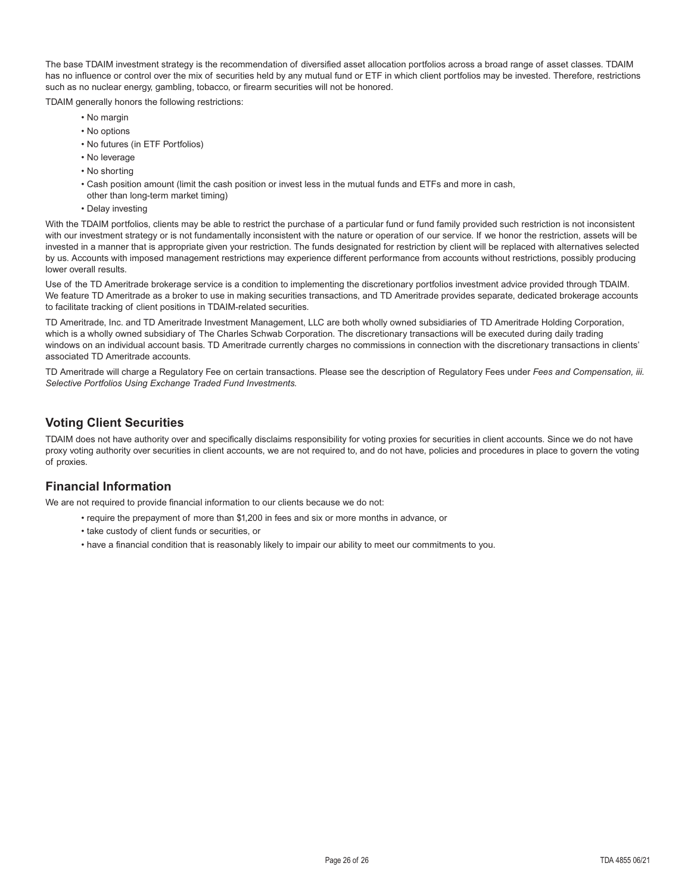The base TDAIM investment strategy is the recommendation of diversified asset allocation portfolios across a broad range of asset classes. TDAIM has no influence or control over the mix of securities held by any mutual fund or ETF in which client portfolios may be invested. Therefore, restrictions such as no nuclear energy, gambling, tobacco, or firearm securities will not be honored.

TDAIM generally honors the following restrictions:

- No margin
- No options
- No futures (in ETF Portfolios)
- No leverage
- No shorting
- Cash position amount (limit the cash position or invest less in the mutual funds and ETFs and more in cash, other than long-term market timing)
- Delay investing

With the TDAIM portfolios, clients may be able to restrict the purchase of a particular fund or fund family provided such restriction is not inconsistent with our investment strategy or is not fundamentally inconsistent with the nature or operation of our service. If we honor the restriction, assets will be invested in a manner that is appropriate given your restriction. The funds designated for restriction by client will be replaced with alternatives selected by us. Accounts with imposed management restrictions may experience different performance from accounts without restrictions, possibly producing lower overall results.

Use of the TD Ameritrade brokerage service is a condition to implementing the discretionary portfolios investment advice provided through TDAIM. We feature TD Ameritrade as a broker to use in making securities transactions, and TD Ameritrade provides separate, dedicated brokerage accounts to facilitate tracking of client positions in TDAIM-related securities.

TD Ameritrade, Inc. and TD Ameritrade Investment Management, LLC are both wholly owned subsidiaries of TD Ameritrade Holding Corporation, which is a wholly owned subsidiary of The Charles Schwab Corporation. The discretionary transactions will be executed during daily trading windows on an individual account basis. TD Ameritrade currently charges no commissions in connection with the discretionary transactions in clients' associated TD Ameritrade accounts.

TD Ameritrade will charge a Regulatory Fee on certain transactions. Please see the description of Regulatory Fees under *Fees and Compensation, iii. Selective Portfolios Using Exchange Traded Fund Investments.*

## Voting Client Securities

TDAIM does not have authority over and specifically disclaims responsibility for voting proxies for securities in client accounts. Since we do not have proxy voting authority over securities in client accounts, we are not required to, and do not have, policies and procedures in place to govern the voting of proxies.

## Financial Information

We are not required to provide financial information to our clients because we do not:

- require the prepayment of more than $1,200 in fees and six or more months in advance, or
- take custody of client funds or securities, or
- have a financial condition that is reasonably likely to impair our ability to meet our commitments to you.